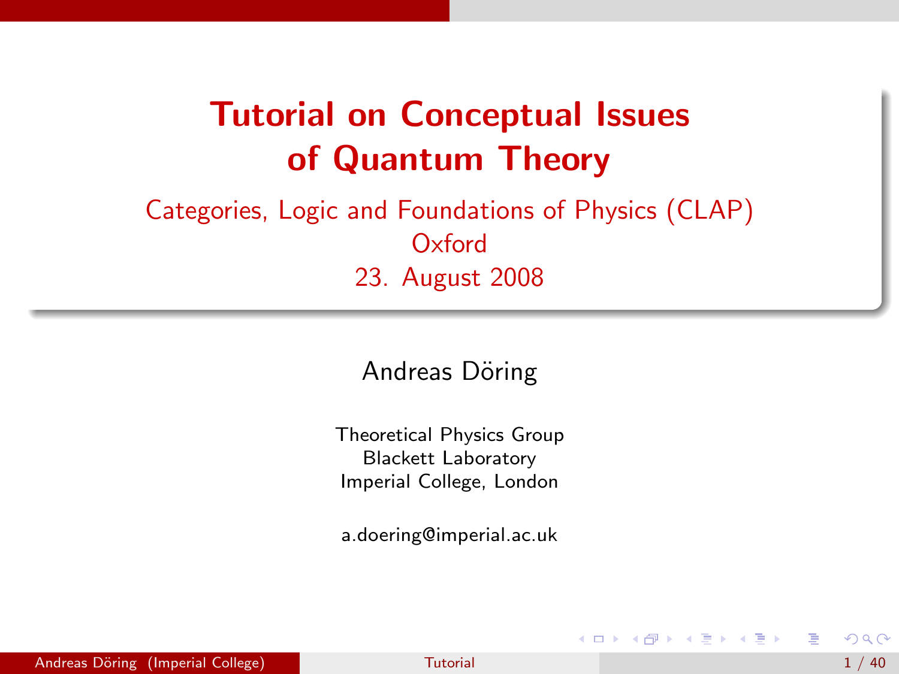# Tutorial on Conceptual Issues of Quantum Theory

Categories, Logic and Foundations of Physics (CLAP)
Oxford
23. August 2008

Andreas Döring

Theoretical Physics Group
Blackett Laboratory
Imperial College, London

a.doering@imperial.ac.uk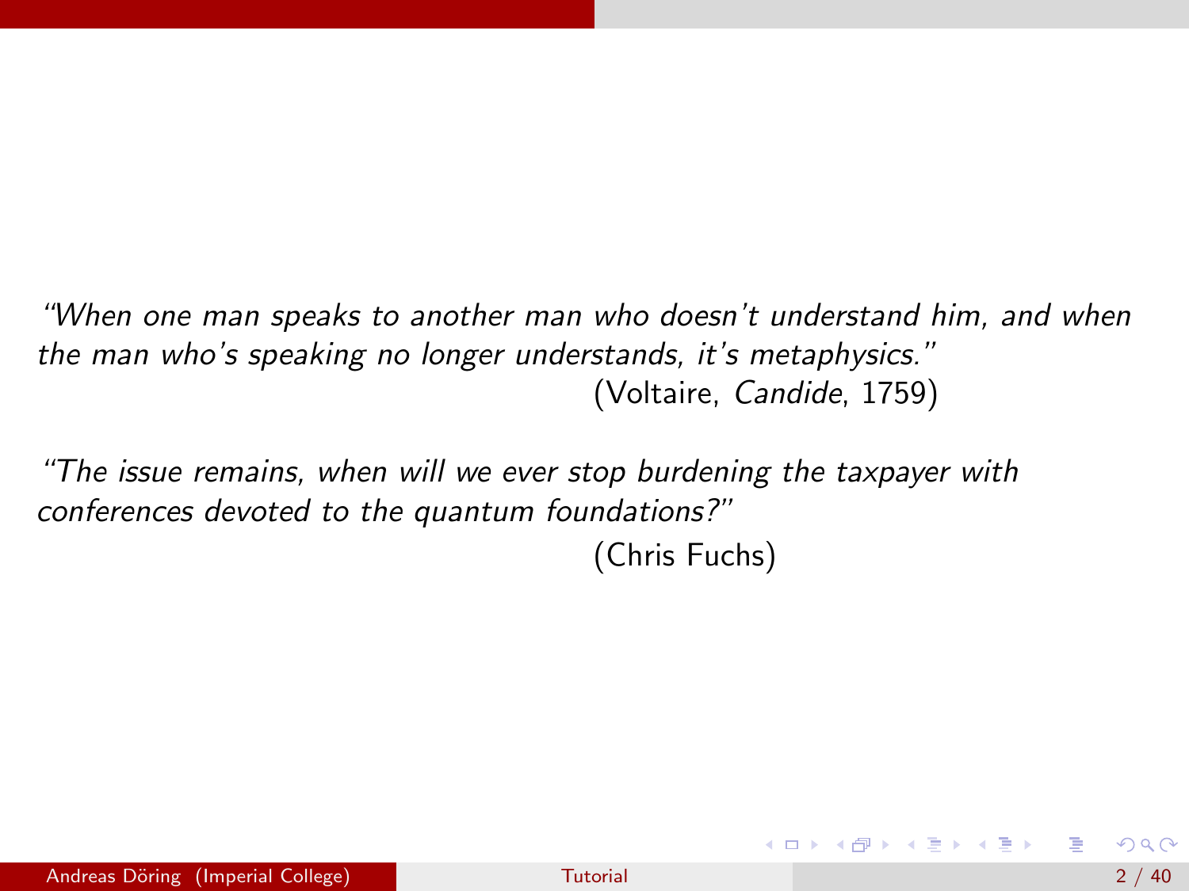*"When one man speaks to another man who doesn't understand him, and when the man who's speaking no longer understands, it's metaphysics."*

(Voltaire, *Candide*, 1759)

*"The issue remains, when will we ever stop burdening the taxpayer with conferences devoted to the quantum foundations?"*

(Chris Fuchs)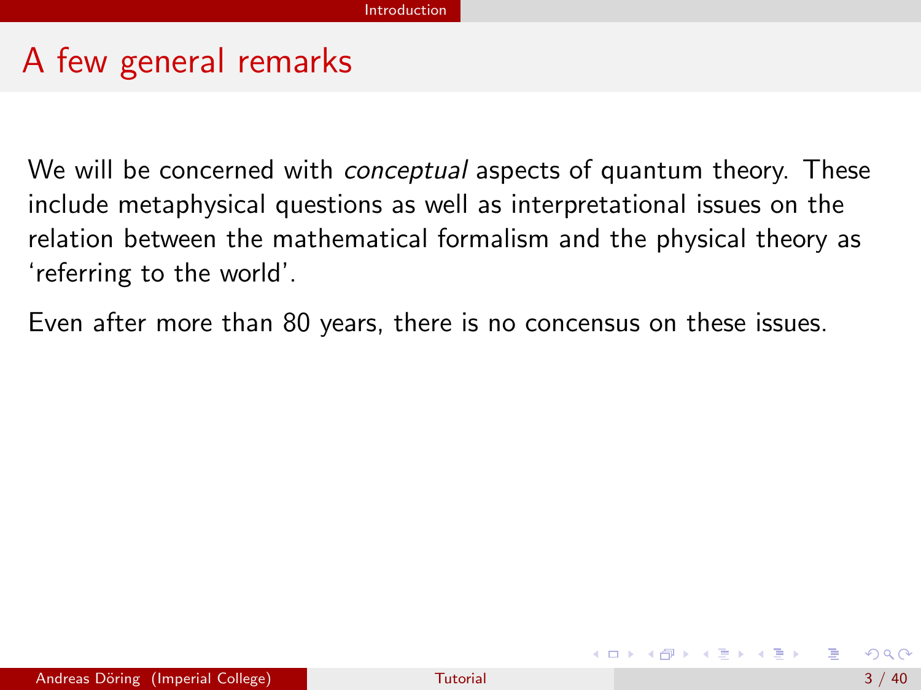# A few general remarks

We will be concerned with *conceptual* aspects of quantum theory. These include metaphysical questions as well as interpretational issues on the relation between the mathematical formalism and the physical theory as 'referring to the world'.

Even after more than 80 years, there is no concensus on these issues.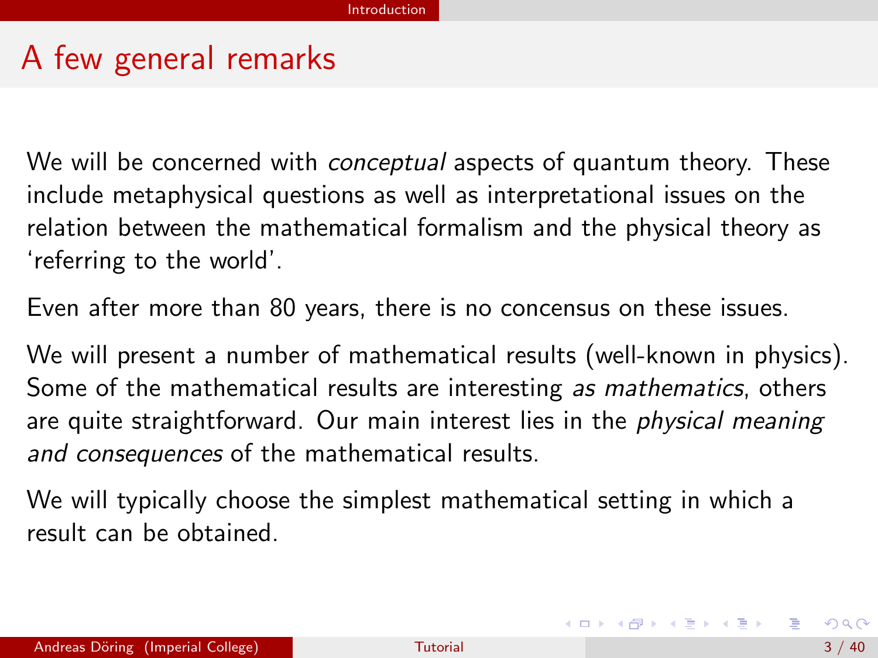# A few general remarks

We will be concerned with *conceptual* aspects of quantum theory. These include metaphysical questions as well as interpretational issues on the relation between the mathematical formalism and the physical theory as 'referring to the world'.

Even after more than 80 years, there is no concensus on these issues.

We will present a number of mathematical results (well-known in physics). Some of the mathematical results are interesting *as mathematics*, others are quite straightforward. Our main interest lies in the *physical meaning and consequences* of the mathematical results.

We will typically choose the simplest mathematical setting in which a result can be obtained.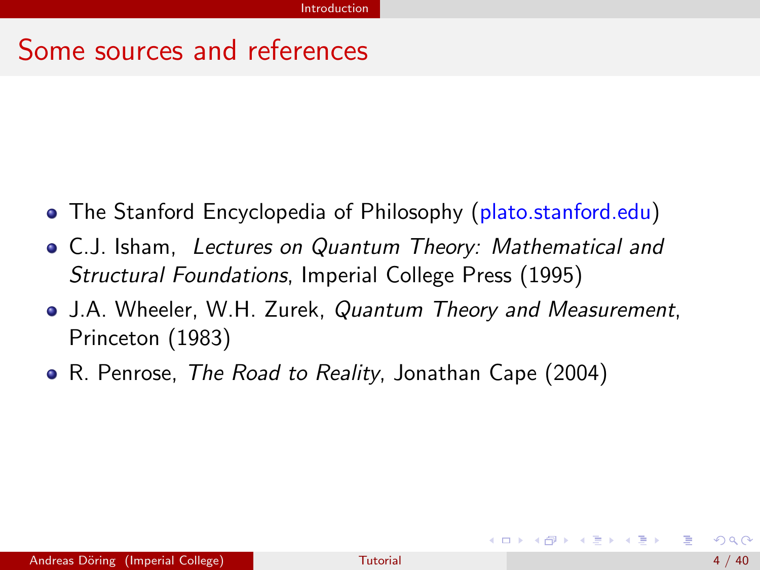## Some sources and references

- The Stanford Encyclopedia of Philosophy (plato.stanford.edu)
- C.J. Isham, *Lectures on Quantum Theory: Mathematical and Structural Foundations*, Imperial College Press (1995)
- J.A. Wheeler, W.H. Zurek, *Quantum Theory and Measurement*, Princeton (1983)
- R. Penrose, *The Road to Reality*, Jonathan Cape (2004)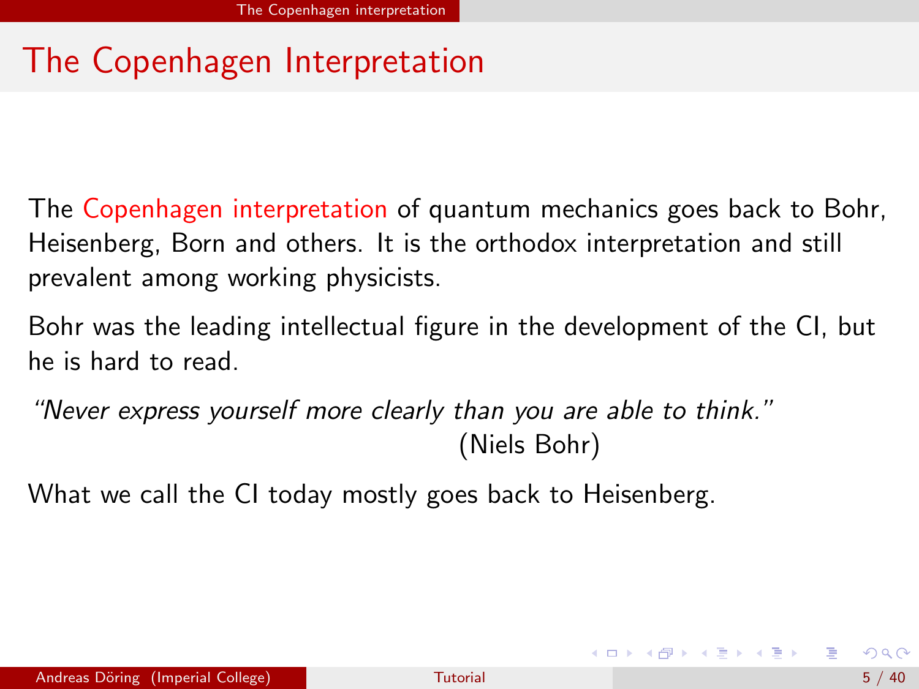# The Copenhagen Interpretation

The Copenhagen interpretation of quantum mechanics goes back to Bohr, Heisenberg, Born and others. It is the orthodox interpretation and still prevalent among working physicists.

Bohr was the leading intellectual figure in the development of the CI, but he is hard to read.

*"Never express yourself more clearly than you are able to think."*
(Niels Bohr)

What we call the CI today mostly goes back to Heisenberg.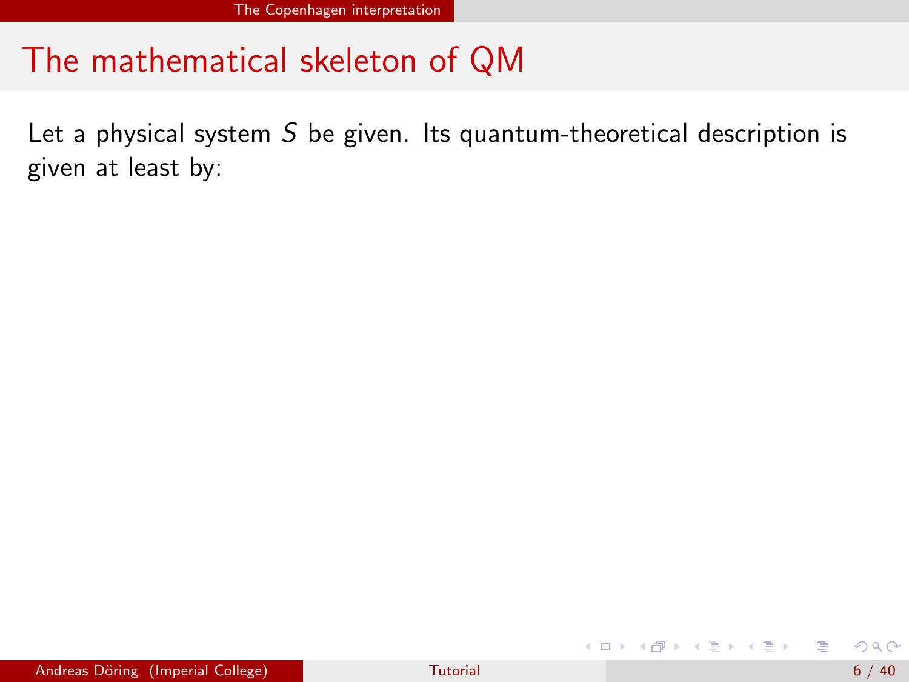# The mathematical skeleton of QM

Let a physical system $S$ be given. Its quantum-theoretical description is given at least by: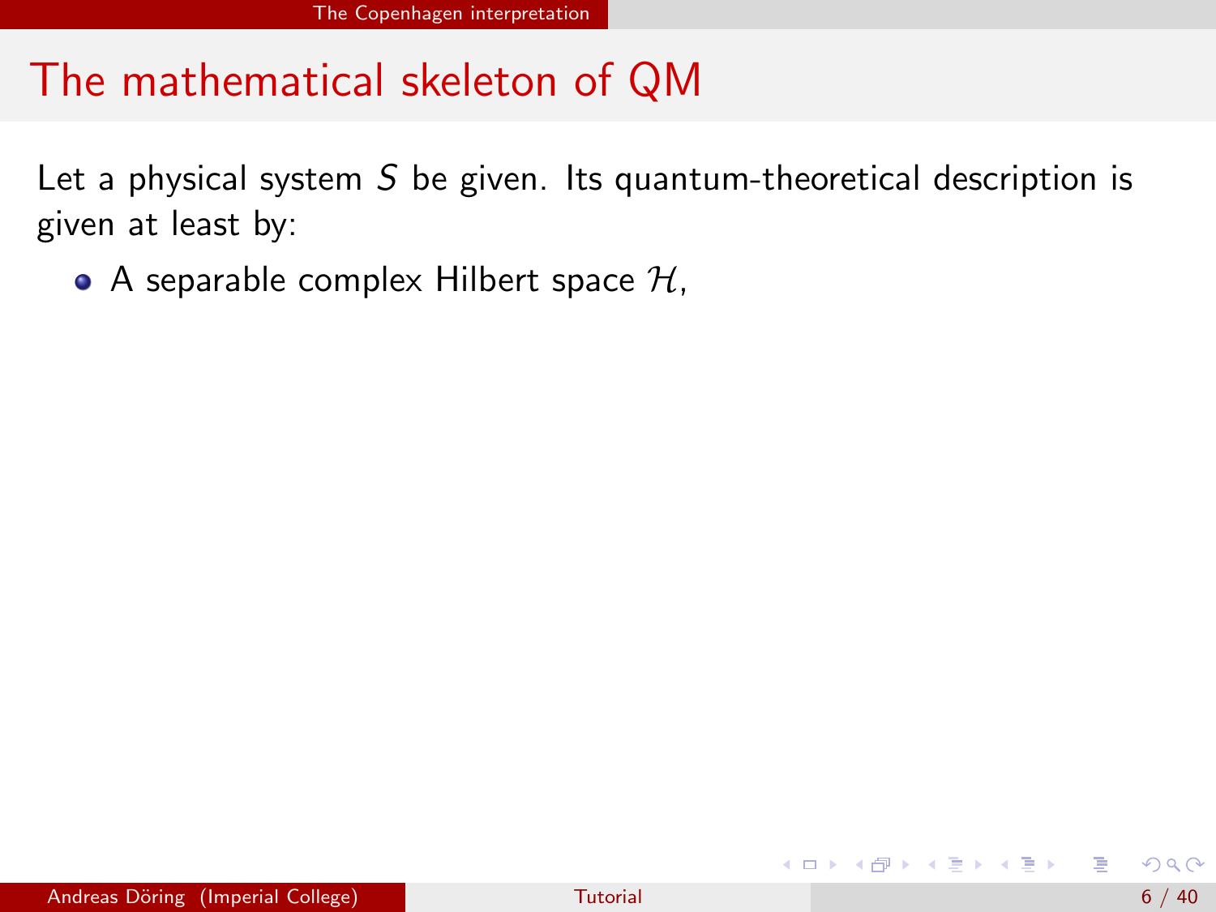# The mathematical skeleton of QM

Let a physical system $S$ be given. Its quantum-theoretical description is given at least by:

- A separable complex Hilbert space $\mathcal{H}$,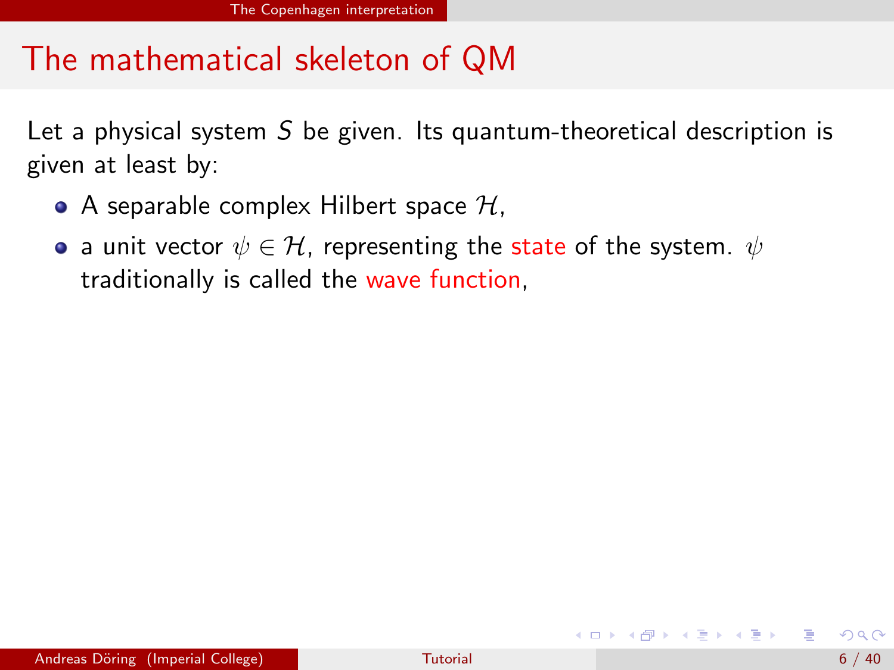# The mathematical skeleton of QM

Let a physical system $S$ be given. Its quantum-theoretical description is given at least by:

- A separable complex Hilbert space $\mathcal{H}$,
- a unit vector $\psi \in \mathcal{H}$, representing the state of the system. $\psi$ traditionally is called the wave function,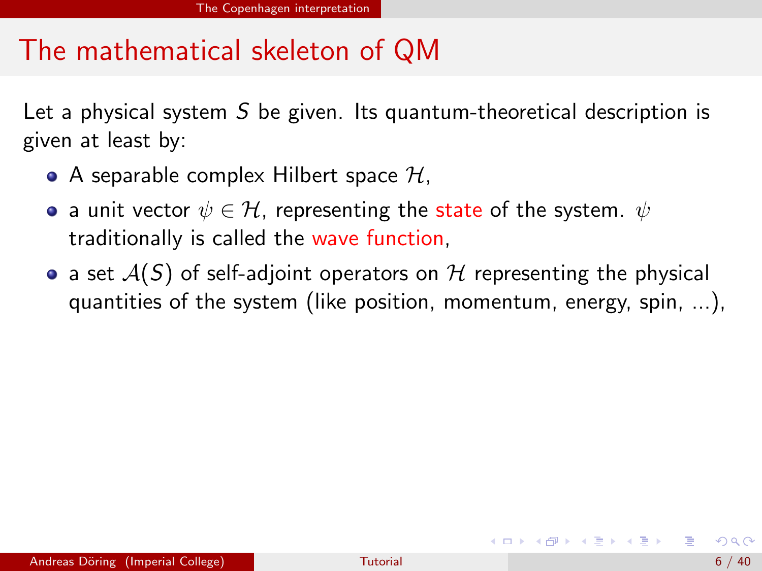# The mathematical skeleton of QM

Let a physical system $S$ be given. Its quantum-theoretical description is given at least by:

- A separable complex Hilbert space $\mathcal{H}$,
- a unit vector $\psi \in \mathcal{H}$, representing the state of the system. $\psi$ traditionally is called the wave function,
- a set $\mathcal{A}(S)$ of self-adjoint operators on $\mathcal{H}$ representing the physical quantities of the system (like position, momentum, energy, spin, ...),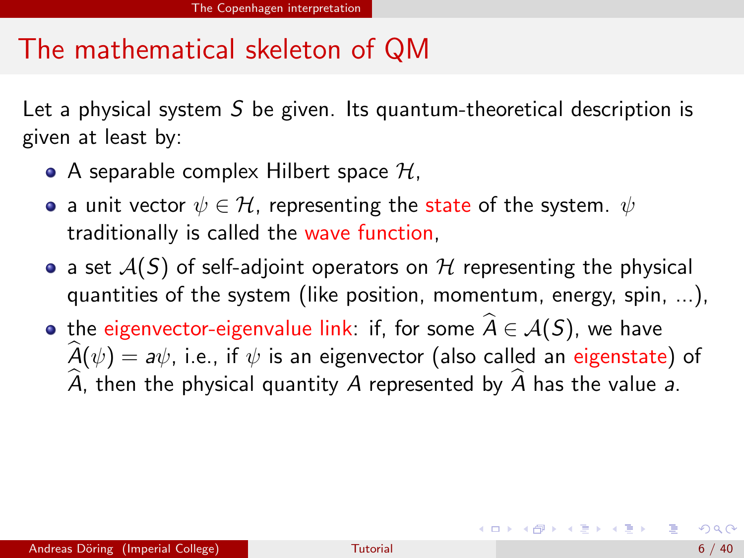## The mathematical skeleton of QM

Let a physical system $S$ be given. Its quantum-theoretical description is given at least by:

- A separable complex Hilbert space $\mathcal{H}$,
- a unit vector $\psi \in \mathcal{H}$, representing the state of the system. $\psi$ traditionally is called the wave function,
- a set $\mathcal{A}(S)$ of self-adjoint operators on $\mathcal{H}$ representing the physical quantities of the system (like position, momentum, energy, spin, ...),
- the eigenvector-eigenvalue link: if, for some $\widehat{A} \in \mathcal{A}(S)$, we have $\widehat{A}(\psi) = a\psi$, i.e., if $\psi$ is an eigenvector (also called an eigenstate) of $\widehat{A}$, then the physical quantity $A$ represented by $\widehat{A}$ has the value $a$.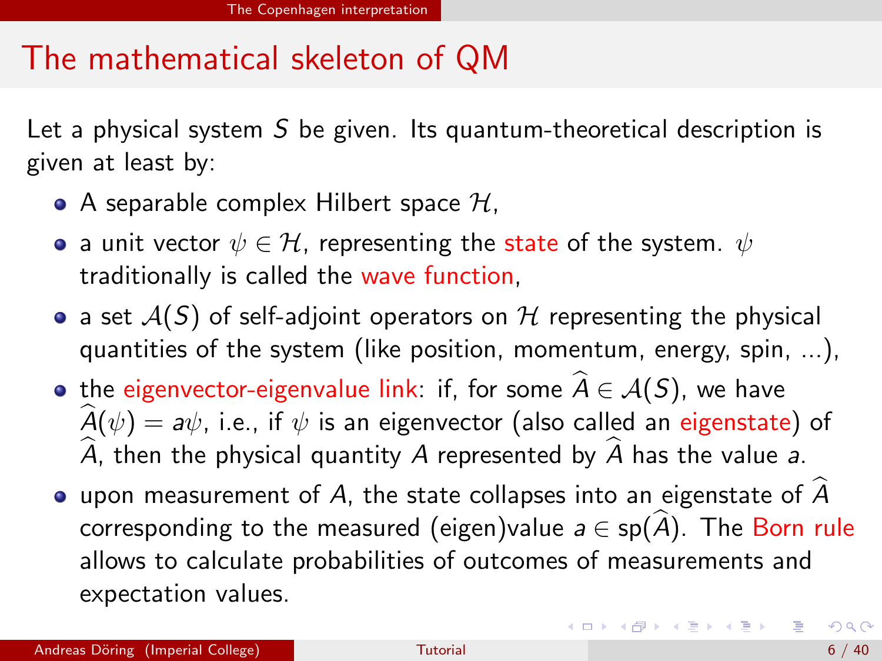# The mathematical skeleton of QM

Let a physical system $S$ be given. Its quantum-theoretical description is given at least by:

- A separable complex Hilbert space $\mathcal{H}$,
- a unit vector $\psi \in \mathcal{H}$, representing the state of the system. $\psi$ traditionally is called the wave function,
- a set $\mathcal{A}(S)$ of self-adjoint operators on $\mathcal{H}$ representing the physical quantities of the system (like position, momentum, energy, spin, ...),
- the eigenvector-eigenvalue link: if, for some $\widehat{A} \in \mathcal{A}(S)$, we have $\widehat{A}(\psi) = a\psi$, i.e., if $\psi$ is an eigenvector (also called an eigenstate) of $\widehat{A}$, then the physical quantity $A$ represented by $\widehat{A}$ has the value $a$.
- upon measurement of $A$, the state collapses into an eigenstate of $\widehat{A}$ corresponding to the measured (eigen)value $a \in \mathrm{sp}(\widehat{A})$. The Born rule allows to calculate probabilities of outcomes of measurements and expectation values.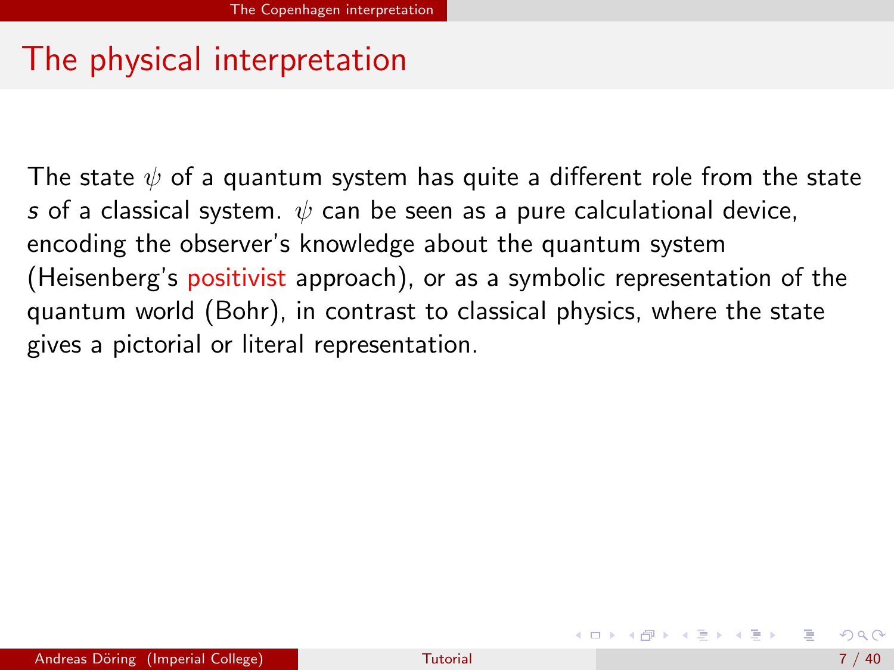## The physical interpretation

The state $\psi$ of a quantum system has quite a different role from the state $s$ of a classical system. $\psi$ can be seen as a pure calculational device, encoding the observer's knowledge about the quantum system (Heisenberg's positivist approach), or as a symbolic representation of the quantum world (Bohr), in contrast to classical physics, where the state gives a pictorial or literal representation.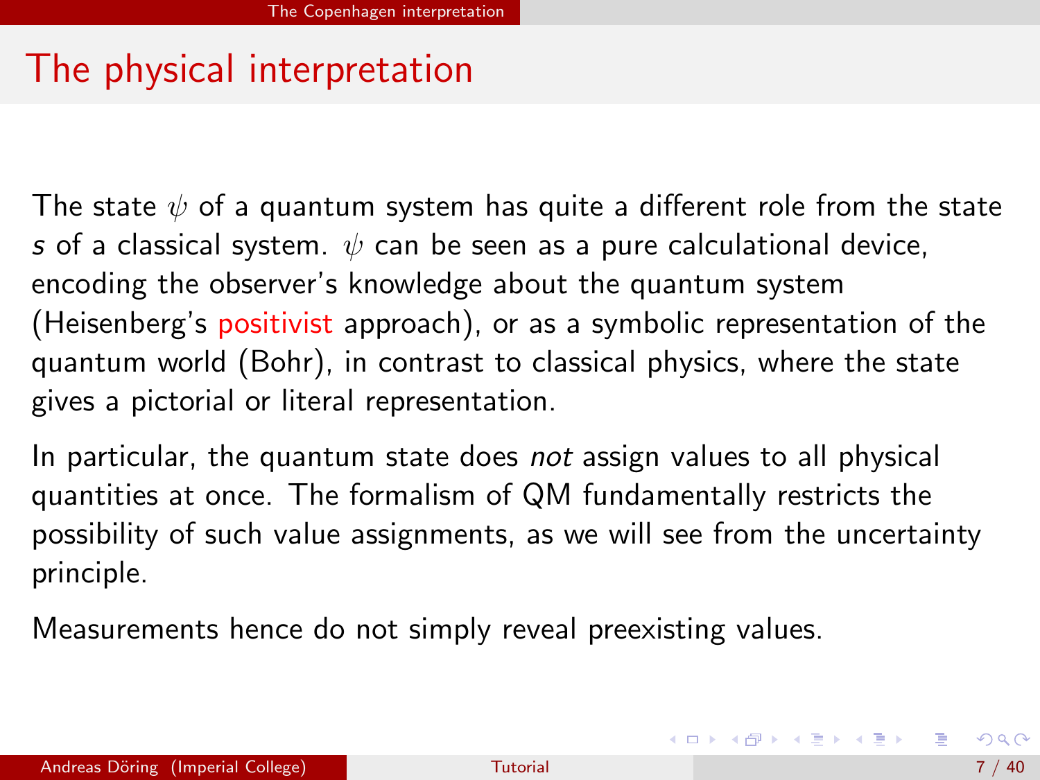## The physical interpretation

The state $\psi$ of a quantum system has quite a different role from the state $s$ of a classical system. $\psi$ can be seen as a pure calculational device, encoding the observer's knowledge about the quantum system (Heisenberg's positivist approach), or as a symbolic representation of the quantum world (Bohr), in contrast to classical physics, where the state gives a pictorial or literal representation.

In particular, the quantum state does *not* assign values to all physical quantities at once. The formalism of QM fundamentally restricts the possibility of such value assignments, as we will see from the uncertainty principle.

Measurements hence do not simply reveal preexisting values.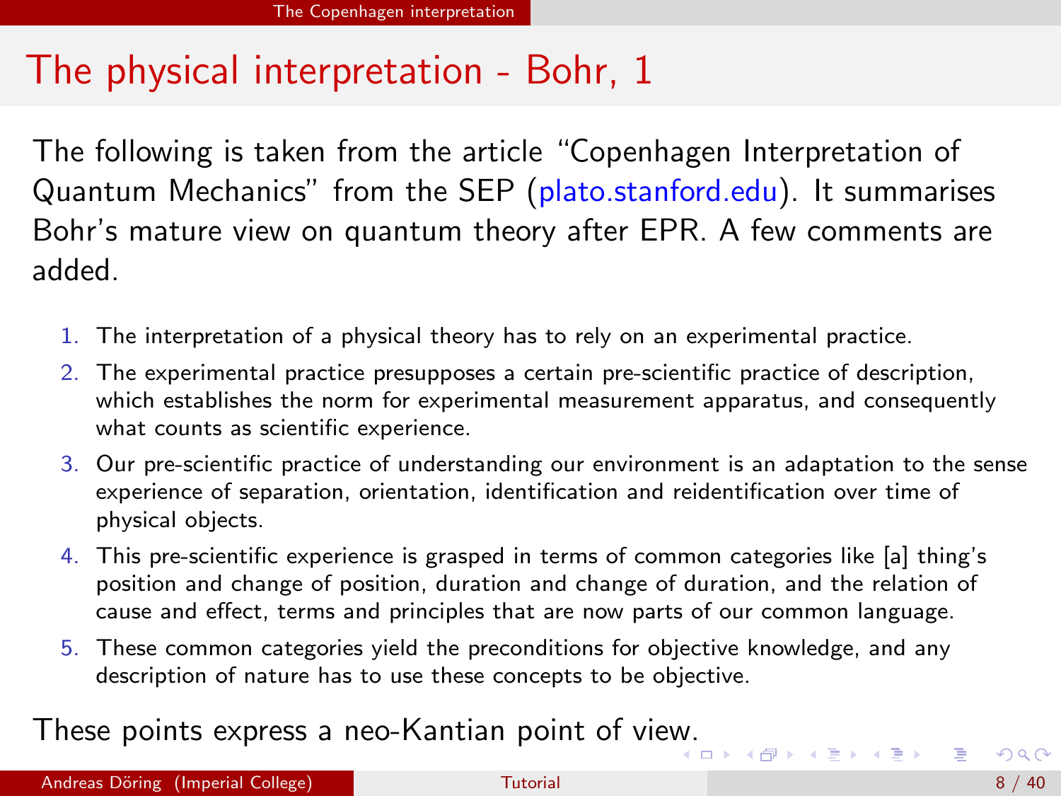# The physical interpretation - Bohr, 1

The following is taken from the article "Copenhagen Interpretation of Quantum Mechanics" from the SEP (plato.stanford.edu). It summarises Bohr's mature view on quantum theory after EPR. A few comments are added.

1. The interpretation of a physical theory has to rely on an experimental practice.
2. The experimental practice presupposes a certain pre-scientific practice of description, which establishes the norm for experimental measurement apparatus, and consequently what counts as scientific experience.
3. Our pre-scientific practice of understanding our environment is an adaptation to the sense experience of separation, orientation, identification and reidentification over time of physical objects.
4. This pre-scientific experience is grasped in terms of common categories like [a] thing's position and change of position, duration and change of duration, and the relation of cause and effect, terms and principles that are now parts of our common language.
5. These common categories yield the preconditions for objective knowledge, and any description of nature has to use these concepts to be objective.

These points express a neo-Kantian point of view.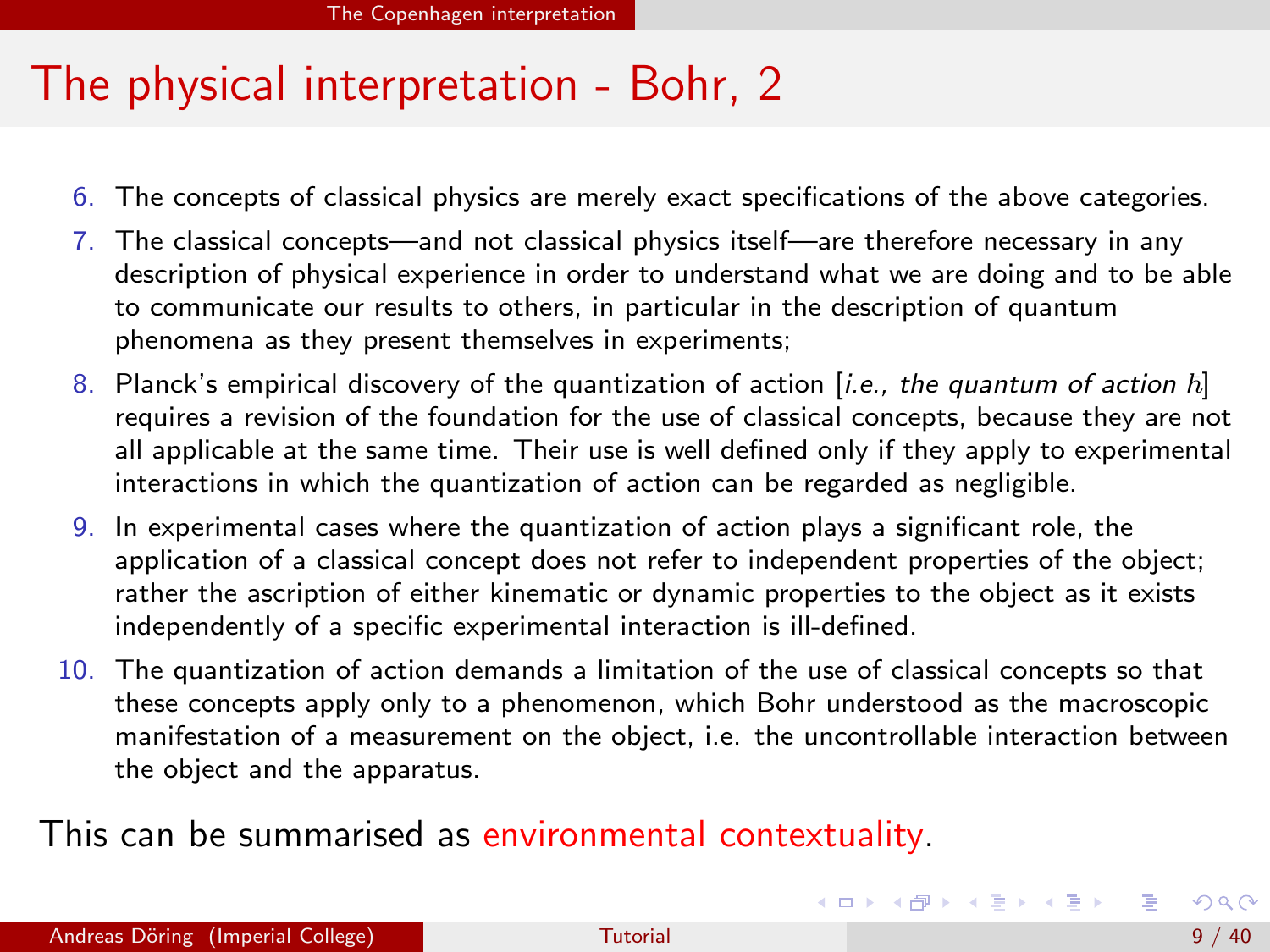# The physical interpretation - Bohr, 2

6. The concepts of classical physics are merely exact specifications of the above categories.
7. The classical concepts—and not classical physics itself—are therefore necessary in any description of physical experience in order to understand what we are doing and to be able to communicate our results to others, in particular in the description of quantum phenomena as they present themselves in experiments;
8. Planck's empirical discovery of the quantization of action [*i.e., the quantum of action* $\hbar$] requires a revision of the foundation for the use of classical concepts, because they are not all applicable at the same time. Their use is well defined only if they apply to experimental interactions in which the quantization of action can be regarded as negligible.
9. In experimental cases where the quantization of action plays a significant role, the application of a classical concept does not refer to independent properties of the object; rather the ascription of either kinematic or dynamic properties to the object as it exists independently of a specific experimental interaction is ill-defined.
10. The quantization of action demands a limitation of the use of classical concepts so that these concepts apply only to a phenomenon, which Bohr understood as the macroscopic manifestation of a measurement on the object, i.e. the uncontrollable interaction between the object and the apparatus.

This can be summarised as environmental contextuality.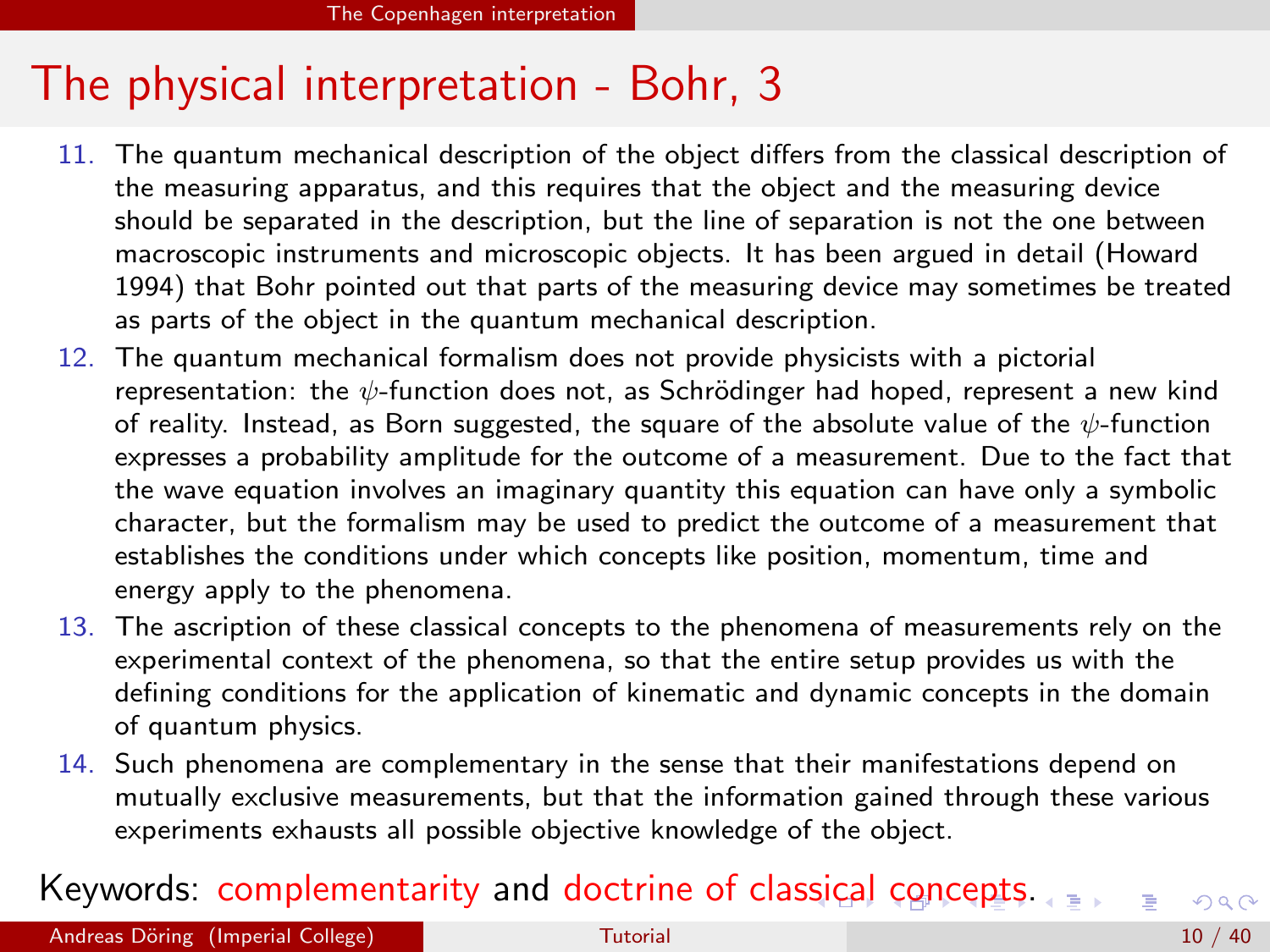# The physical interpretation - Bohr, 3

11. The quantum mechanical description of the object differs from the classical description of the measuring apparatus, and this requires that the object and the measuring device should be separated in the description, but the line of separation is not the one between macroscopic instruments and microscopic objects. It has been argued in detail (Howard 1994) that Bohr pointed out that parts of the measuring device may sometimes be treated as parts of the object in the quantum mechanical description.
12. The quantum mechanical formalism does not provide physicists with a pictorial representation: the $\psi$-function does not, as Schrödinger had hoped, represent a new kind of reality. Instead, as Born suggested, the square of the absolute value of the $\psi$-function expresses a probability amplitude for the outcome of a measurement. Due to the fact that the wave equation involves an imaginary quantity this equation can have only a symbolic character, but the formalism may be used to predict the outcome of a measurement that establishes the conditions under which concepts like position, momentum, time and energy apply to the phenomena.
13. The ascription of these classical concepts to the phenomena of measurements rely on the experimental context of the phenomena, so that the entire setup provides us with the defining conditions for the application of kinematic and dynamic concepts in the domain of quantum physics.
14. Such phenomena are complementary in the sense that their manifestations depend on mutually exclusive measurements, but that the information gained through these various experiments exhausts all possible objective knowledge of the object.

Keywords: complementarity and doctrine of classical concepts.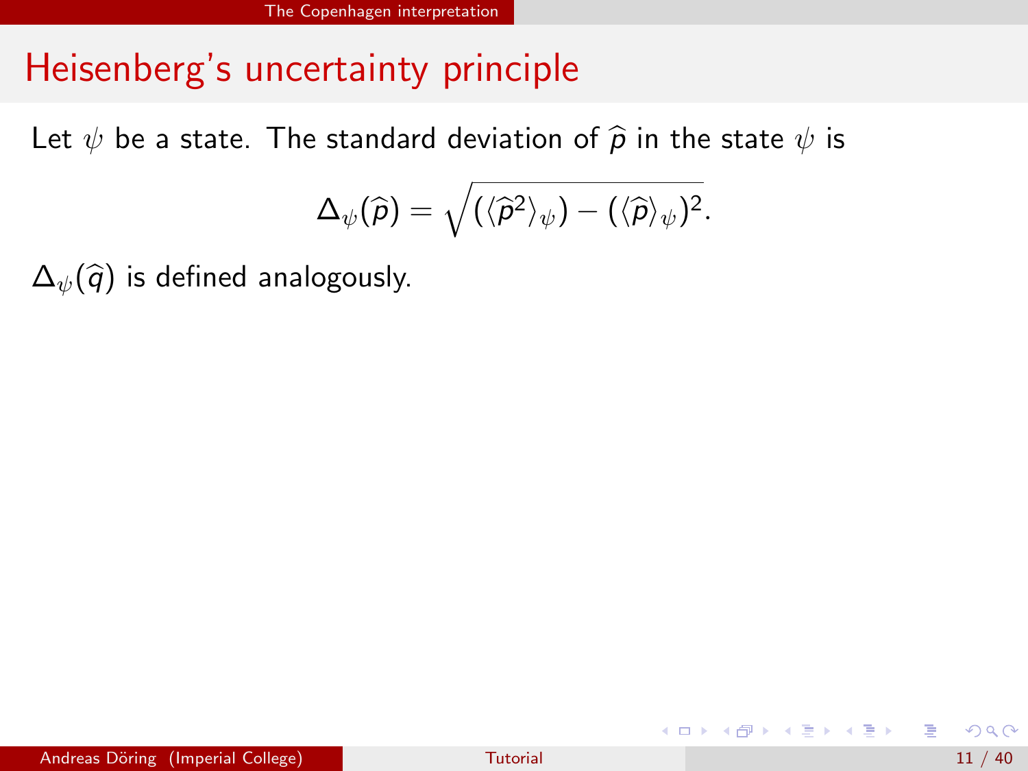## Heisenberg's uncertainty principle

Let $\psi$ be a state. The standard deviation of $\widehat{p}$ in the state $\psi$ is

$$\Delta_\psi(\widehat{p}) = \sqrt{(\langle \widehat{p}^2 \rangle_\psi) - (\langle \widehat{p} \rangle_\psi)^2}.$$

$\Delta_\psi(\widehat{q})$ is defined analogously.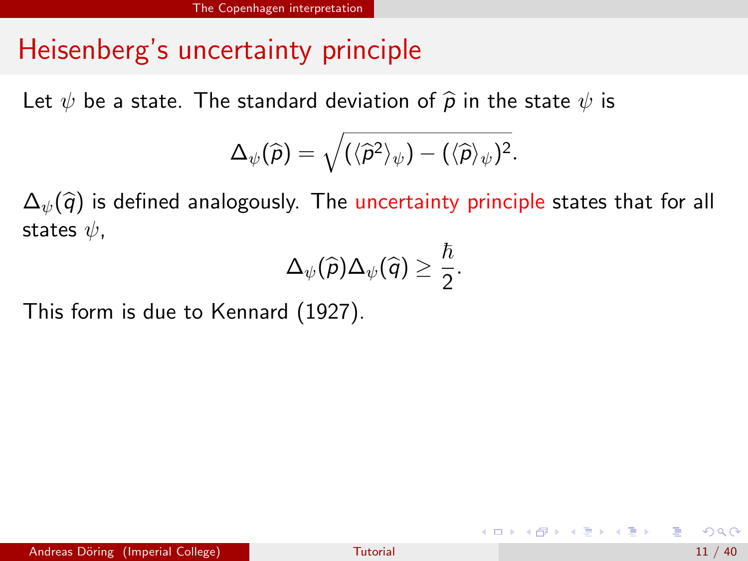# Heisenberg's uncertainty principle

Let $\psi$ be a state. The standard deviation of $\widehat{p}$ in the state $\psi$ is

$$\Delta_\psi(\widehat{p}) = \sqrt{(\langle \widehat{p}^2 \rangle_\psi) - (\langle \widehat{p} \rangle_\psi)^2}.$$

$\Delta_\psi(\widehat{q})$ is defined analogously. The uncertainty principle states that for all states $\psi$,

$$\Delta_\psi(\widehat{p})\Delta_\psi(\widehat{q}) \geq \frac{\hbar}{2}.$$

This form is due to Kennard (1927).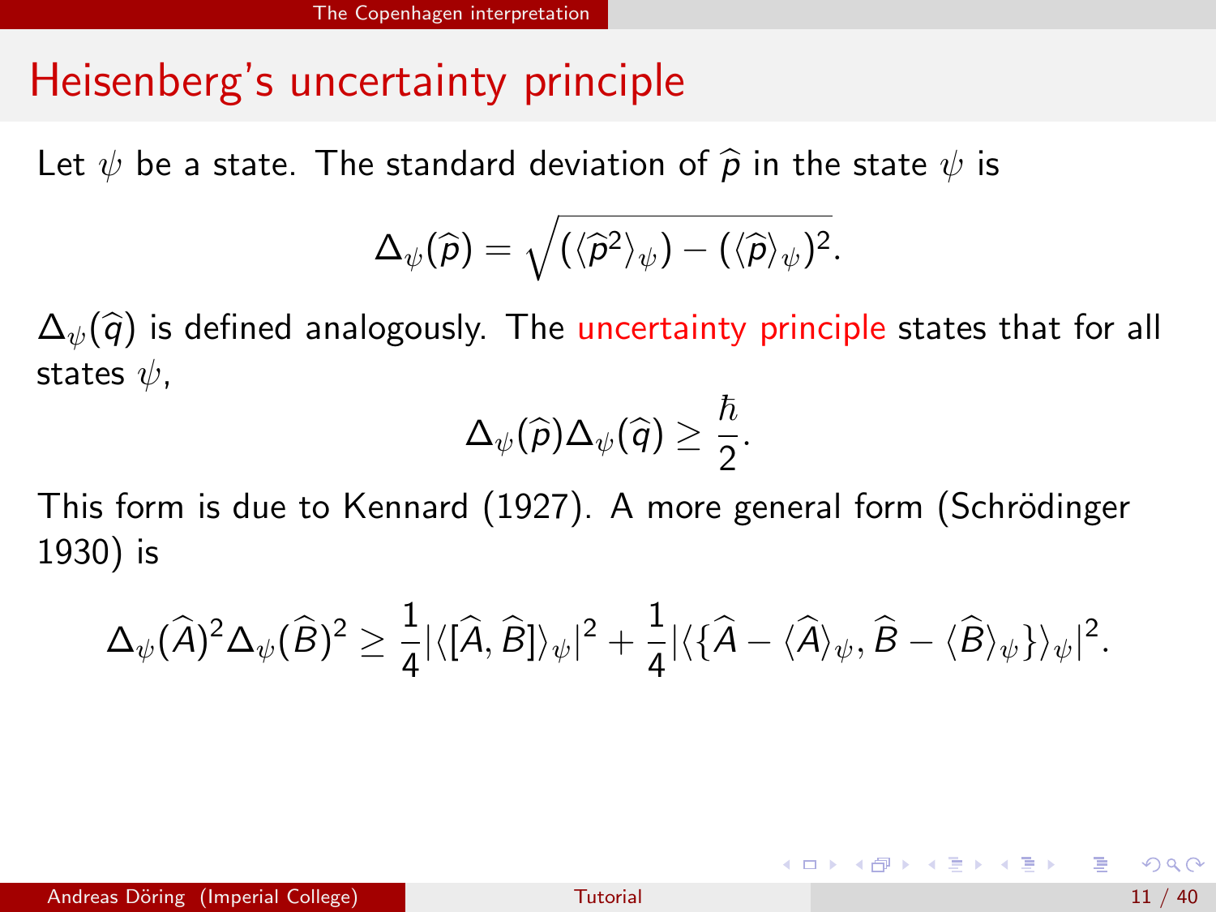## Heisenberg's uncertainty principle

Let $\psi$ be a state. The standard deviation of $\widehat{p}$ in the state $\psi$ is

$$\Delta_\psi(\widehat{p}) = \sqrt{(\langle \widehat{p}^2 \rangle_\psi) - (\langle \widehat{p} \rangle_\psi)^2}.$$

$\Delta_\psi(\widehat{q})$ is defined analogously. The uncertainty principle states that for all states $\psi$,

$$\Delta_\psi(\widehat{p})\Delta_\psi(\widehat{q}) \geq \frac{\hbar}{2}.$$

This form is due to Kennard (1927). A more general form (Schrödinger 1930) is

$$\Delta_\psi(\widehat{A})^2 \Delta_\psi(\widehat{B})^2 \geq \frac{1}{4}|\langle [\widehat{A}, \widehat{B}] \rangle_\psi|^2 + \frac{1}{4}|\langle \{\widehat{A} - \langle \widehat{A} \rangle_\psi, \widehat{B} - \langle \widehat{B} \rangle_\psi\} \rangle_\psi|^2.$$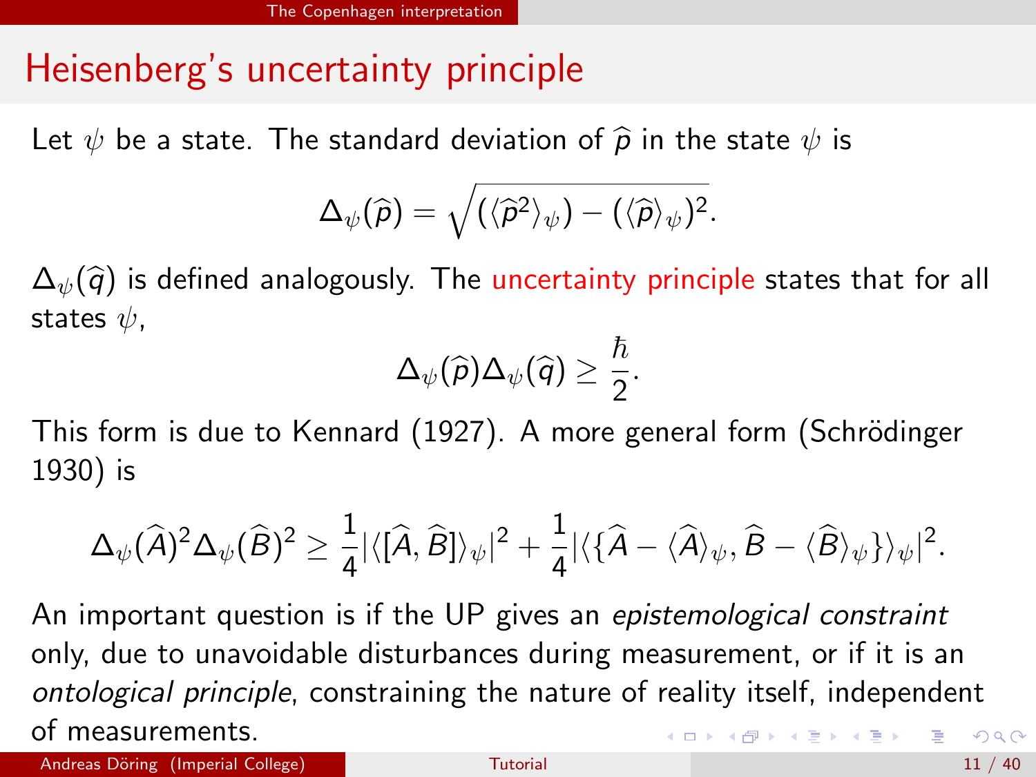## Heisenberg's uncertainty principle

Let $\psi$ be a state. The standard deviation of $\widehat{p}$ in the state $\psi$ is

$$\Delta_\psi(\widehat{p}) = \sqrt{(\langle \widehat{p}^2 \rangle_\psi) - (\langle \widehat{p} \rangle_\psi)^2}.$$

$\Delta_\psi(\widehat{q})$ is defined analogously. The uncertainty principle states that for all states $\psi$,

$$\Delta_\psi(\widehat{p})\Delta_\psi(\widehat{q}) \geq \frac{\hbar}{2}.$$

This form is due to Kennard (1927). A more general form (Schrödinger 1930) is

$$\Delta_\psi(\widehat{A})^2 \Delta_\psi(\widehat{B})^2 \geq \frac{1}{4}|\langle [\widehat{A}, \widehat{B}] \rangle_\psi|^2 + \frac{1}{4}|\langle \{\widehat{A} - \langle \widehat{A} \rangle_\psi, \widehat{B} - \langle \widehat{B} \rangle_\psi\} \rangle_\psi|^2.$$

An important question is if the UP gives an *epistemological constraint* only, due to unavoidable disturbances during measurement, or if it is an *ontological principle*, constraining the nature of reality itself, independent of measurements.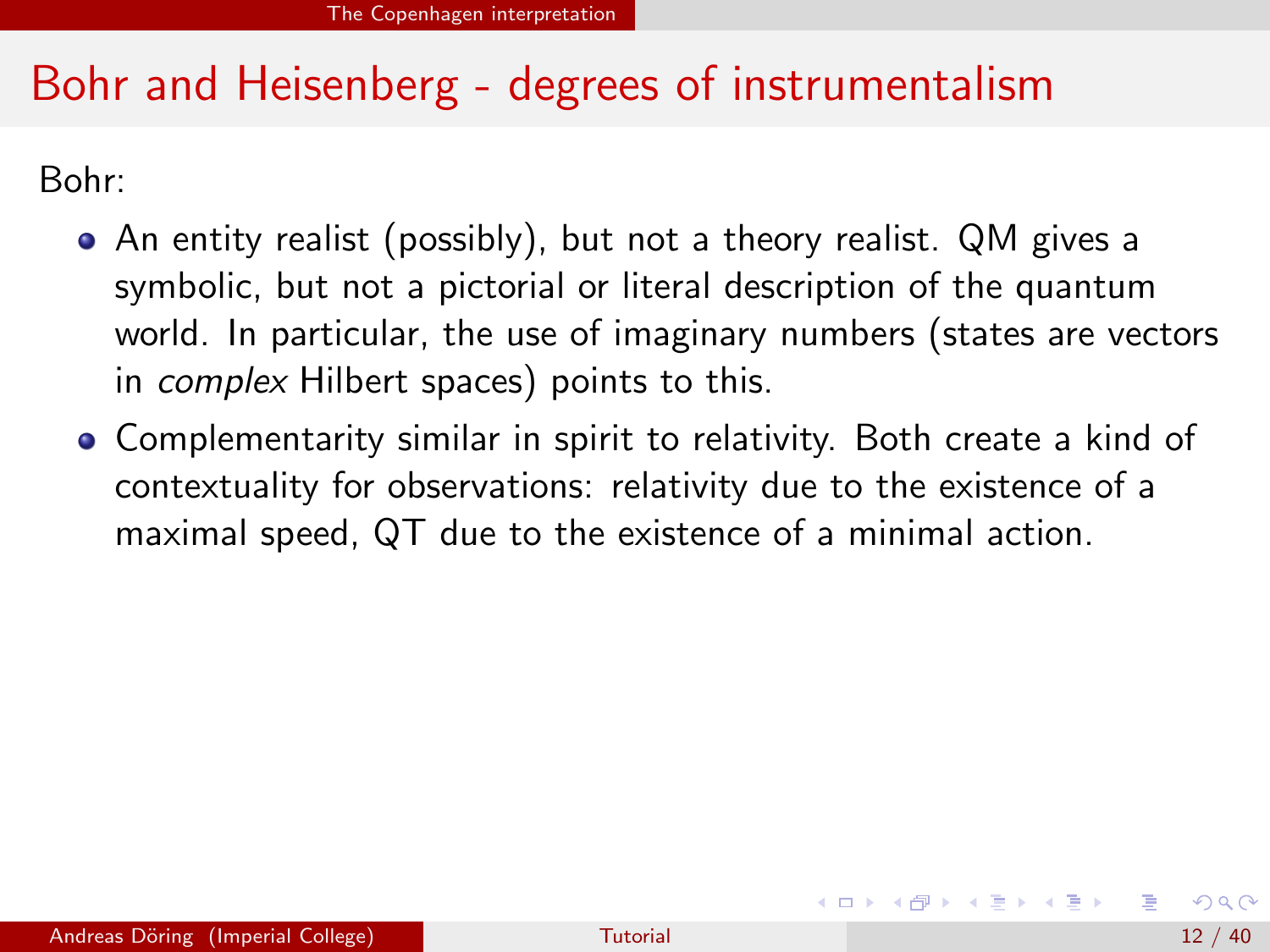# Bohr and Heisenberg - degrees of instrumentalism

Bohr:

- An entity realist (possibly), but not a theory realist. QM gives a symbolic, but not a pictorial or literal description of the quantum world. In particular, the use of imaginary numbers (states are vectors in *complex* Hilbert spaces) points to this.
- Complementarity similar in spirit to relativity. Both create a kind of contextuality for observations: relativity due to the existence of a maximal speed, QT due to the existence of a minimal action.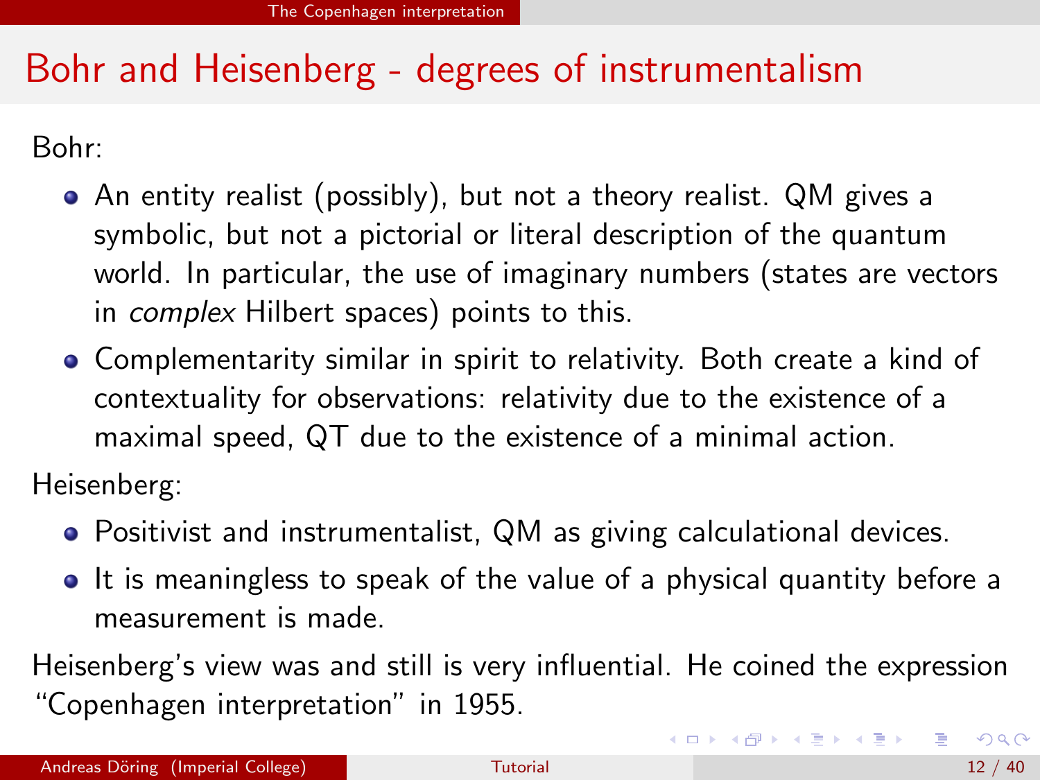# Bohr and Heisenberg - degrees of instrumentalism

Bohr:

- An entity realist (possibly), but not a theory realist. QM gives a symbolic, but not a pictorial or literal description of the quantum world. In particular, the use of imaginary numbers (states are vectors in *complex* Hilbert spaces) points to this.
- Complementarity similar in spirit to relativity. Both create a kind of contextuality for observations: relativity due to the existence of a maximal speed, QT due to the existence of a minimal action.

Heisenberg:

- Positivist and instrumentalist, QM as giving calculational devices.
- It is meaningless to speak of the value of a physical quantity before a measurement is made.

Heisenberg's view was and still is very influential. He coined the expression "Copenhagen interpretation" in 1955.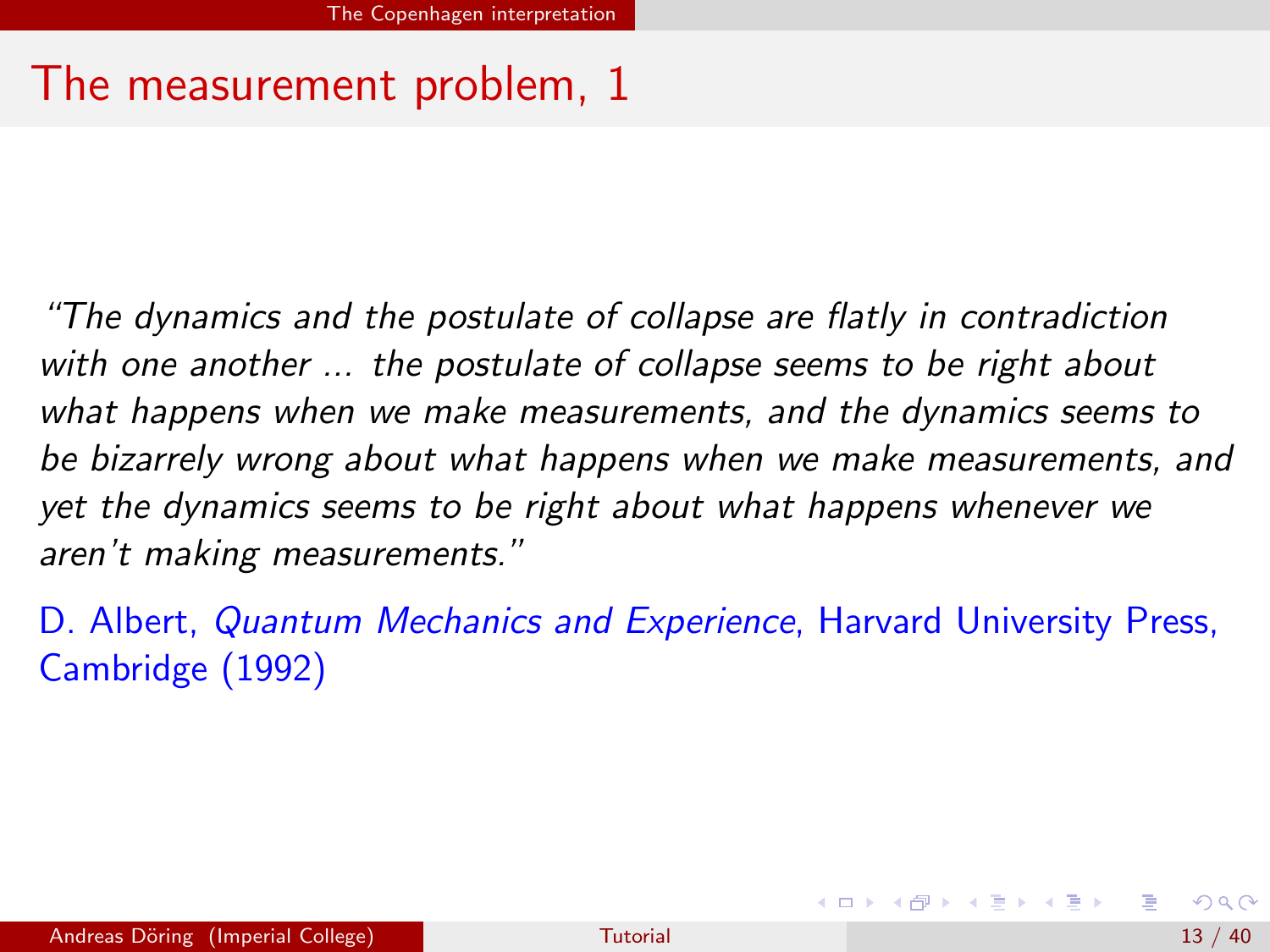# The measurement problem, 1

*"The dynamics and the postulate of collapse are flatly in contradiction with one another ... the postulate of collapse seems to be right about what happens when we make measurements, and the dynamics seems to be bizarrely wrong about what happens when we make measurements, and yet the dynamics seems to be right about what happens whenever we aren't making measurements."*

D. Albert, *Quantum Mechanics and Experience*, Harvard University Press, Cambridge (1992)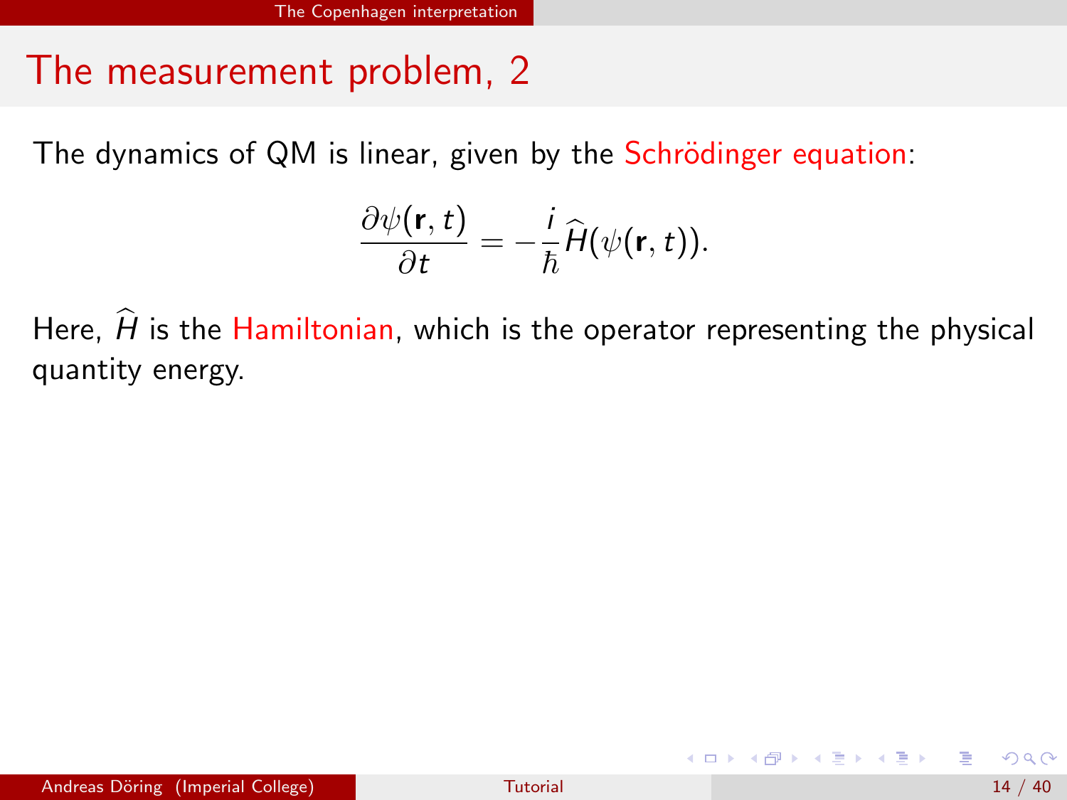# The measurement problem, 2

The dynamics of QM is linear, given by the Schrödinger equation:

$$\frac{\partial \psi(\mathbf{r}, t)}{\partial t} = -\frac{i}{\hbar}\widehat{H}(\psi(\mathbf{r}, t)).$$

Here, $\widehat{H}$ is the Hamiltonian, which is the operator representing the physical quantity energy.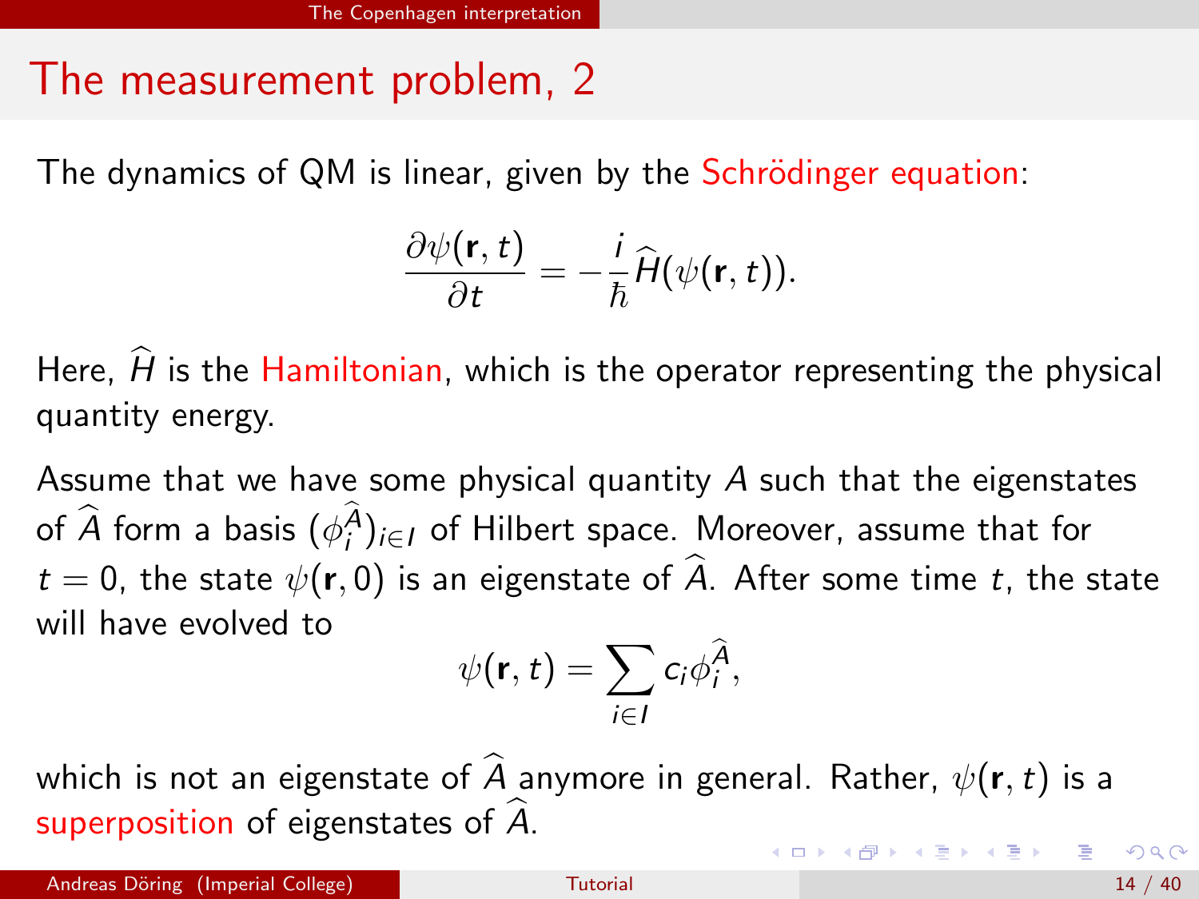# The measurement problem, 2

The dynamics of QM is linear, given by the Schrödinger equation:

$$\frac{\partial \psi(\mathbf{r}, t)}{\partial t} = -\frac{i}{\hbar} \widehat{H}(\psi(\mathbf{r}, t)).$$

Here, $\widehat{H}$ is the Hamiltonian, which is the operator representing the physical quantity energy.

Assume that we have some physical quantity $A$ such that the eigenstates of $\widehat{A}$ form a basis $(\phi_i^{\widehat{A}})_{i \in I}$ of Hilbert space. Moreover, assume that for $t = 0$, the state $\psi(\mathbf{r}, 0)$ is an eigenstate of $\widehat{A}$. After some time $t$, the state will have evolved to

$$\psi(\mathbf{r}, t) = \sum_{i \in I} c_i \phi_i^{\widehat{A}},$$

which is not an eigenstate of $\widehat{A}$ anymore in general. Rather, $\psi(\mathbf{r}, t)$ is a superposition of eigenstates of $\widehat{A}$.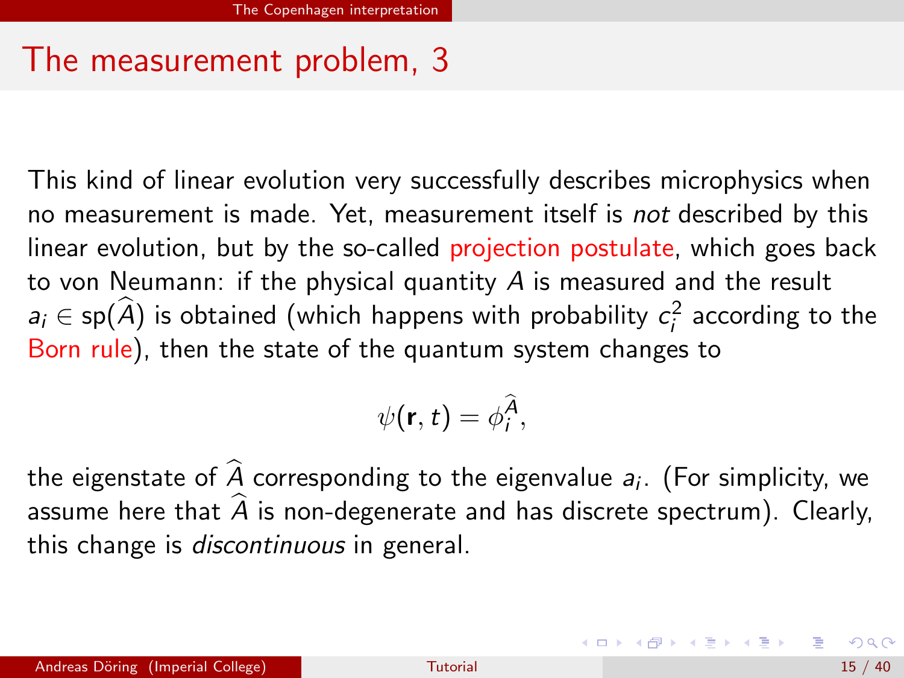# The measurement problem, 3

This kind of linear evolution very successfully describes microphysics when no measurement is made. Yet, measurement itself is *not* described by this linear evolution, but by the so-called projection postulate, which goes back to von Neumann: if the physical quantity $A$ is measured and the result $a_i \in \text{sp}(\widehat{A})$ is obtained (which happens with probability $c_i^2$ according to the Born rule), then the state of the quantum system changes to

$$\psi(\mathbf{r}, t) = \phi_i^{\widehat{A}},$$

the eigenstate of $\widehat{A}$ corresponding to the eigenvalue $a_i$. (For simplicity, we assume here that $\widehat{A}$ is non-degenerate and has discrete spectrum). Clearly, this change is *discontinuous* in general.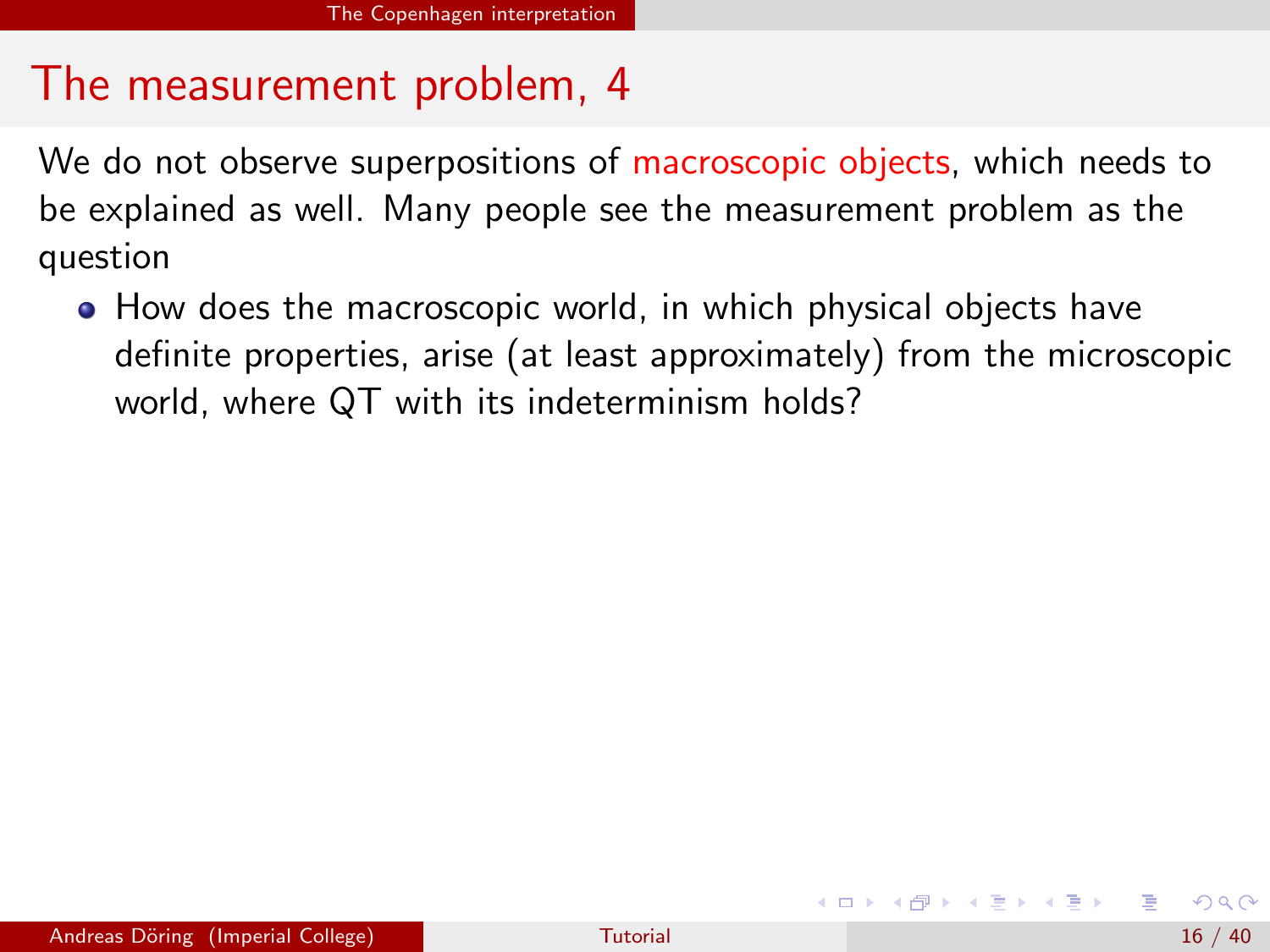## The measurement problem, 4

We do not observe superpositions of macroscopic objects, which needs to be explained as well. Many people see the measurement problem as the question

- How does the macroscopic world, in which physical objects have definite properties, arise (at least approximately) from the microscopic world, where QT with its indeterminism holds?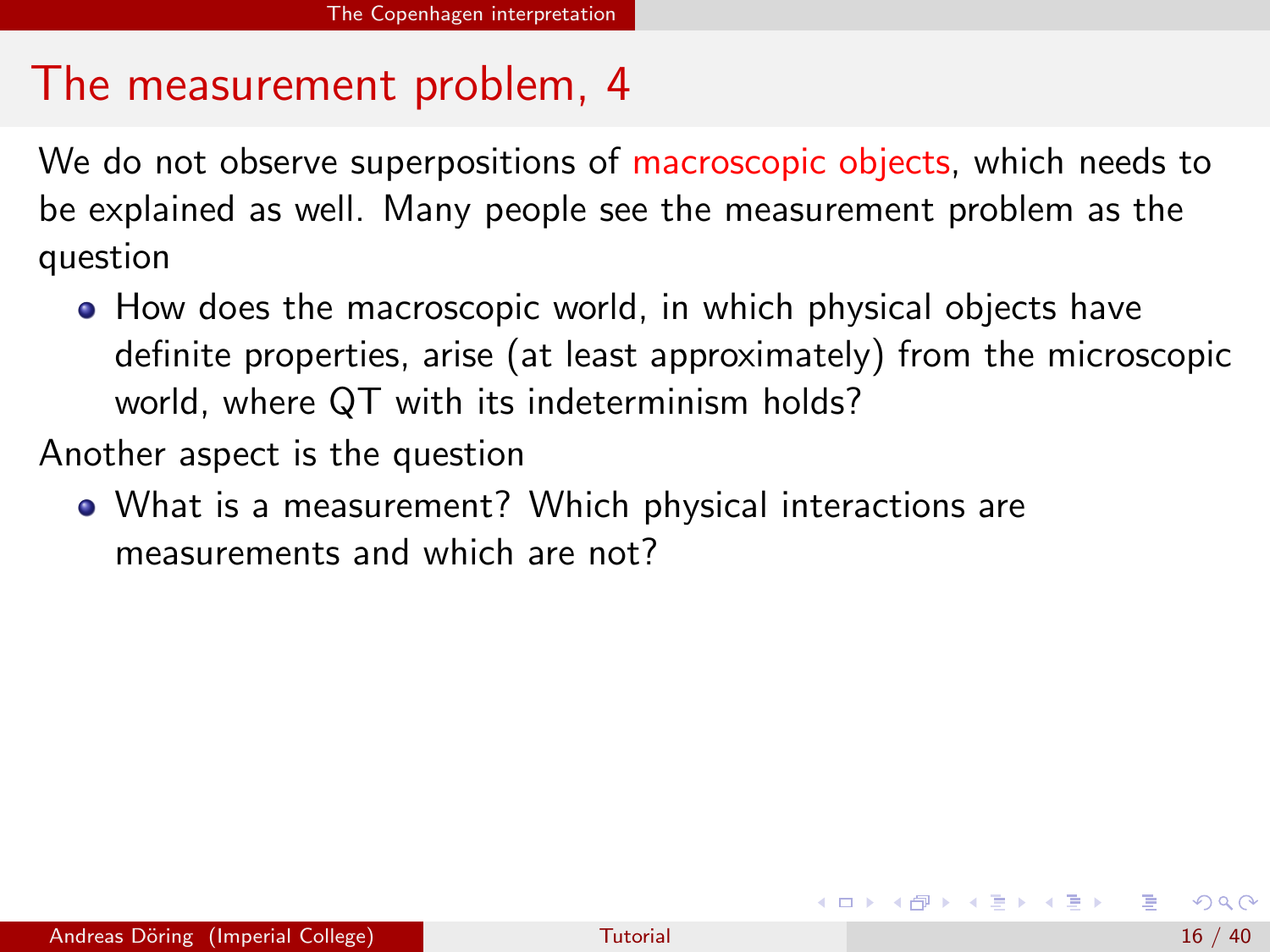# The measurement problem, 4

We do not observe superpositions of macroscopic objects, which needs to be explained as well. Many people see the measurement problem as the question

- How does the macroscopic world, in which physical objects have definite properties, arise (at least approximately) from the microscopic world, where QT with its indeterminism holds?

Another aspect is the question

- What is a measurement? Which physical interactions are measurements and which are not?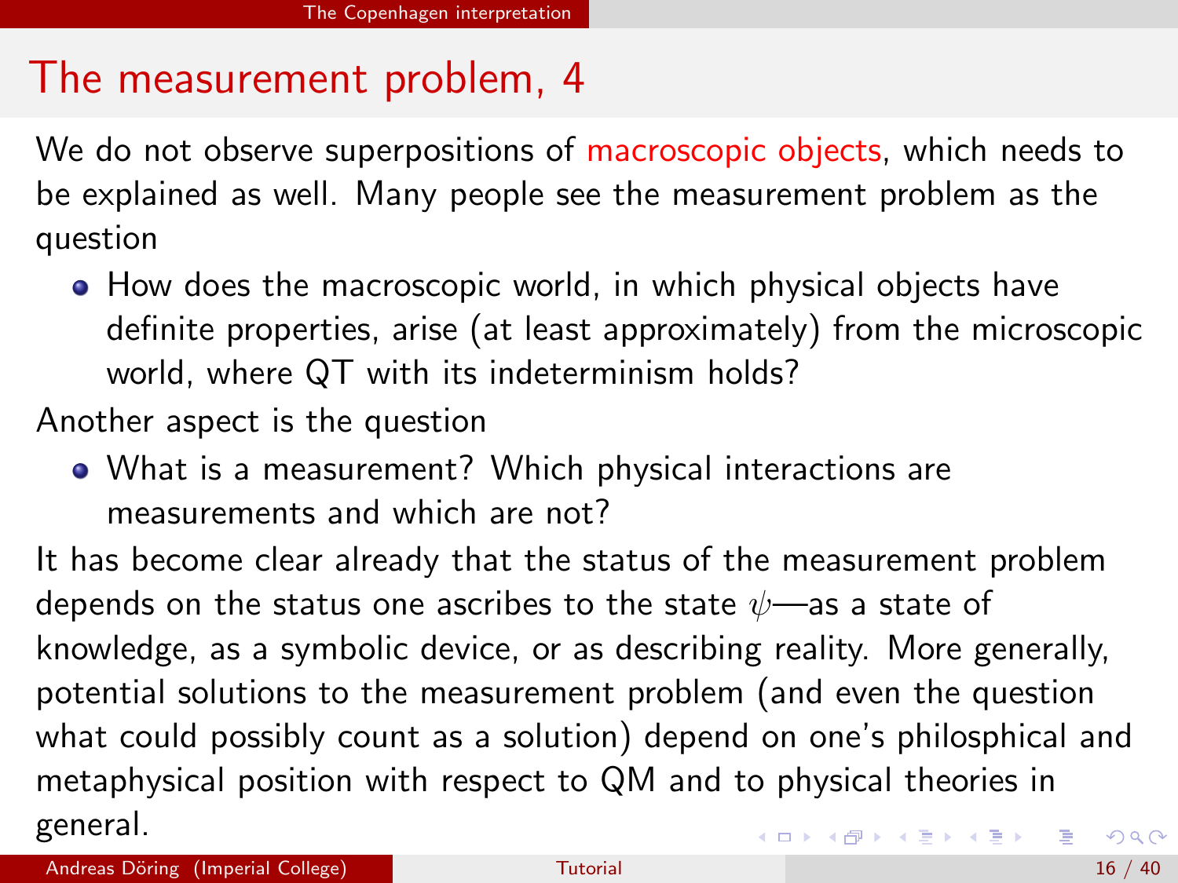# The measurement problem, 4

We do not observe superpositions of macroscopic objects, which needs to be explained as well. Many people see the measurement problem as the question

- How does the macroscopic world, in which physical objects have definite properties, arise (at least approximately) from the microscopic world, where QT with its indeterminism holds?

Another aspect is the question

- What is a measurement? Which physical interactions are measurements and which are not?

It has become clear already that the status of the measurement problem depends on the status one ascribes to the state $\psi$—as a state of knowledge, as a symbolic device, or as describing reality. More generally, potential solutions to the measurement problem (and even the question what could possibly count as a solution) depend on one's philosphical and metaphysical position with respect to QM and to physical theories in general.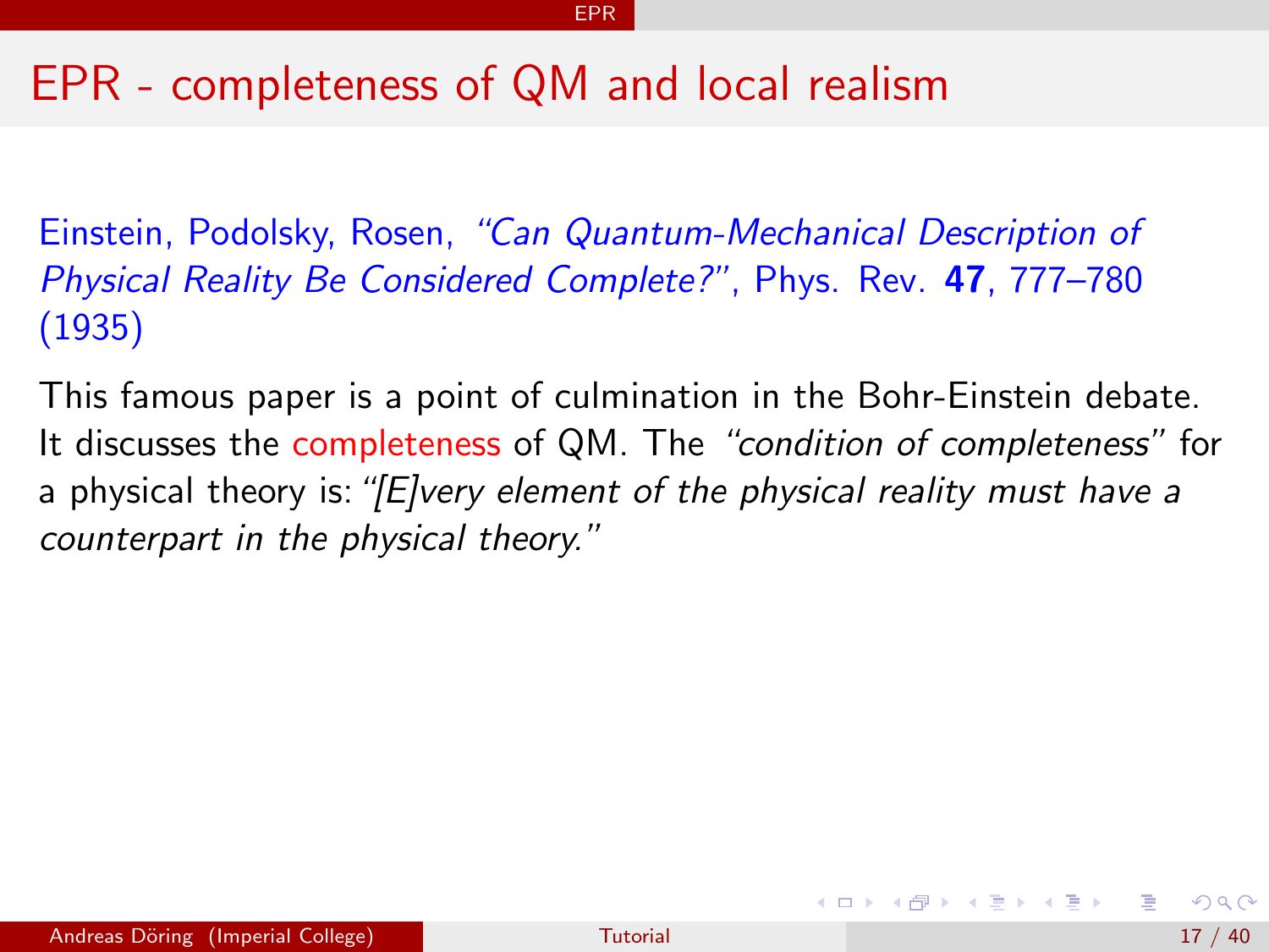# EPR - completeness of QM and local realism

Einstein, Podolsky, Rosen, *"Can Quantum-Mechanical Description of Physical Reality Be Considered Complete?"*, Phys. Rev. **47**, 777–780 (1935)

This famous paper is a point of culmination in the Bohr-Einstein debate. It discusses the completeness of QM. The *"condition of completeness"* for a physical theory is: *"[E]very element of the physical reality must have a counterpart in the physical theory."*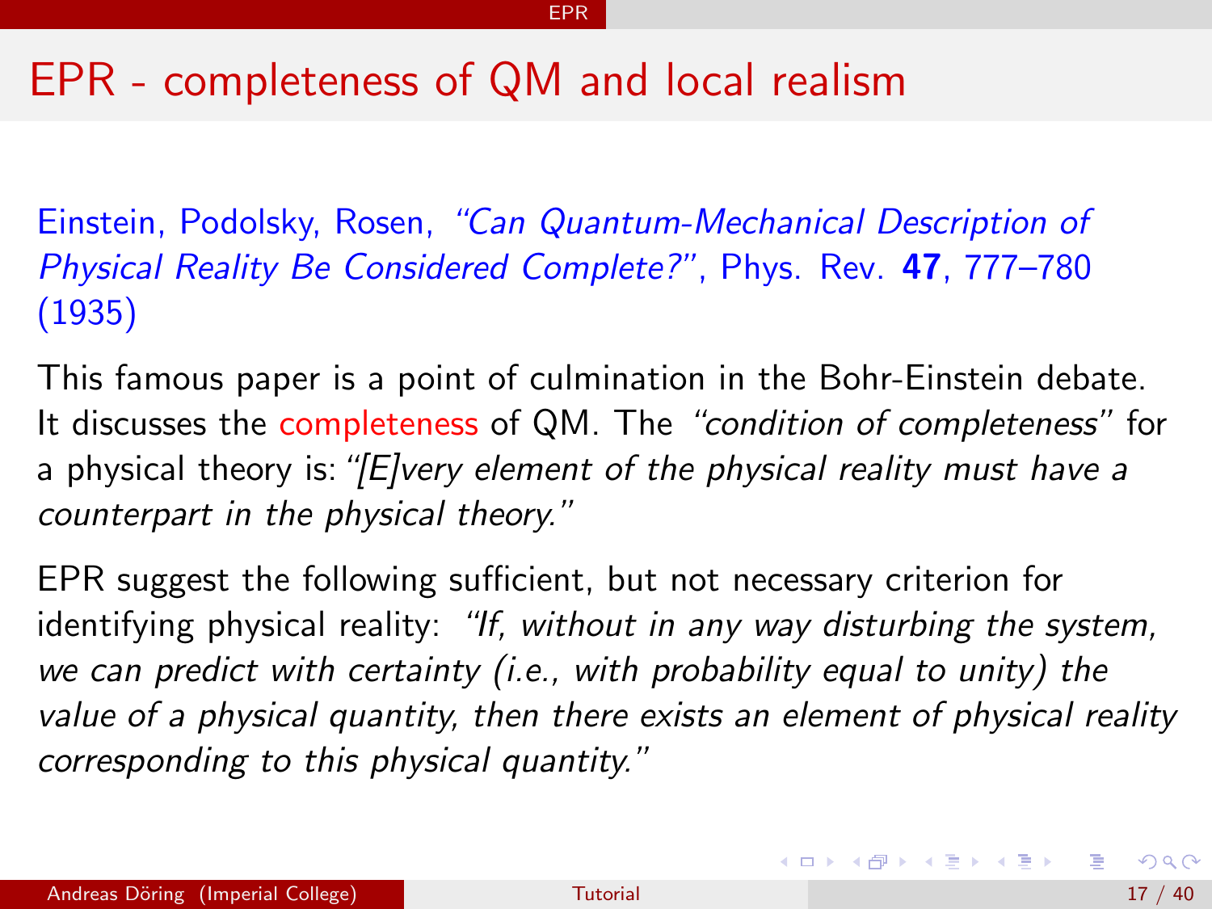# EPR - completeness of QM and local realism

Einstein, Podolsky, Rosen, *"Can Quantum-Mechanical Description of Physical Reality Be Considered Complete?"*, Phys. Rev. **47**, 777–780 (1935)

This famous paper is a point of culmination in the Bohr-Einstein debate. It discusses the completeness of QM. The *"condition of completeness"* for a physical theory is: *"[E]very element of the physical reality must have a counterpart in the physical theory."*

EPR suggest the following sufficient, but not necessary criterion for identifying physical reality: *"If, without in any way disturbing the system, we can predict with certainty (i.e., with probability equal to unity) the value of a physical quantity, then there exists an element of physical reality corresponding to this physical quantity."*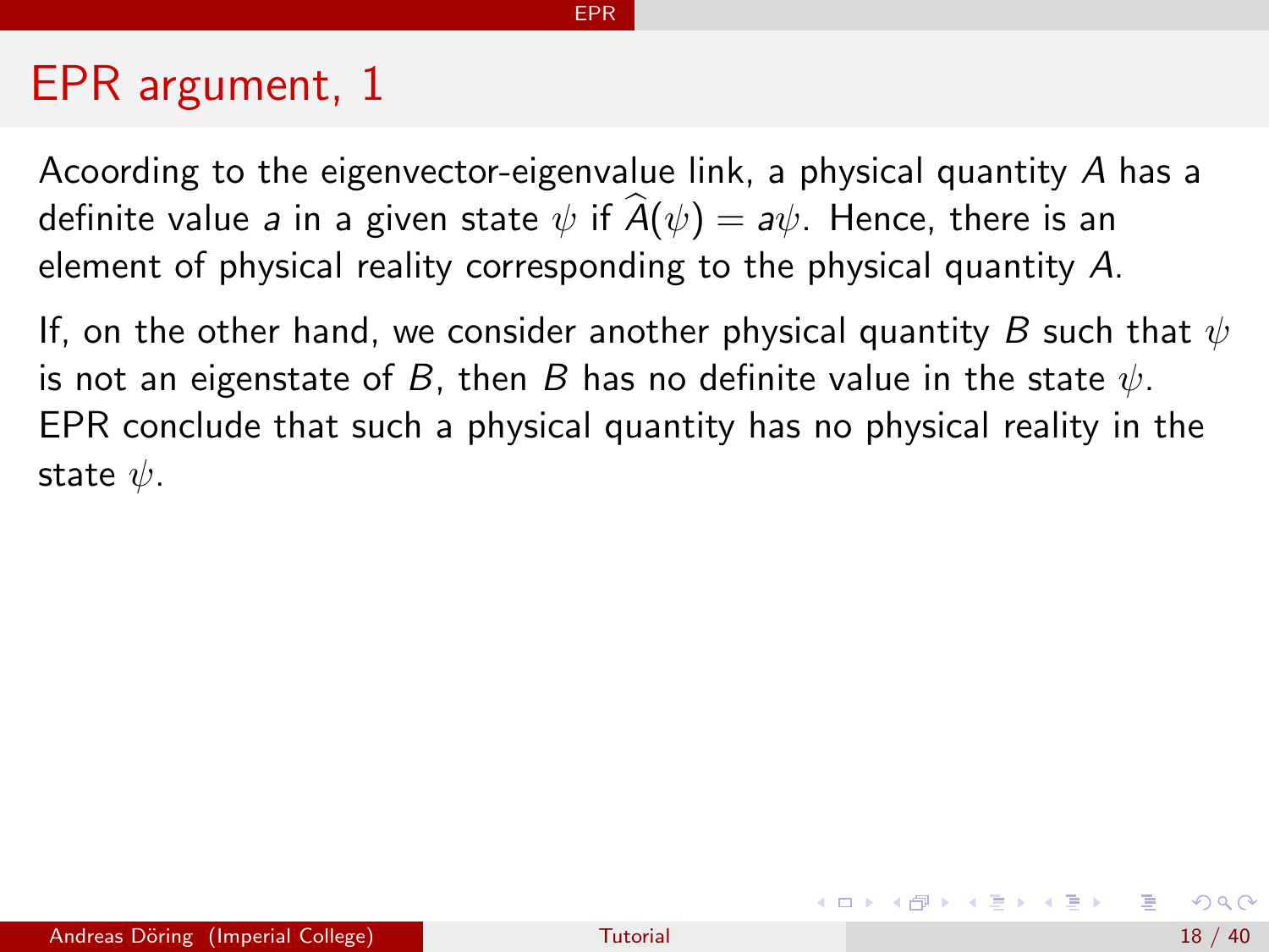# EPR argument, 1

Acoording to the eigenvector-eigenvalue link, a physical quantity $A$ has a definite value $a$ in a given state $\psi$ if $\widehat{A}(\psi) = a\psi$. Hence, there is an element of physical reality corresponding to the physical quantity $A$.

If, on the other hand, we consider another physical quantity $B$ such that $\psi$ is not an eigenstate of $B$, then $B$ has no definite value in the state $\psi$. EPR conclude that such a physical quantity has no physical reality in the state $\psi$.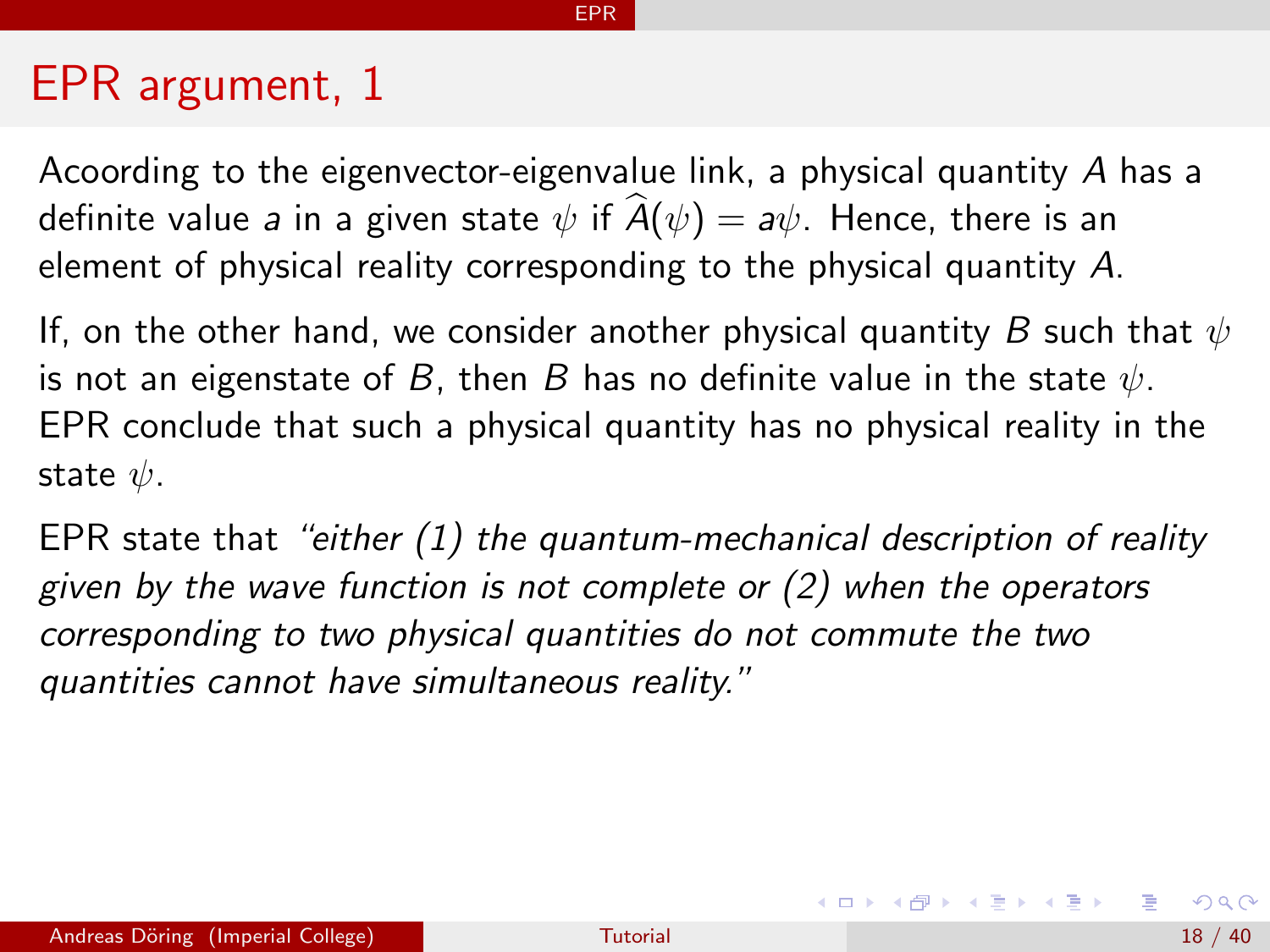# EPR argument, 1

Acoording to the eigenvector-eigenvalue link, a physical quantity $A$ has a definite value $a$ in a given state $\psi$ if $\widehat{A}(\psi) = a\psi$. Hence, there is an element of physical reality corresponding to the physical quantity $A$.

If, on the other hand, we consider another physical quantity $B$ such that $\psi$ is not an eigenstate of $B$, then $B$ has no definite value in the state $\psi$. EPR conclude that such a physical quantity has no physical reality in the state $\psi$.

EPR state that *"either (1) the quantum-mechanical description of reality given by the wave function is not complete or (2) when the operators corresponding to two physical quantities do not commute the two quantities cannot have simultaneous reality."*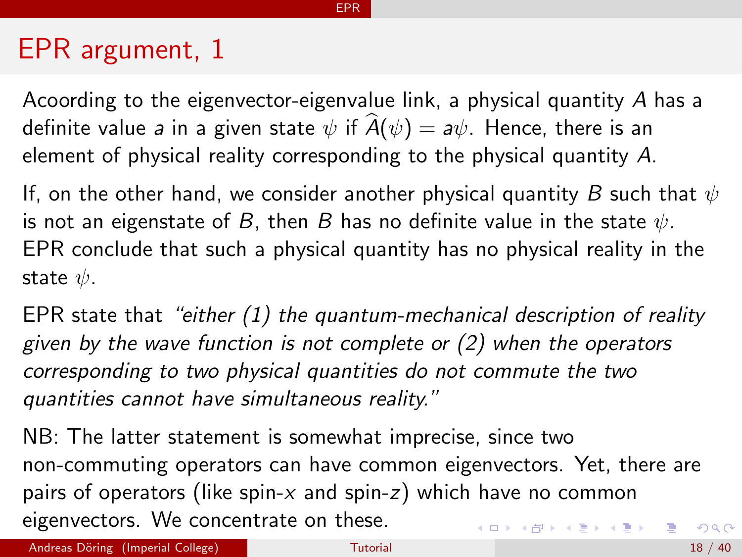# EPR argument, 1

Acoording to the eigenvector-eigenvalue link, a physical quantity $A$ has a definite value $a$ in a given state $\psi$ if $\widehat{A}(\psi) = a\psi$. Hence, there is an element of physical reality corresponding to the physical quantity $A$.

If, on the other hand, we consider another physical quantity $B$ such that $\psi$ is not an eigenstate of $B$, then $B$ has no definite value in the state $\psi$. EPR conclude that such a physical quantity has no physical reality in the state $\psi$.

EPR state that *"either (1) the quantum-mechanical description of reality given by the wave function is not complete or (2) when the operators corresponding to two physical quantities do not commute the two quantities cannot have simultaneous reality."*

NB: The latter statement is somewhat imprecise, since two non-commuting operators can have common eigenvectors. Yet, there are pairs of operators (like spin-$x$ and spin-$z$) which have no common eigenvectors. We concentrate on these.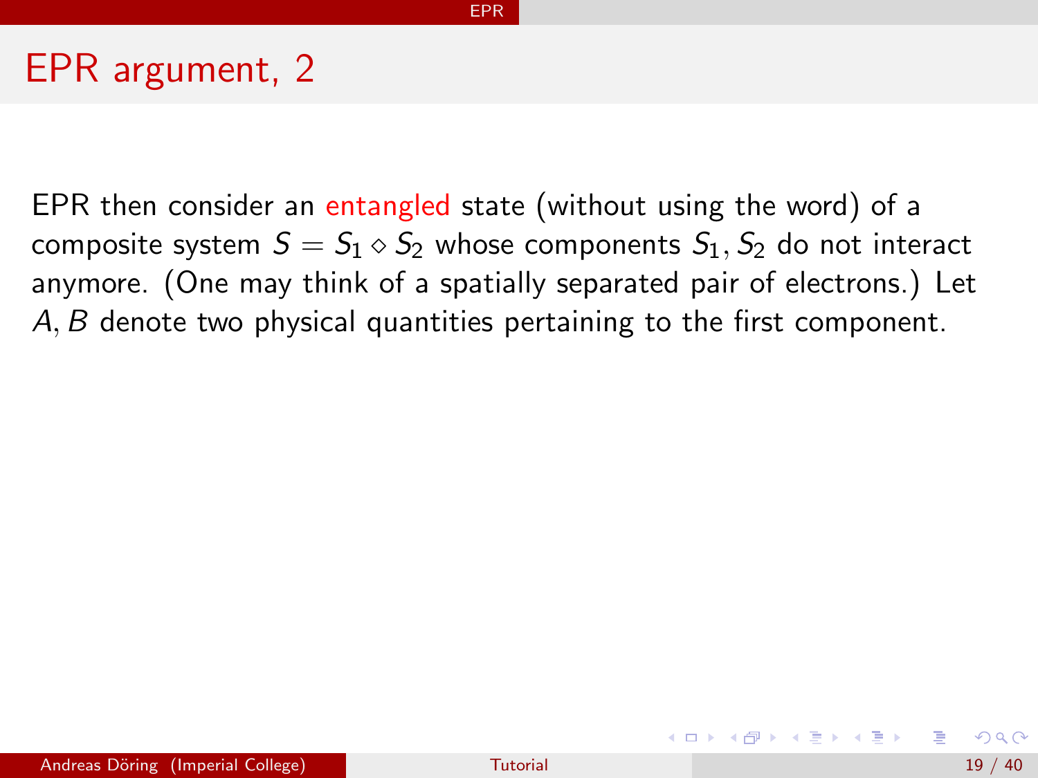# EPR argument, 2

EPR then consider an entangled state (without using the word) of a composite system $S = S_1 \diamond S_2$ whose components $S_1, S_2$ do not interact anymore. (One may think of a spatially separated pair of electrons.) Let $A, B$ denote two physical quantities pertaining to the first component.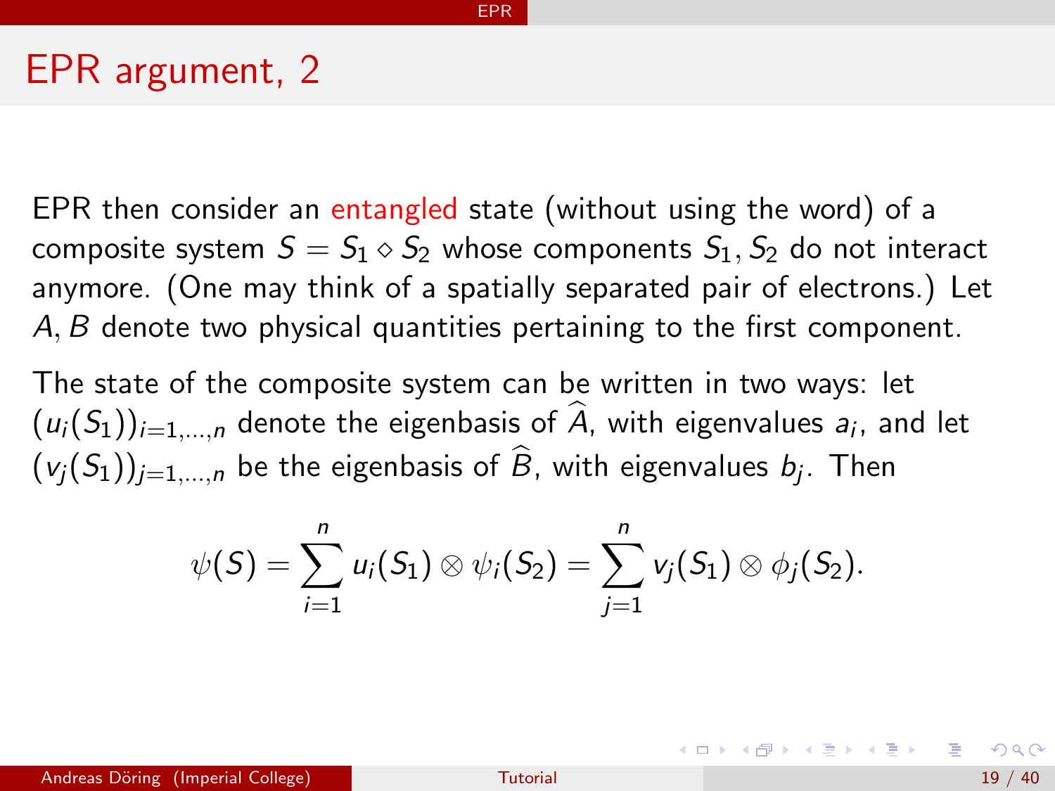# EPR argument, 2

EPR then consider an entangled state (without using the word) of a composite system $S = S_1 \diamond S_2$ whose components $S_1, S_2$ do not interact anymore. (One may think of a spatially separated pair of electrons.) Let $A, B$ denote two physical quantities pertaining to the first component.

The state of the composite system can be written in two ways: let $(u_i(S_1))_{i=1,\dots,n}$ denote the eigenbasis of $\widehat{A}$, with eigenvalues $a_i$, and let $(v_j(S_1))_{j=1,\dots,n}$ be the eigenbasis of $\widehat{B}$, with eigenvalues $b_j$. Then

$$\psi(S) = \sum_{i=1}^{n} u_i(S_1) \otimes \psi_i(S_2) = \sum_{j=1}^{n} v_j(S_1) \otimes \phi_j(S_2).$$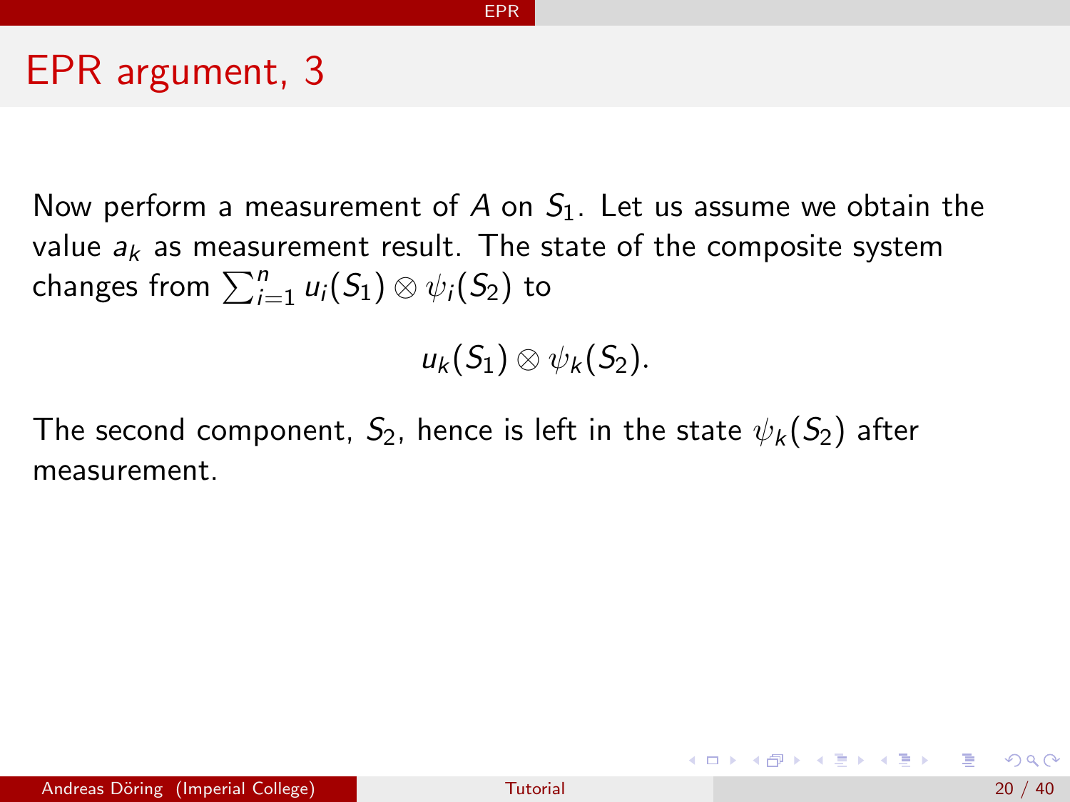# EPR argument, 3

Now perform a measurement of $A$ on $S_1$. Let us assume we obtain the value $a_k$ as measurement result. The state of the composite system changes from $\sum_{i=1}^{n} u_i(S_1) \otimes \psi_i(S_2)$ to

$$u_k(S_1) \otimes \psi_k(S_2).$$

The second component, $S_2$, hence is left in the state $\psi_k(S_2)$ after measurement.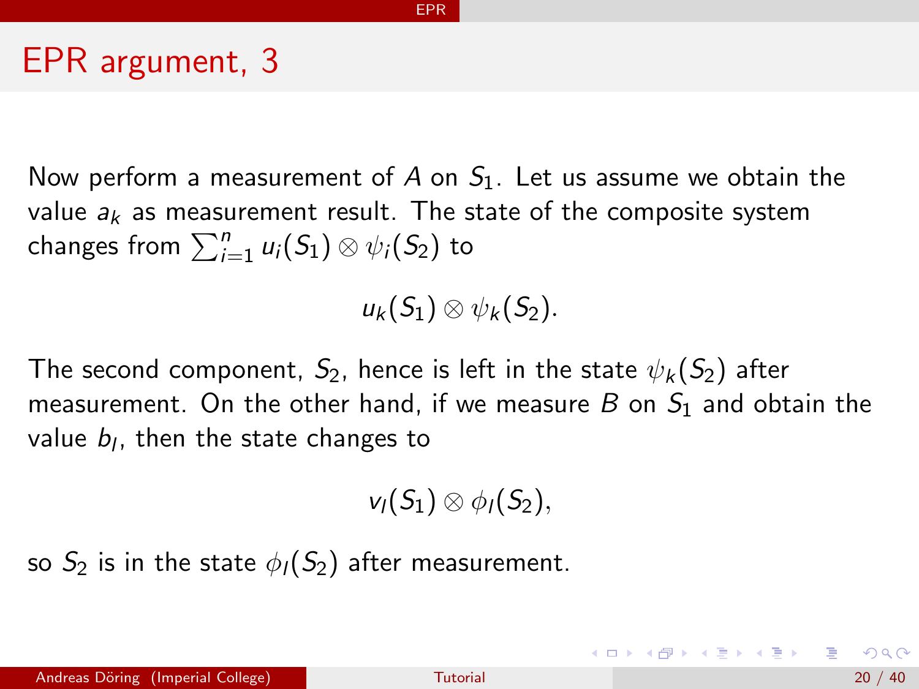# EPR argument, 3

Now perform a measurement of $A$ on $S_1$. Let us assume we obtain the value $a_k$ as measurement result. The state of the composite system changes from $\sum_{i=1}^{n} u_i(S_1) \otimes \psi_i(S_2)$ to

$$u_k(S_1) \otimes \psi_k(S_2).$$

The second component, $S_2$, hence is left in the state $\psi_k(S_2)$ after measurement. On the other hand, if we measure $B$ on $S_1$ and obtain the value $b_l$, then the state changes to

$$v_l(S_1) \otimes \phi_l(S_2),$$

so $S_2$ is in the state $\phi_l(S_2)$ after measurement.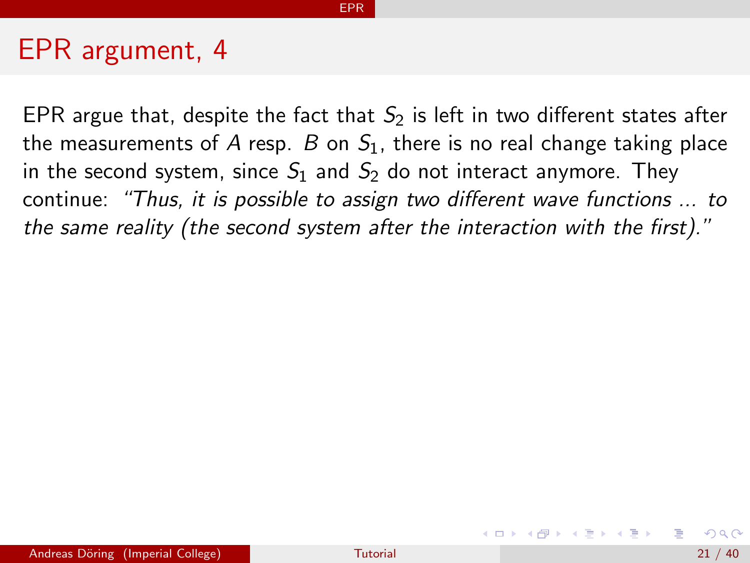# EPR argument, 4

EPR argue that, despite the fact that $S_2$ is left in two different states after the measurements of $A$ resp. $B$ on $S_1$, there is no real change taking place in the second system, since $S_1$ and $S_2$ do not interact anymore. They continue: *"Thus, it is possible to assign two different wave functions ... to the same reality (the second system after the interaction with the first)."*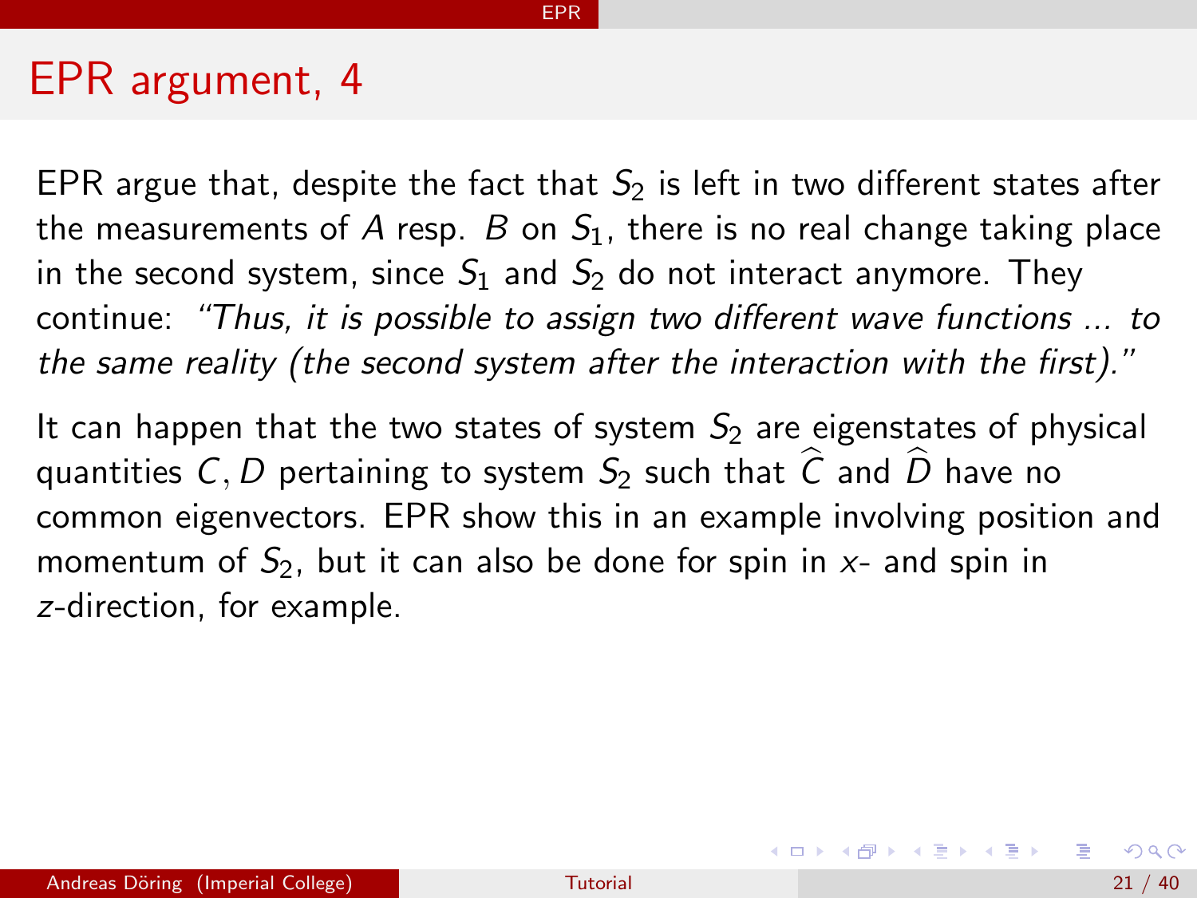# EPR argument, 4

EPR argue that, despite the fact that $S_2$ is left in two different states after the measurements of $A$ resp. $B$ on $S_1$, there is no real change taking place in the second system, since $S_1$ and $S_2$ do not interact anymore. They continue: *"Thus, it is possible to assign two different wave functions ... to the same reality (the second system after the interaction with the first)."*

It can happen that the two states of system $S_2$ are eigenstates of physical quantities $C, D$ pertaining to system $S_2$ such that $\widehat{C}$ and $\widehat{D}$ have no common eigenvectors. EPR show this in an example involving position and momentum of $S_2$, but it can also be done for spin in $x$- and spin in $z$-direction, for example.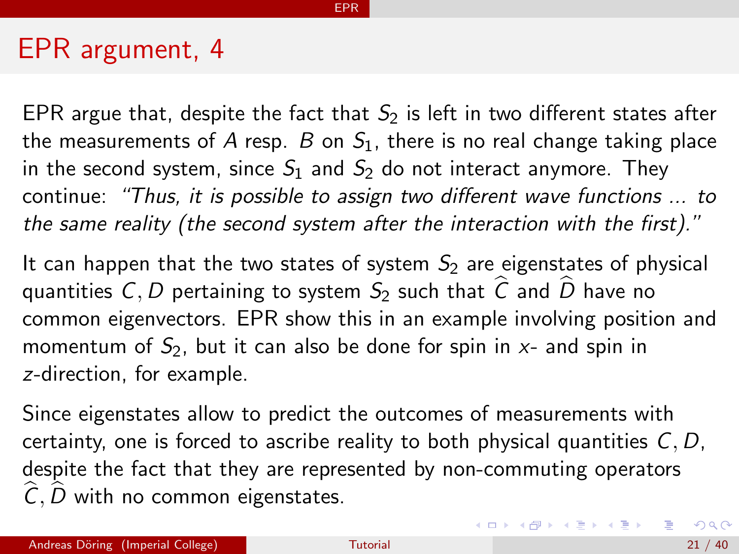# EPR argument, 4

EPR argue that, despite the fact that $S_2$ is left in two different states after the measurements of $A$ resp. $B$ on $S_1$, there is no real change taking place in the second system, since $S_1$ and $S_2$ do not interact anymore. They continue: *"Thus, it is possible to assign two different wave functions ... to the same reality (the second system after the interaction with the first)."*

It can happen that the two states of system $S_2$ are eigenstates of physical quantities $C, D$ pertaining to system $S_2$ such that $\widehat{C}$ and $\widehat{D}$ have no common eigenvectors. EPR show this in an example involving position and momentum of $S_2$, but it can also be done for spin in $x$- and spin in $z$-direction, for example.

Since eigenstates allow to predict the outcomes of measurements with certainty, one is forced to ascribe reality to both physical quantities $C, D$, despite the fact that they are represented by non-commuting operators $\widehat{C}, \widehat{D}$ with no common eigenstates.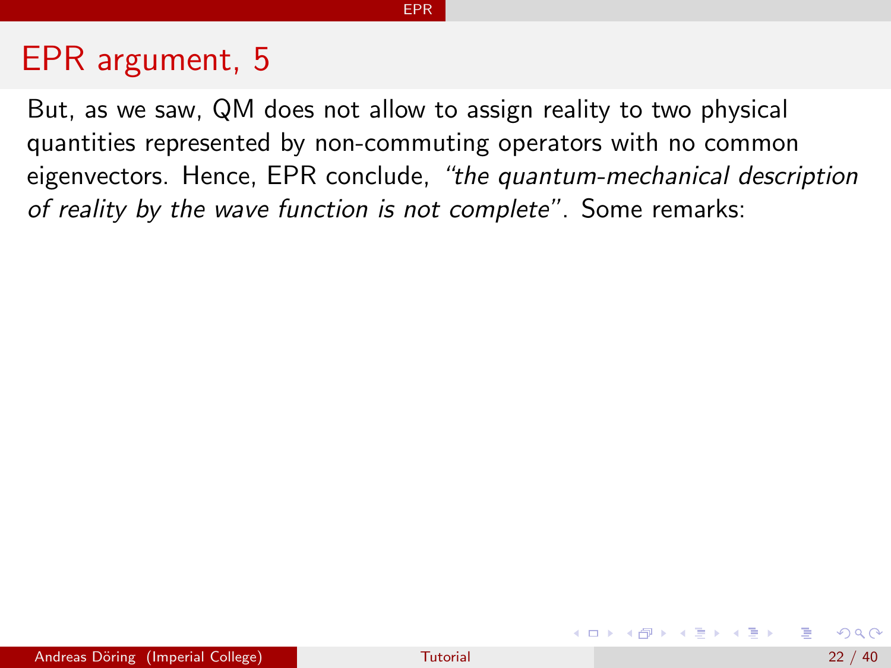# EPR argument, 5

But, as we saw, QM does not allow to assign reality to two physical quantities represented by non-commuting operators with no common eigenvectors. Hence, EPR conclude, *"the quantum-mechanical description of reality by the wave function is not complete"*. Some remarks: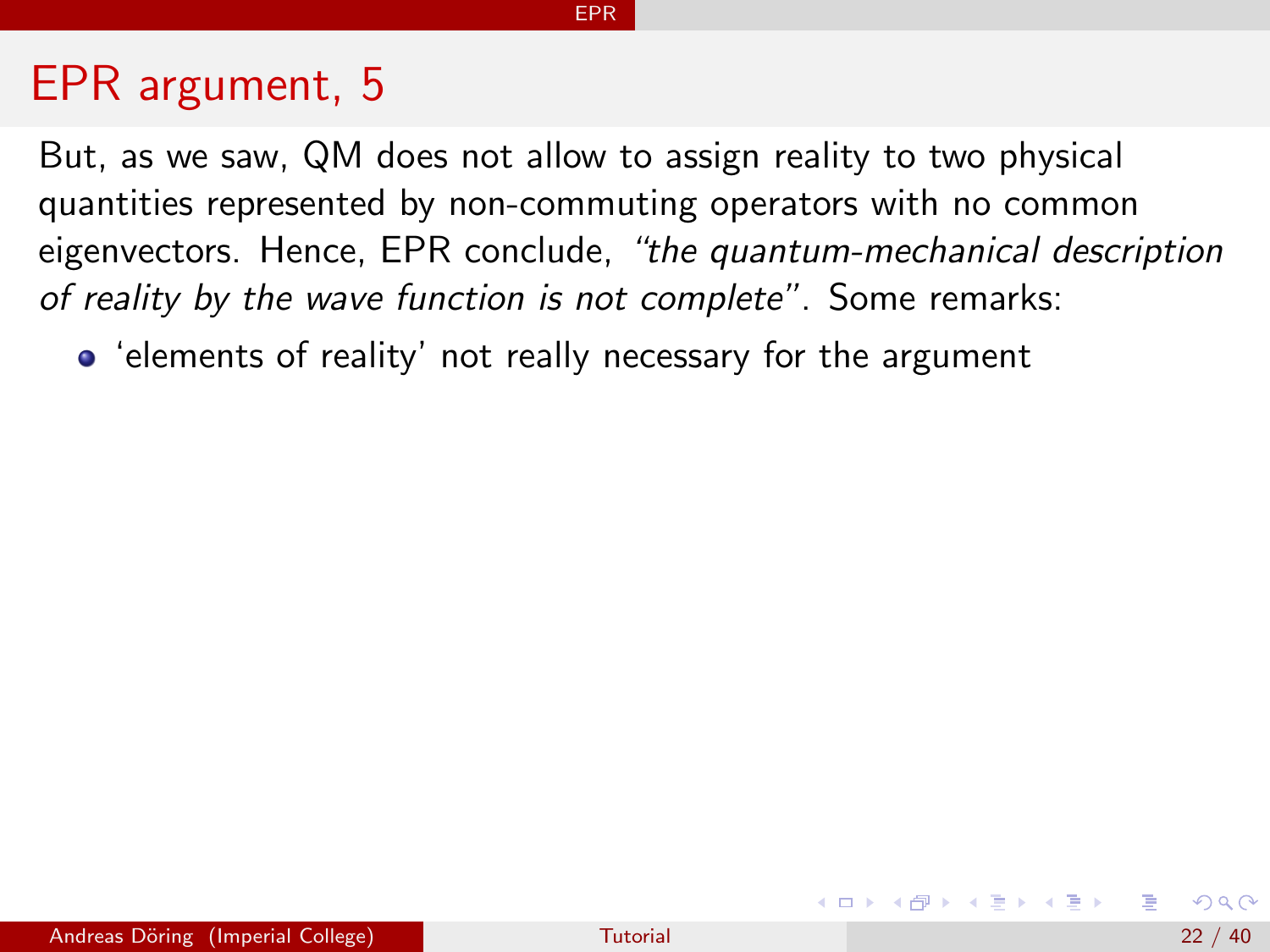# EPR argument, 5

But, as we saw, QM does not allow to assign reality to two physical quantities represented by non-commuting operators with no common eigenvectors. Hence, EPR conclude, *"the quantum-mechanical description of reality by the wave function is not complete"*. Some remarks:

- 'elements of reality' not really necessary for the argument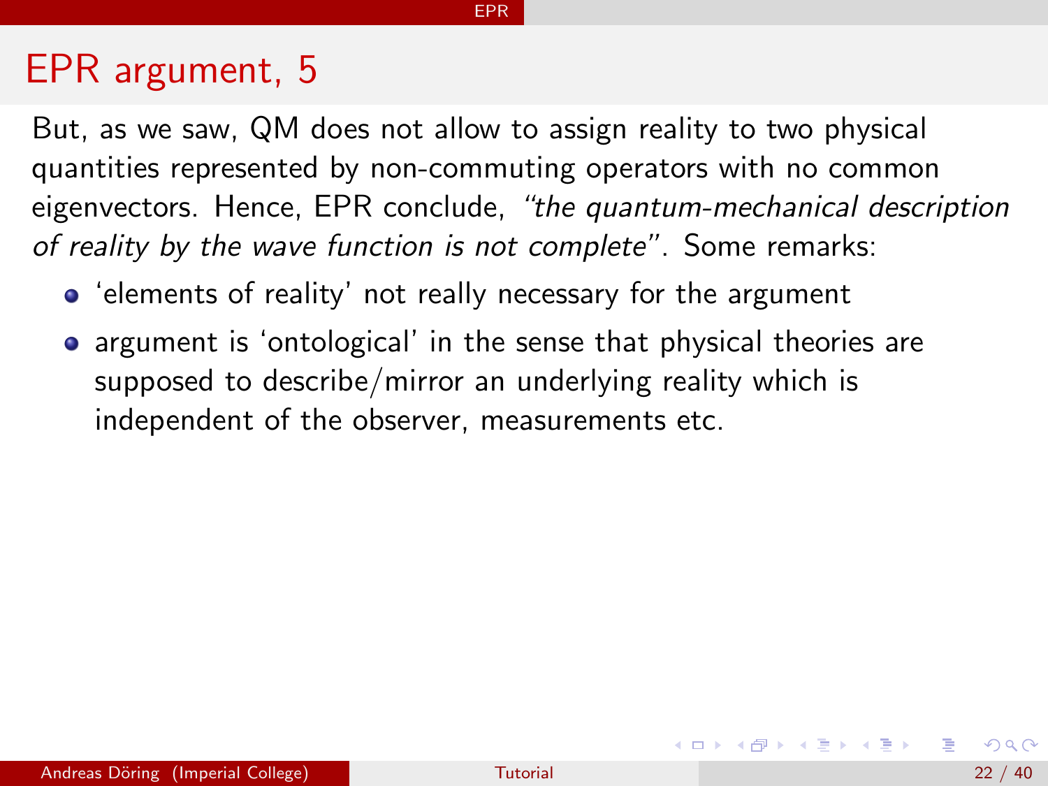# EPR argument, 5

But, as we saw, QM does not allow to assign reality to two physical quantities represented by non-commuting operators with no common eigenvectors. Hence, EPR conclude, *"the quantum-mechanical description of reality by the wave function is not complete"*. Some remarks:

- 'elements of reality' not really necessary for the argument
- argument is 'ontological' in the sense that physical theories are supposed to describe/mirror an underlying reality which is independent of the observer, measurements etc.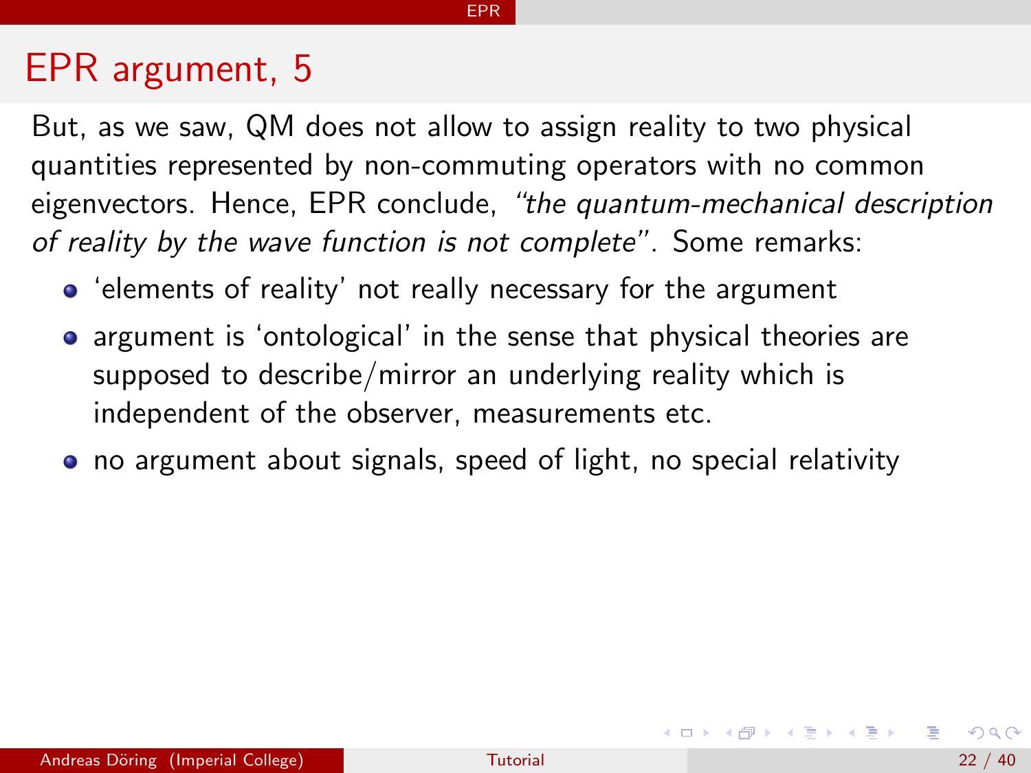# EPR argument, 5

But, as we saw, QM does not allow to assign reality to two physical quantities represented by non-commuting operators with no common eigenvectors. Hence, EPR conclude, *"the quantum-mechanical description of reality by the wave function is not complete"*. Some remarks:

- 'elements of reality' not really necessary for the argument
- argument is 'ontological' in the sense that physical theories are supposed to describe/mirror an underlying reality which is independent of the observer, measurements etc.
- no argument about signals, speed of light, no special relativity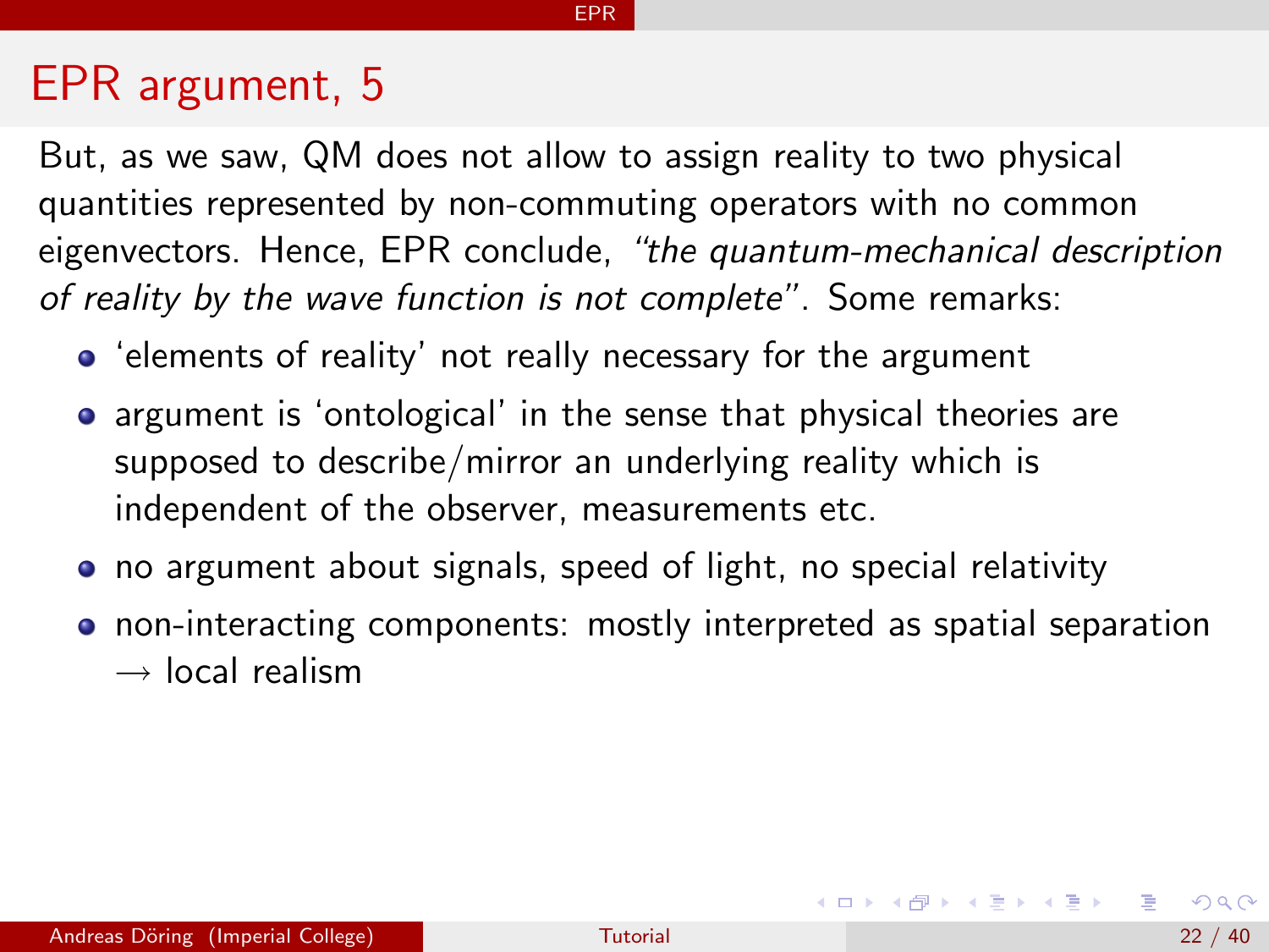# EPR argument, 5

But, as we saw, QM does not allow to assign reality to two physical quantities represented by non-commuting operators with no common eigenvectors. Hence, EPR conclude, *"the quantum-mechanical description of reality by the wave function is not complete"*. Some remarks:

- 'elements of reality' not really necessary for the argument
- argument is 'ontological' in the sense that physical theories are supposed to describe/mirror an underlying reality which is independent of the observer, measurements etc.
- no argument about signals, speed of light, no special relativity
- non-interacting components: mostly interpreted as spatial separation $\rightarrow$ local realism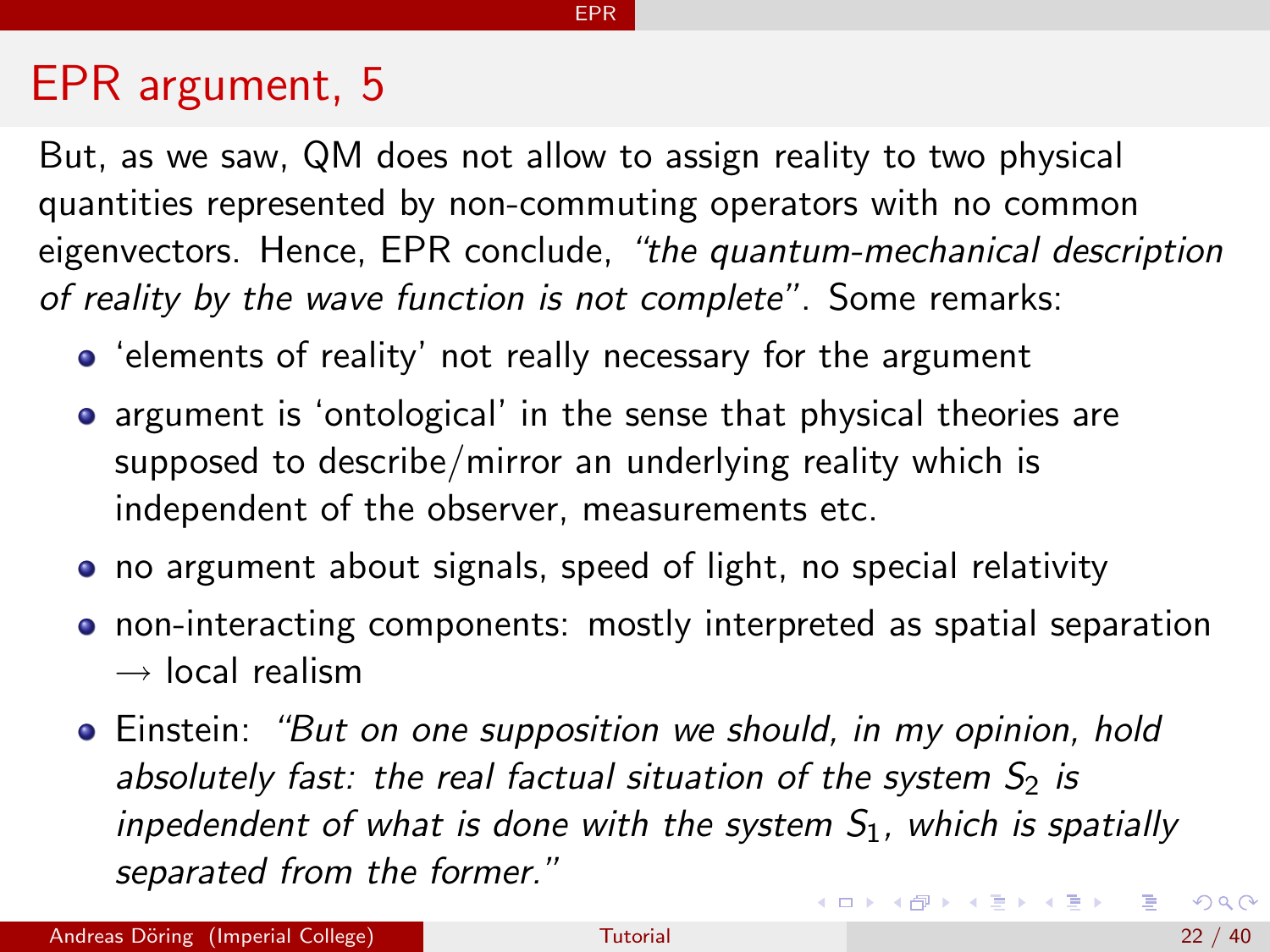# EPR argument, 5

But, as we saw, QM does not allow to assign reality to two physical quantities represented by non-commuting operators with no common eigenvectors. Hence, EPR conclude, *"the quantum-mechanical description of reality by the wave function is not complete"*. Some remarks:

- 'elements of reality' not really necessary for the argument
- argument is 'ontological' in the sense that physical theories are supposed to describe/mirror an underlying reality which is independent of the observer, measurements etc.
- no argument about signals, speed of light, no special relativity
- non-interacting components: mostly interpreted as spatial separation $\rightarrow$ local realism
- Einstein: *"But on one supposition we should, in my opinion, hold absolutely fast: the real factual situation of the system $S_2$ is inpedendent of what is done with the system $S_1$, which is spatially separated from the former."*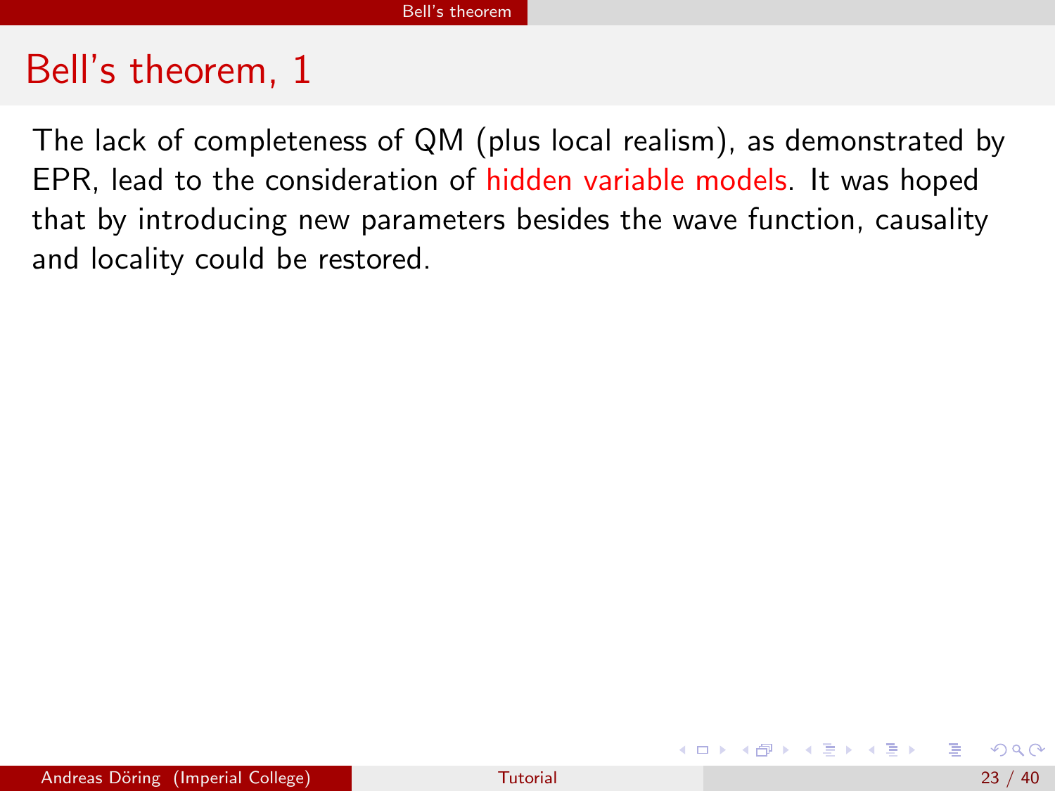# Bell's theorem, 1

The lack of completeness of QM (plus local realism), as demonstrated by EPR, lead to the consideration of hidden variable models. It was hoped that by introducing new parameters besides the wave function, causality and locality could be restored.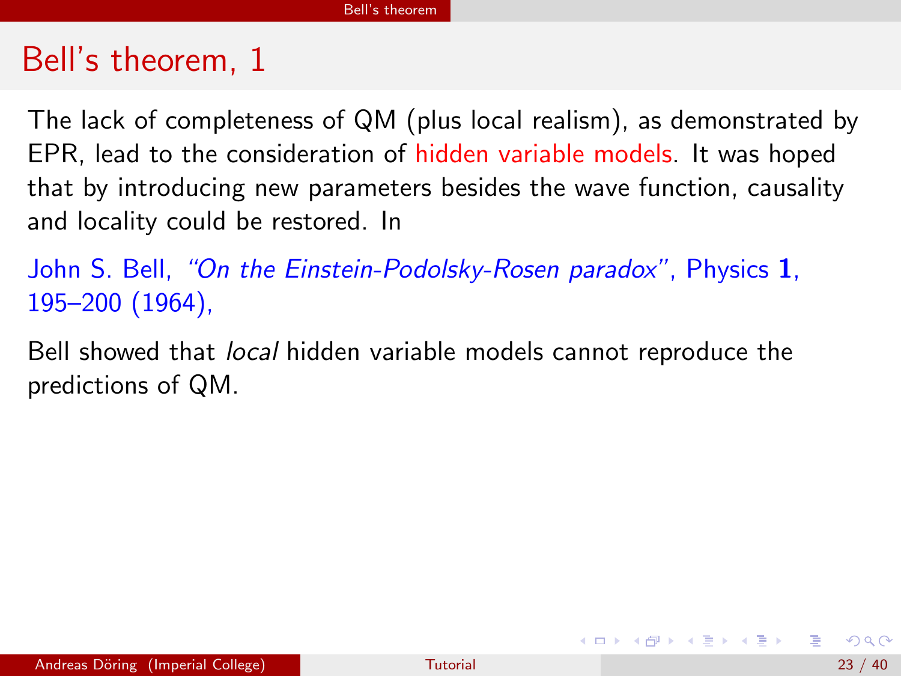# Bell's theorem, 1

The lack of completeness of QM (plus local realism), as demonstrated by EPR, lead to the consideration of hidden variable models. It was hoped that by introducing new parameters besides the wave function, causality and locality could be restored. In

John S. Bell, *"On the Einstein-Podolsky-Rosen paradox"*, Physics **1**, 195–200 (1964),

Bell showed that *local* hidden variable models cannot reproduce the predictions of QM.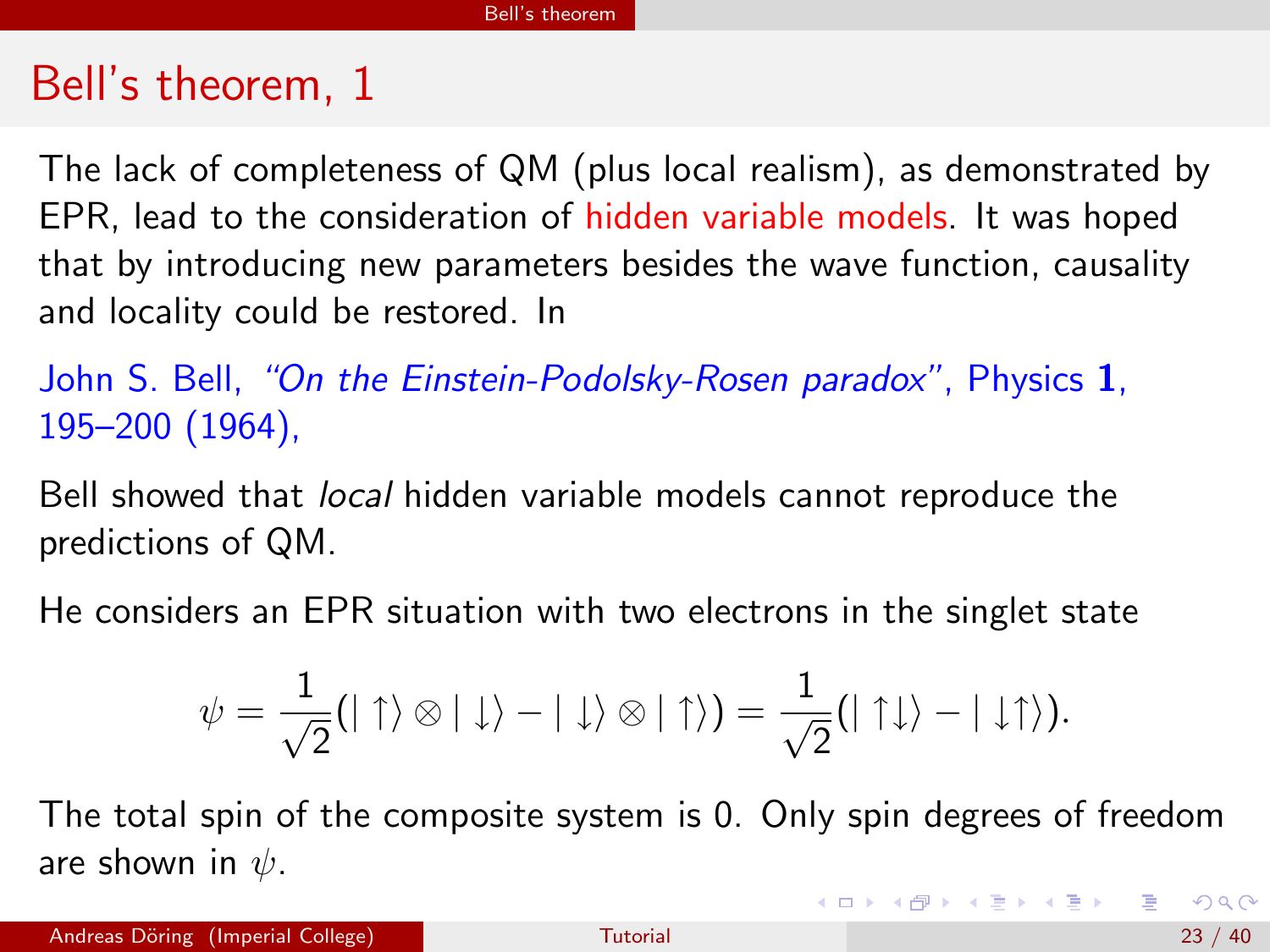# Bell's theorem, 1

The lack of completeness of QM (plus local realism), as demonstrated by EPR, lead to the consideration of hidden variable models. It was hoped that by introducing new parameters besides the wave function, causality and locality could be restored. In

John S. Bell, *"On the Einstein-Podolsky-Rosen paradox"*, Physics **1**, 195–200 (1964),

Bell showed that *local* hidden variable models cannot reproduce the predictions of QM.

He considers an EPR situation with two electrons in the singlet state

$$\psi = \frac{1}{\sqrt{2}}(|\uparrow\rangle \otimes |\downarrow\rangle - |\downarrow\rangle \otimes |\uparrow\rangle) = \frac{1}{\sqrt{2}}(|\uparrow\downarrow\rangle - |\downarrow\uparrow\rangle).$$

The total spin of the composite system is 0. Only spin degrees of freedom are shown in $\psi$.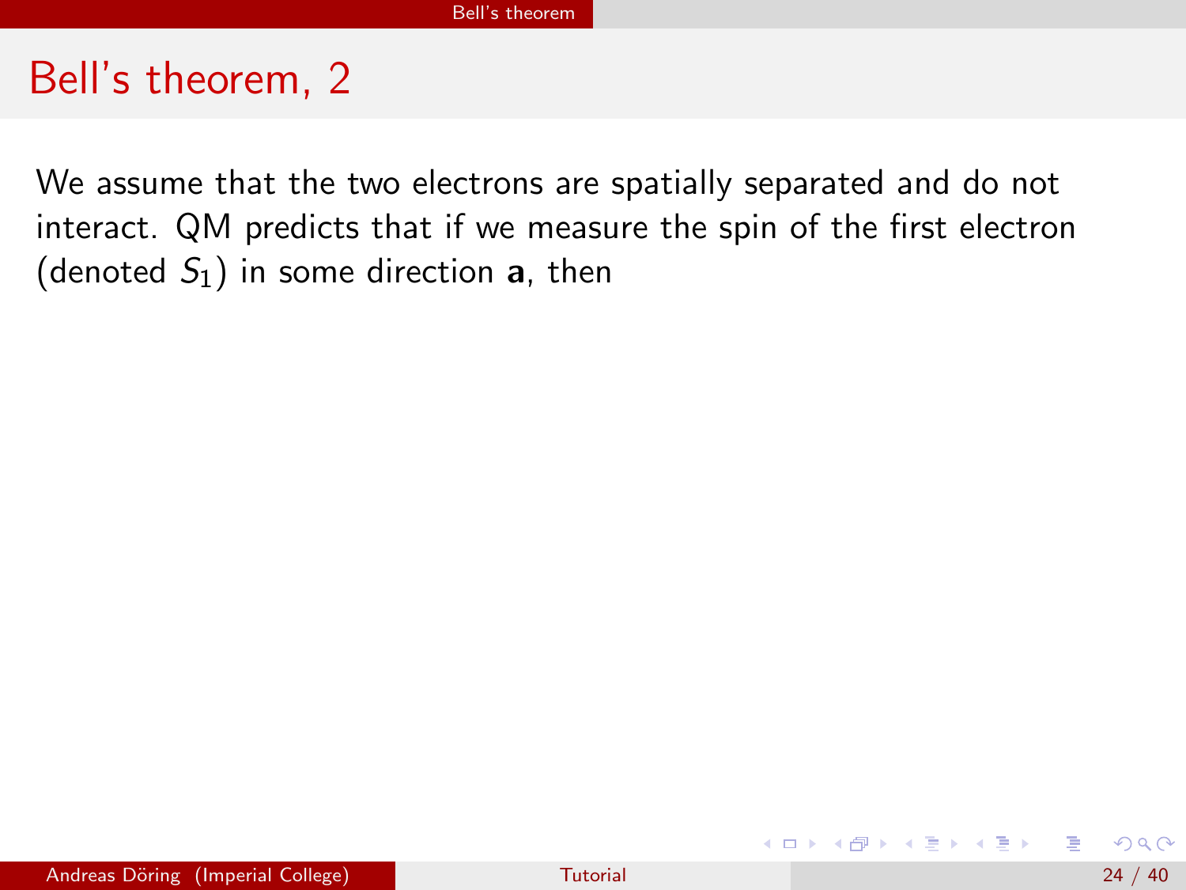# Bell's theorem, 2

We assume that the two electrons are spatially separated and do not interact. QM predicts that if we measure the spin of the first electron (denoted $S_1$) in some direction $\mathbf{a}$, then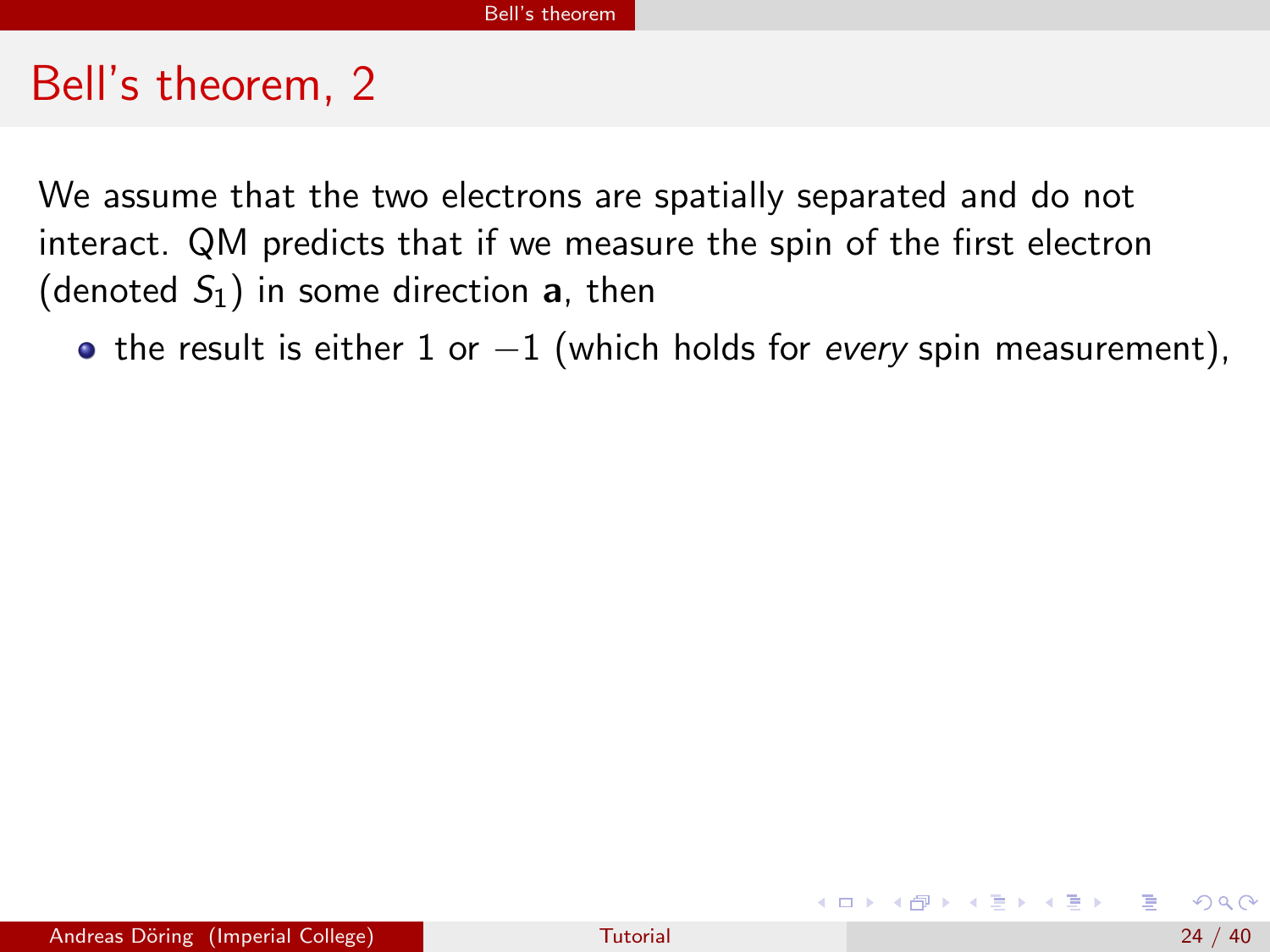## Bell's theorem, 2

We assume that the two electrons are spatially separated and do not interact. QM predicts that if we measure the spin of the first electron (denoted $S_1$) in some direction $\mathbf{a}$, then

- the result is either 1 or $-1$ (which holds for *every* spin measurement),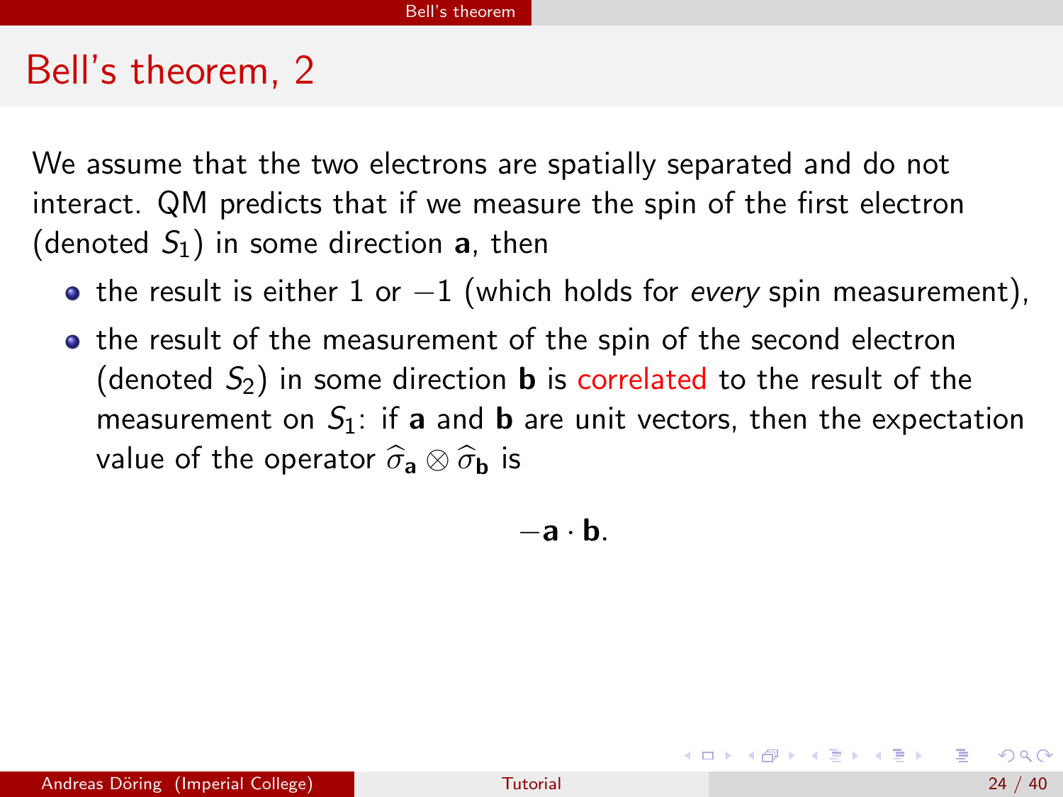# Bell's theorem, 2

We assume that the two electrons are spatially separated and do not interact. QM predicts that if we measure the spin of the first electron (denoted $S_1$) in some direction $\mathbf{a}$, then

- the result is either 1 or $-1$ (which holds for *every* spin measurement),
- the result of the measurement of the spin of the second electron (denoted $S_2$) in some direction $\mathbf{b}$ is correlated to the result of the measurement on $S_1$: if $\mathbf{a}$ and $\mathbf{b}$ are unit vectors, then the expectation value of the operator $\widehat{\sigma}_{\mathbf{a}} \otimes \widehat{\sigma}_{\mathbf{b}}$ is

$$-\mathbf{a} \cdot \mathbf{b}.$$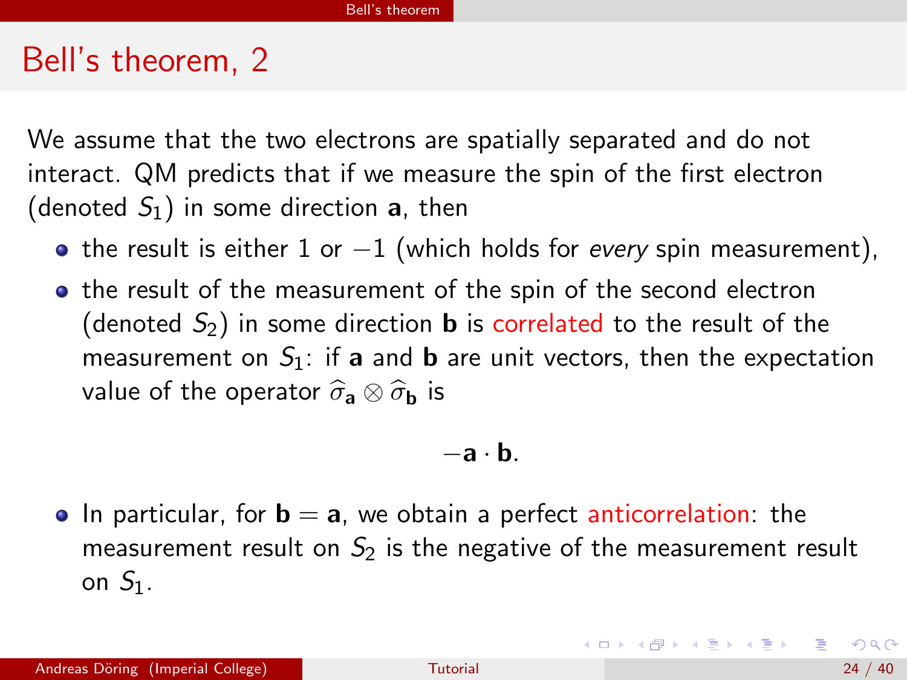# Bell's theorem, 2

We assume that the two electrons are spatially separated and do not interact. QM predicts that if we measure the spin of the first electron (denoted $S_1$) in some direction $\mathbf{a}$, then

- the result is either 1 or $-1$ (which holds for *every* spin measurement),
- the result of the measurement of the spin of the second electron (denoted $S_2$) in some direction $\mathbf{b}$ is correlated to the result of the measurement on $S_1$: if $\mathbf{a}$ and $\mathbf{b}$ are unit vectors, then the expectation value of the operator $\widehat{\sigma}_{\mathbf{a}} \otimes \widehat{\sigma}_{\mathbf{b}}$ is

$$-\mathbf{a} \cdot \mathbf{b}.$$

- In particular, for $\mathbf{b} = \mathbf{a}$, we obtain a perfect anticorrelation: the measurement result on $S_2$ is the negative of the measurement result on $S_1$.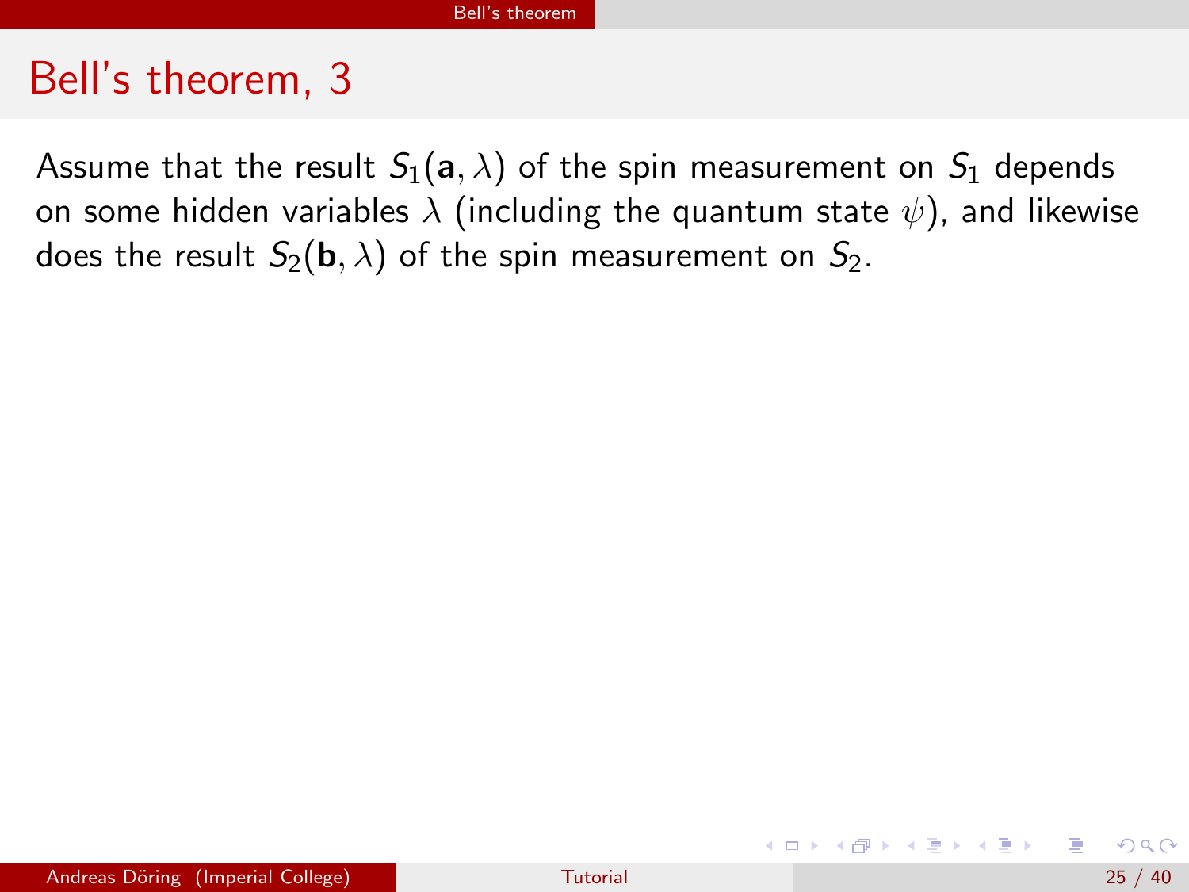# Bell's theorem, 3

Assume that the result $S_1(\mathbf{a}, \lambda)$ of the spin measurement on $S_1$ depends on some hidden variables $\lambda$ (including the quantum state $\psi$), and likewise does the result $S_2(\mathbf{b}, \lambda)$ of the spin measurement on $S_2$.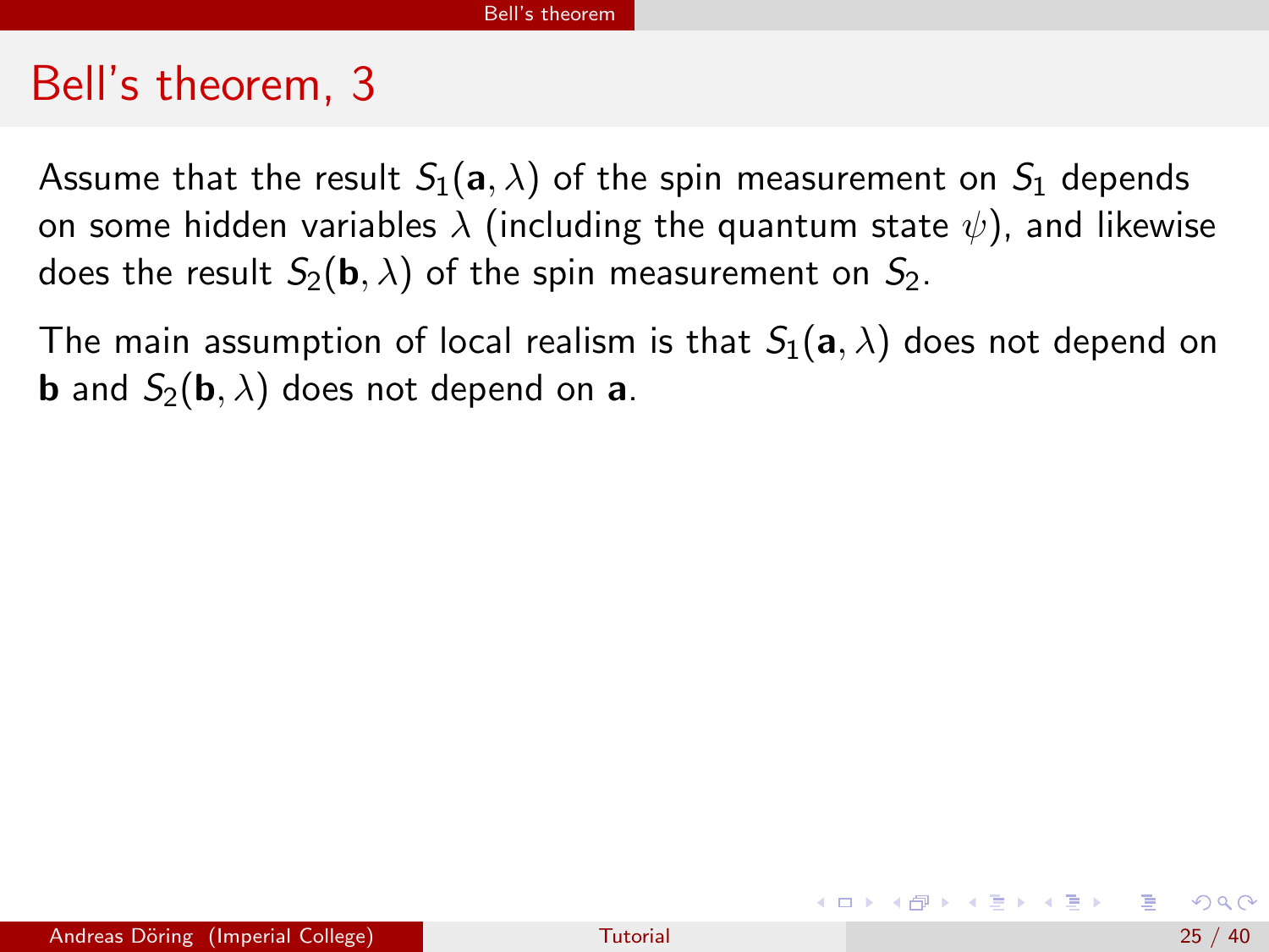# Bell's theorem, 3

Assume that the result $S_1(\mathbf{a}, \lambda)$ of the spin measurement on $S_1$ depends on some hidden variables $\lambda$ (including the quantum state $\psi$), and likewise does the result $S_2(\mathbf{b}, \lambda)$ of the spin measurement on $S_2$.

The main assumption of local realism is that $S_1(\mathbf{a}, \lambda)$ does not depend on $\mathbf{b}$ and $S_2(\mathbf{b}, \lambda)$ does not depend on $\mathbf{a}$.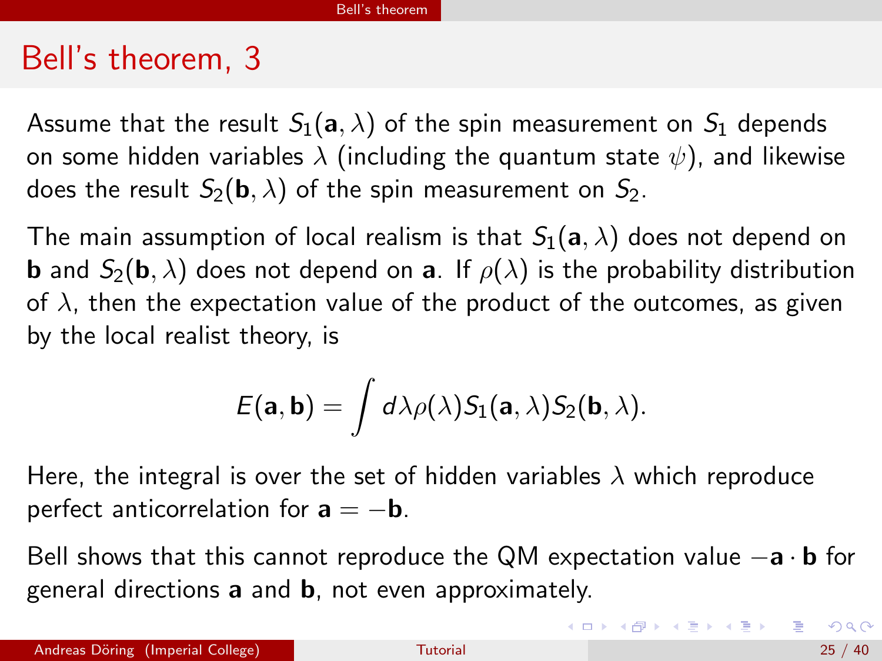# Bell's theorem, 3

Assume that the result $S_1(\mathbf{a}, \lambda)$ of the spin measurement on $S_1$ depends on some hidden variables $\lambda$ (including the quantum state $\psi$), and likewise does the result $S_2(\mathbf{b}, \lambda)$ of the spin measurement on $S_2$.

The main assumption of local realism is that $S_1(\mathbf{a}, \lambda)$ does not depend on $\mathbf{b}$ and $S_2(\mathbf{b}, \lambda)$ does not depend on $\mathbf{a}$. If $\rho(\lambda)$ is the probability distribution of $\lambda$, then the expectation value of the product of the outcomes, as given by the local realist theory, is

$$E(\mathbf{a}, \mathbf{b}) = \int d\lambda \rho(\lambda) S_1(\mathbf{a}, \lambda) S_2(\mathbf{b}, \lambda).$$

Here, the integral is over the set of hidden variables $\lambda$ which reproduce perfect anticorrelation for $\mathbf{a} = -\mathbf{b}$.

Bell shows that this cannot reproduce the QM expectation value $-\mathbf{a} \cdot \mathbf{b}$ for general directions $\mathbf{a}$ and $\mathbf{b}$, not even approximately.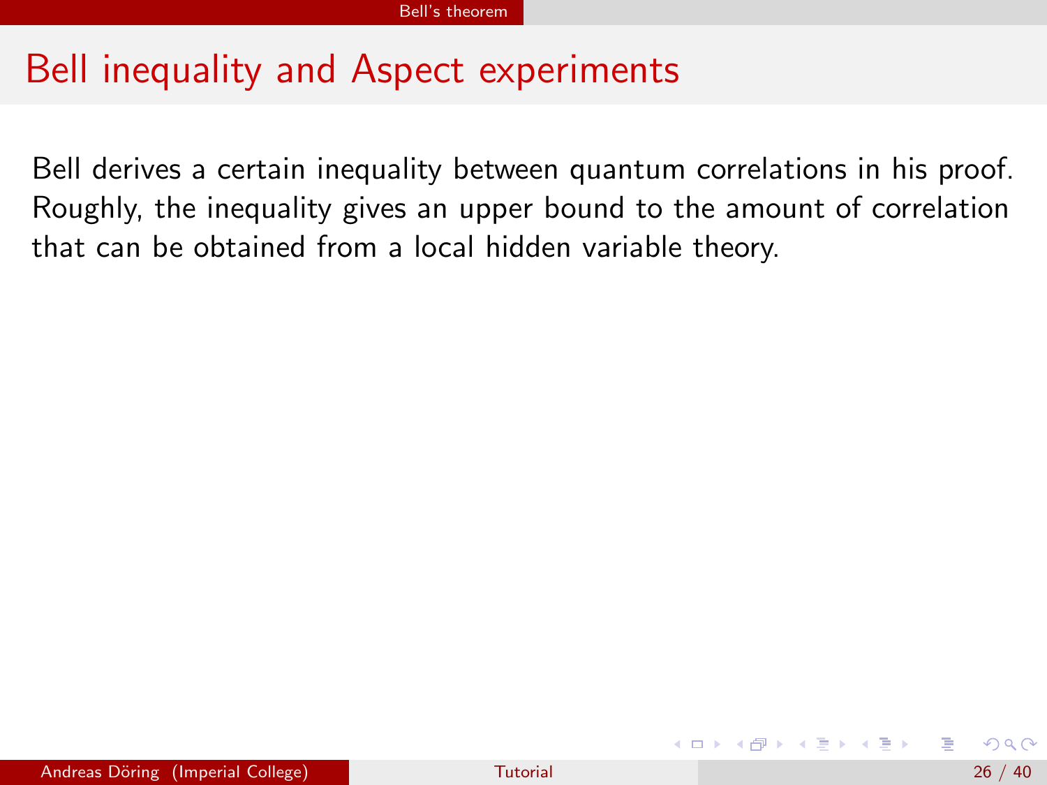# Bell inequality and Aspect experiments

Bell derives a certain inequality between quantum correlations in his proof. Roughly, the inequality gives an upper bound to the amount of correlation that can be obtained from a local hidden variable theory.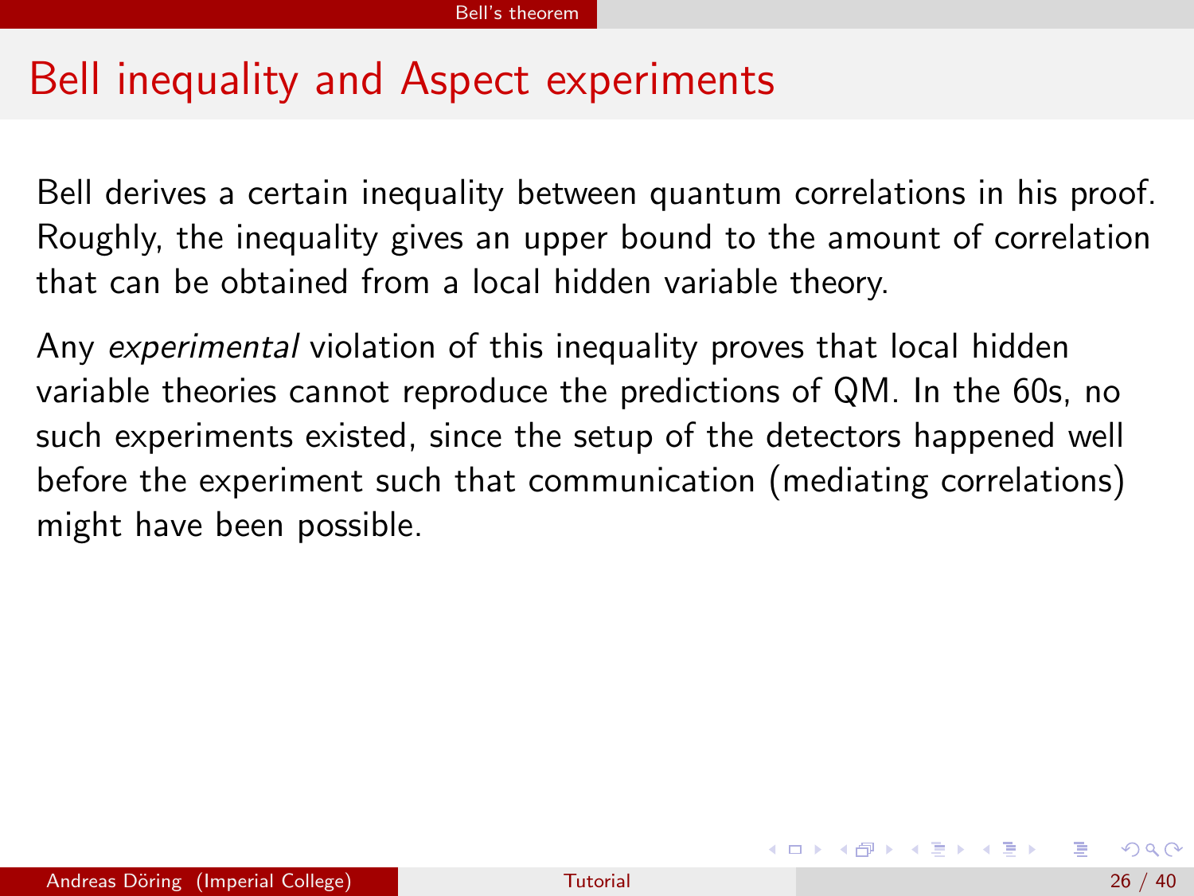# Bell inequality and Aspect experiments

Bell derives a certain inequality between quantum correlations in his proof. Roughly, the inequality gives an upper bound to the amount of correlation that can be obtained from a local hidden variable theory.

Any *experimental* violation of this inequality proves that local hidden variable theories cannot reproduce the predictions of QM. In the 60s, no such experiments existed, since the setup of the detectors happened well before the experiment such that communication (mediating correlations) might have been possible.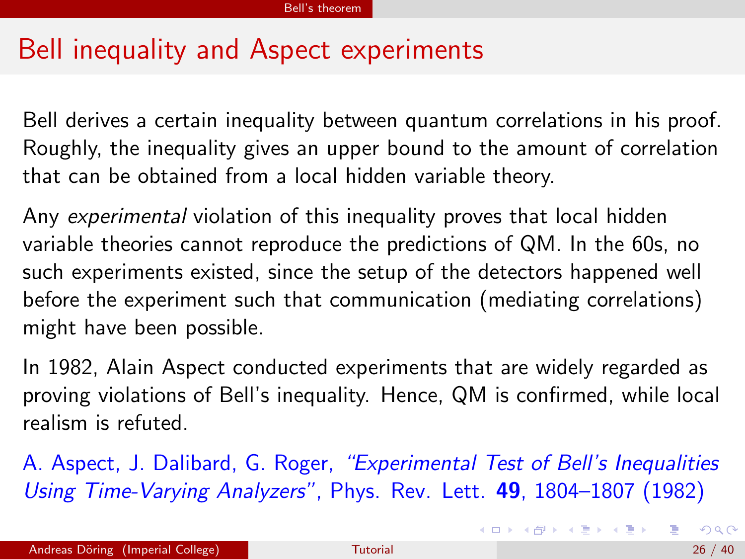# Bell inequality and Aspect experiments

Bell derives a certain inequality between quantum correlations in his proof. Roughly, the inequality gives an upper bound to the amount of correlation that can be obtained from a local hidden variable theory.

Any *experimental* violation of this inequality proves that local hidden variable theories cannot reproduce the predictions of QM. In the 60s, no such experiments existed, since the setup of the detectors happened well before the experiment such that communication (mediating correlations) might have been possible.

In 1982, Alain Aspect conducted experiments that are widely regarded as proving violations of Bell's inequality. Hence, QM is confirmed, while local realism is refuted.

A. Aspect, J. Dalibard, G. Roger, *"Experimental Test of Bell's Inequalities Using Time-Varying Analyzers"*, Phys. Rev. Lett. **49**, 1804–1807 (1982)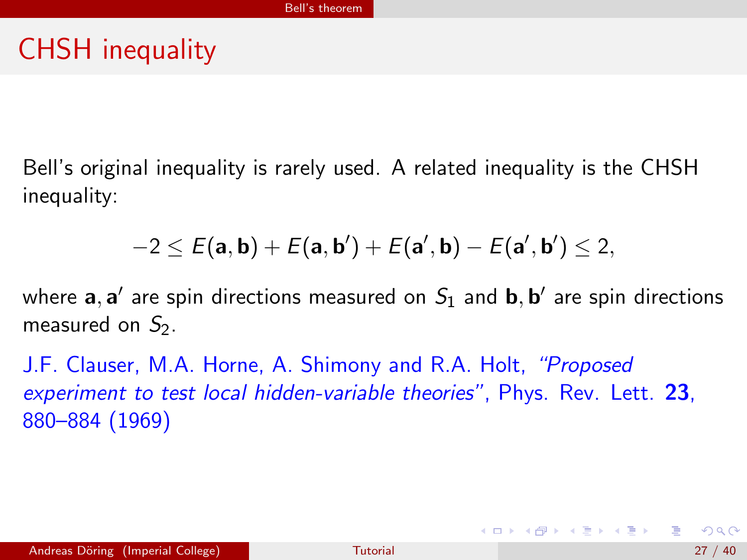# CHSH inequality

Bell's original inequality is rarely used. A related inequality is the CHSH inequality:

$$-2 \leq E(\mathbf{a}, \mathbf{b}) + E(\mathbf{a}, \mathbf{b}') + E(\mathbf{a}', \mathbf{b}) - E(\mathbf{a}', \mathbf{b}') \leq 2,$$

where $\mathbf{a}, \mathbf{a}'$ are spin directions measured on $S_1$ and $\mathbf{b}, \mathbf{b}'$ are spin directions measured on $S_2$.

J.F. Clauser, M.A. Horne, A. Shimony and R.A. Holt, *"Proposed experiment to test local hidden-variable theories"*, Phys. Rev. Lett. **23**, 880–884 (1969)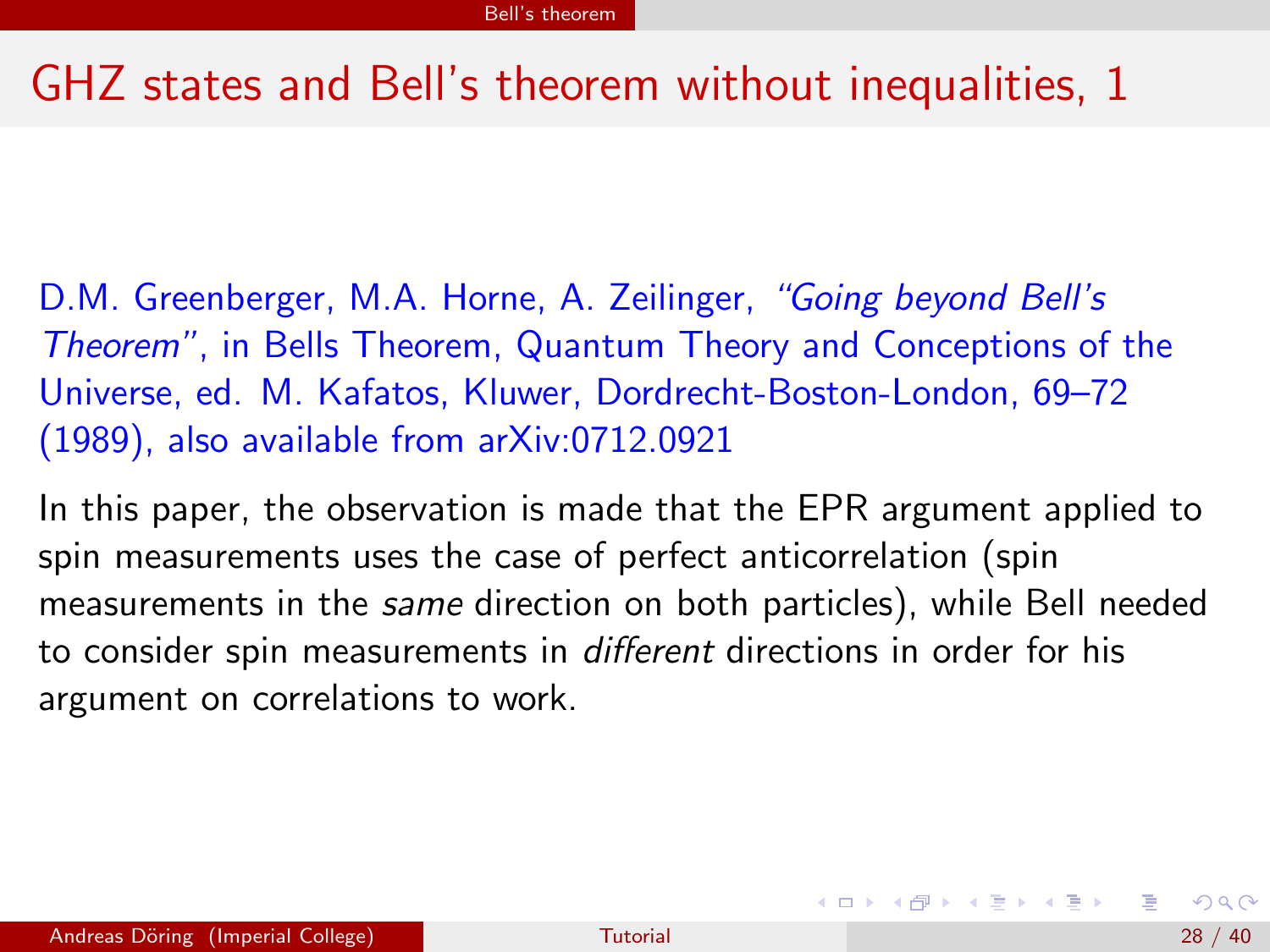# GHZ states and Bell's theorem without inequalities, 1

D.M. Greenberger, M.A. Horne, A. Zeilinger, *"Going beyond Bell's Theorem"*, in Bells Theorem, Quantum Theory and Conceptions of the Universe, ed. M. Kafatos, Kluwer, Dordrecht-Boston-London, 69–72 (1989), also available from arXiv:0712.0921

In this paper, the observation is made that the EPR argument applied to spin measurements uses the case of perfect anticorrelation (spin measurements in the *same* direction on both particles), while Bell needed to consider spin measurements in *different* directions in order for his argument on correlations to work.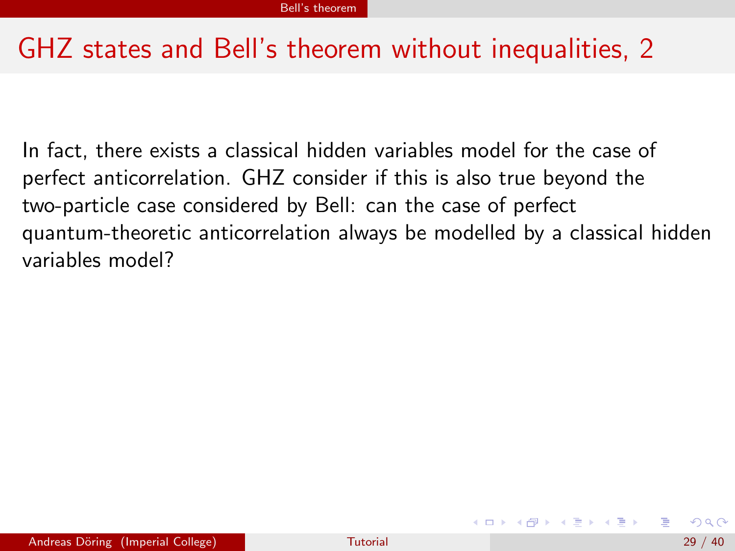# GHZ states and Bell's theorem without inequalities, 2

In fact, there exists a classical hidden variables model for the case of perfect anticorrelation. GHZ consider if this is also true beyond the two-particle case considered by Bell: can the case of perfect quantum-theoretic anticorrelation always be modelled by a classical hidden variables model?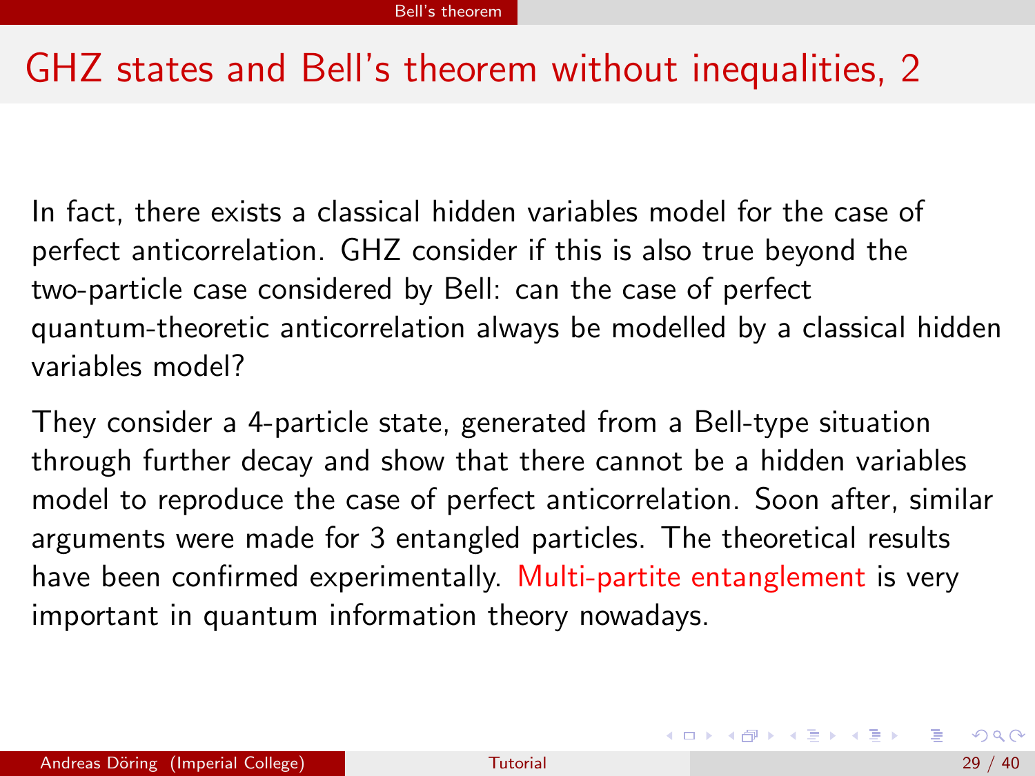# GHZ states and Bell's theorem without inequalities, 2

In fact, there exists a classical hidden variables model for the case of perfect anticorrelation. GHZ consider if this is also true beyond the two-particle case considered by Bell: can the case of perfect quantum-theoretic anticorrelation always be modelled by a classical hidden variables model?

They consider a 4-particle state, generated from a Bell-type situation through further decay and show that there cannot be a hidden variables model to reproduce the case of perfect anticorrelation. Soon after, similar arguments were made for 3 entangled particles. The theoretical results have been confirmed experimentally. Multi-partite entanglement is very important in quantum information theory nowadays.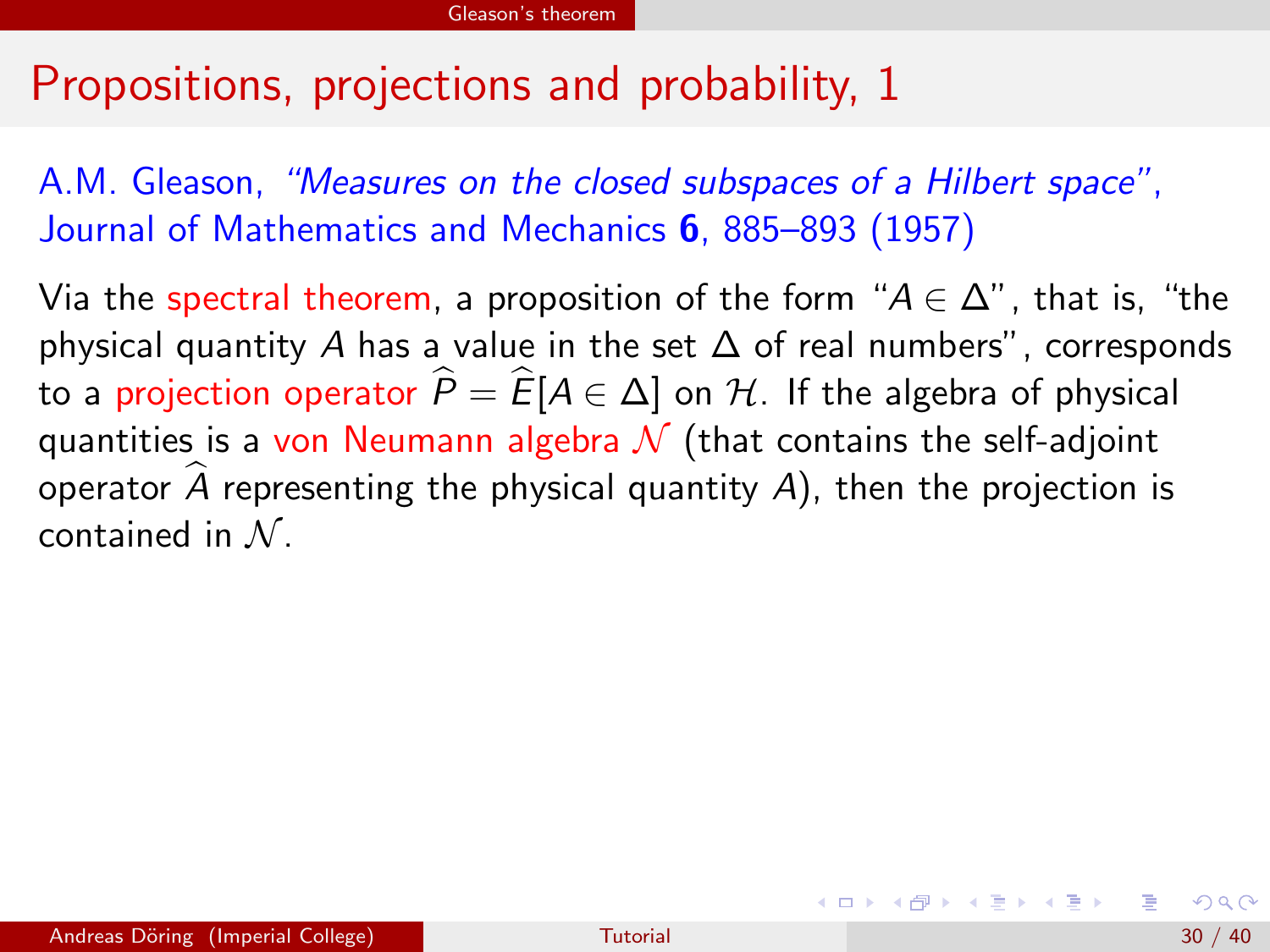# Propositions, projections and probability, 1

A.M. Gleason, *"Measures on the closed subspaces of a Hilbert space"*, Journal of Mathematics and Mechanics **6**, 885–893 (1957)

Via the spectral theorem, a proposition of the form "$A \in \Delta$", that is, "the physical quantity $A$ has a value in the set $\Delta$ of real numbers", corresponds to a projection operator $\widehat{P} = \widehat{E}[A \in \Delta]$ on $\mathcal{H}$. If the algebra of physical quantities is a von Neumann algebra $\mathcal{N}$ (that contains the self-adjoint operator $\widehat{A}$ representing the physical quantity $A$), then the projection is contained in $\mathcal{N}$.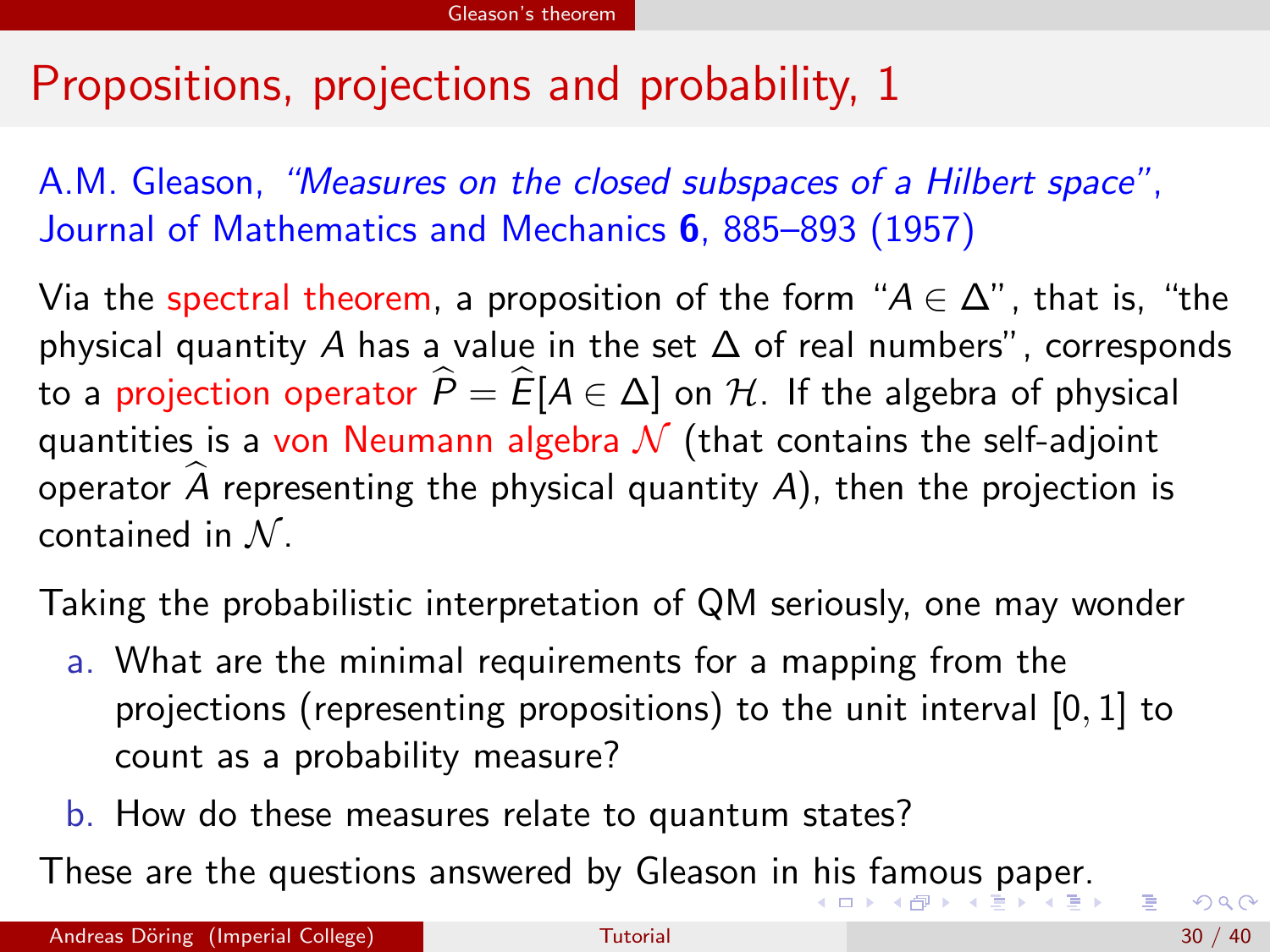# Propositions, projections and probability, 1

A.M. Gleason, *"Measures on the closed subspaces of a Hilbert space"*, Journal of Mathematics and Mechanics **6**, 885–893 (1957)

Via the spectral theorem, a proposition of the form "$A \in \Delta$", that is, "the physical quantity $A$ has a value in the set $\Delta$ of real numbers", corresponds to a projection operator $\widehat{P} = \widehat{E}[A \in \Delta]$ on $\mathcal{H}$. If the algebra of physical quantities is a von Neumann algebra $\mathcal{N}$ (that contains the self-adjoint operator $\widehat{A}$ representing the physical quantity $A$), then the projection is contained in $\mathcal{N}$.

Taking the probabilistic interpretation of QM seriously, one may wonder

a. What are the minimal requirements for a mapping from the projections (representing propositions) to the unit interval $[0, 1]$ to count as a probability measure?

b. How do these measures relate to quantum states?

These are the questions answered by Gleason in his famous paper.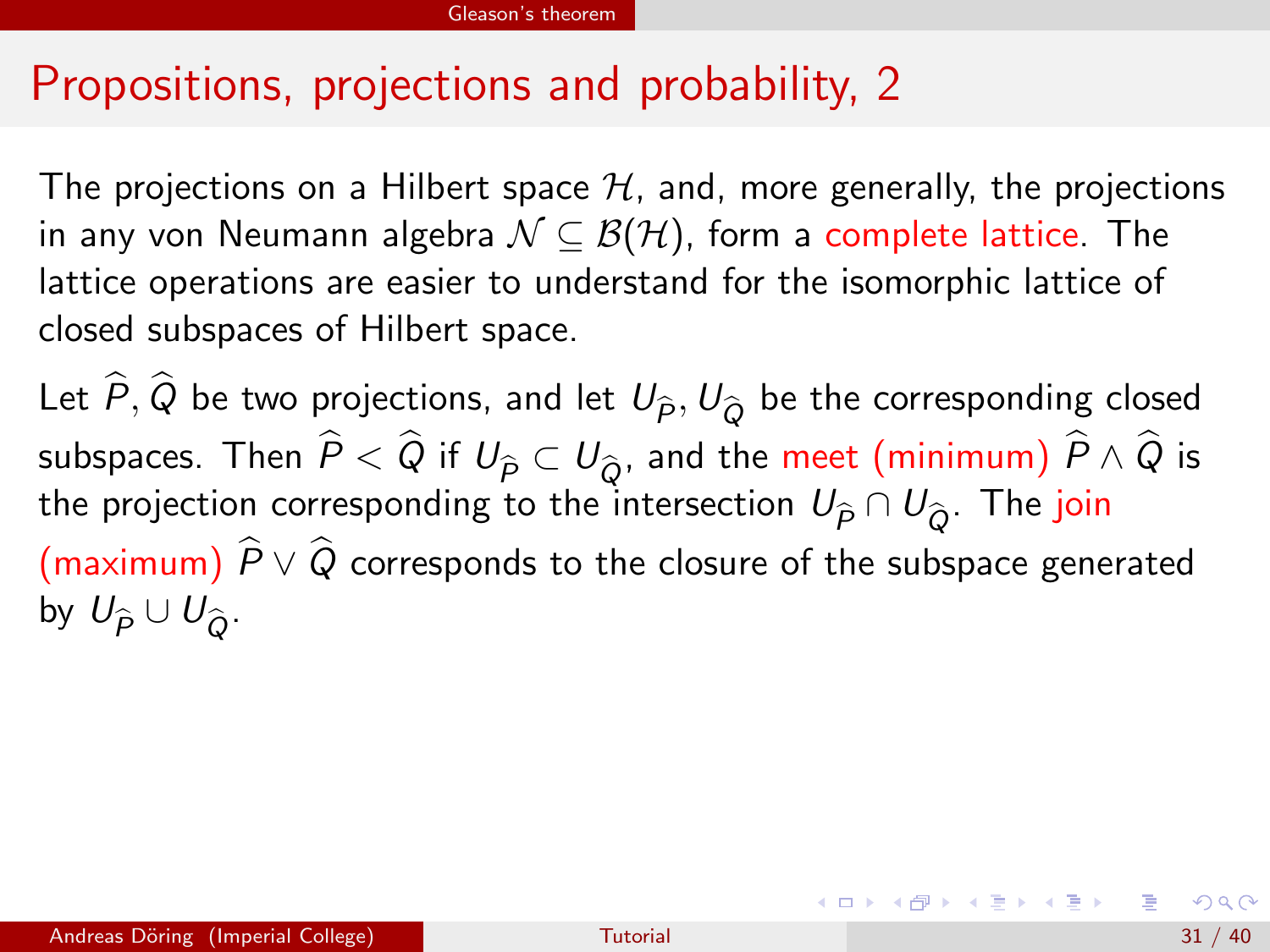# Propositions, projections and probability, 2

The projections on a Hilbert space $\mathcal{H}$, and, more generally, the projections in any von Neumann algebra $\mathcal{N} \subseteq \mathcal{B}(\mathcal{H})$, form a complete lattice. The lattice operations are easier to understand for the isomorphic lattice of closed subspaces of Hilbert space.

Let $\widehat{P}, \widehat{Q}$ be two projections, and let $U_{\widehat{P}}, U_{\widehat{Q}}$ be the corresponding closed subspaces. Then $\widehat{P} < \widehat{Q}$ if $U_{\widehat{P}} \subset U_{\widehat{Q}}$, and the meet (minimum) $\widehat{P} \wedge \widehat{Q}$ is the projection corresponding to the intersection $U_{\widehat{P}} \cap U_{\widehat{Q}}$. The join (maximum) $\widehat{P} \vee \widehat{Q}$ corresponds to the closure of the subspace generated by $U_{\widehat{P}} \cup U_{\widehat{Q}}$.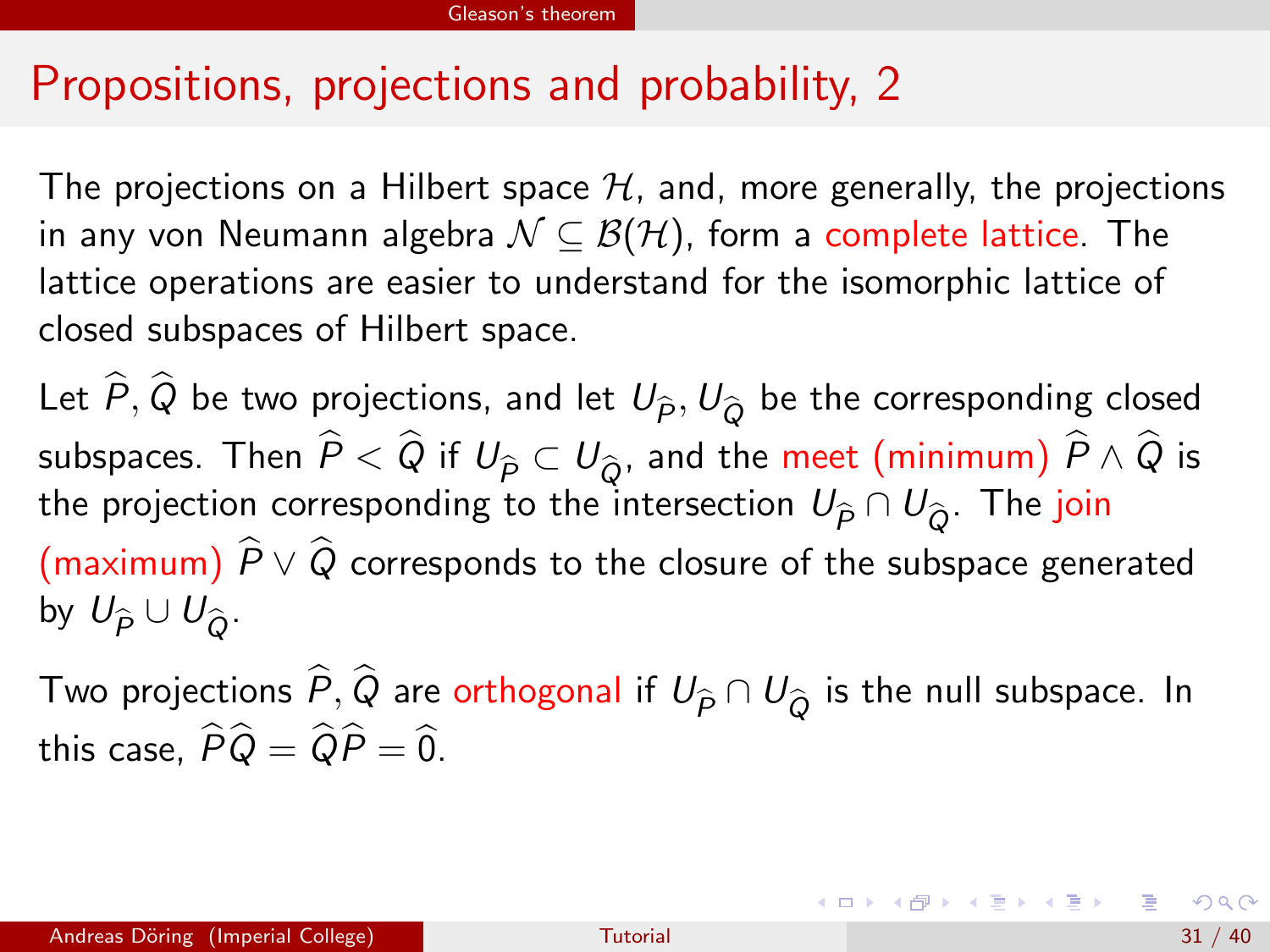# Propositions, projections and probability, 2

The projections on a Hilbert space $\mathcal{H}$, and, more generally, the projections in any von Neumann algebra $\mathcal{N} \subseteq \mathcal{B}(\mathcal{H})$, form a complete lattice. The lattice operations are easier to understand for the isomorphic lattice of closed subspaces of Hilbert space.

Let $\widehat{P}, \widehat{Q}$ be two projections, and let $U_{\widehat{P}}, U_{\widehat{Q}}$ be the corresponding closed subspaces. Then $\widehat{P} < \widehat{Q}$ if $U_{\widehat{P}} \subset U_{\widehat{Q}}$, and the meet (minimum) $\widehat{P} \wedge \widehat{Q}$ is the projection corresponding to the intersection $U_{\widehat{P}} \cap U_{\widehat{Q}}$. The join (maximum) $\widehat{P} \vee \widehat{Q}$ corresponds to the closure of the subspace generated by $U_{\widehat{P}} \cup U_{\widehat{Q}}$.

Two projections $\widehat{P}, \widehat{Q}$ are orthogonal if $U_{\widehat{P}} \cap U_{\widehat{Q}}$ is the null subspace. In this case, $\widehat{P}\widehat{Q} = \widehat{Q}\widehat{P} = \widehat{0}$.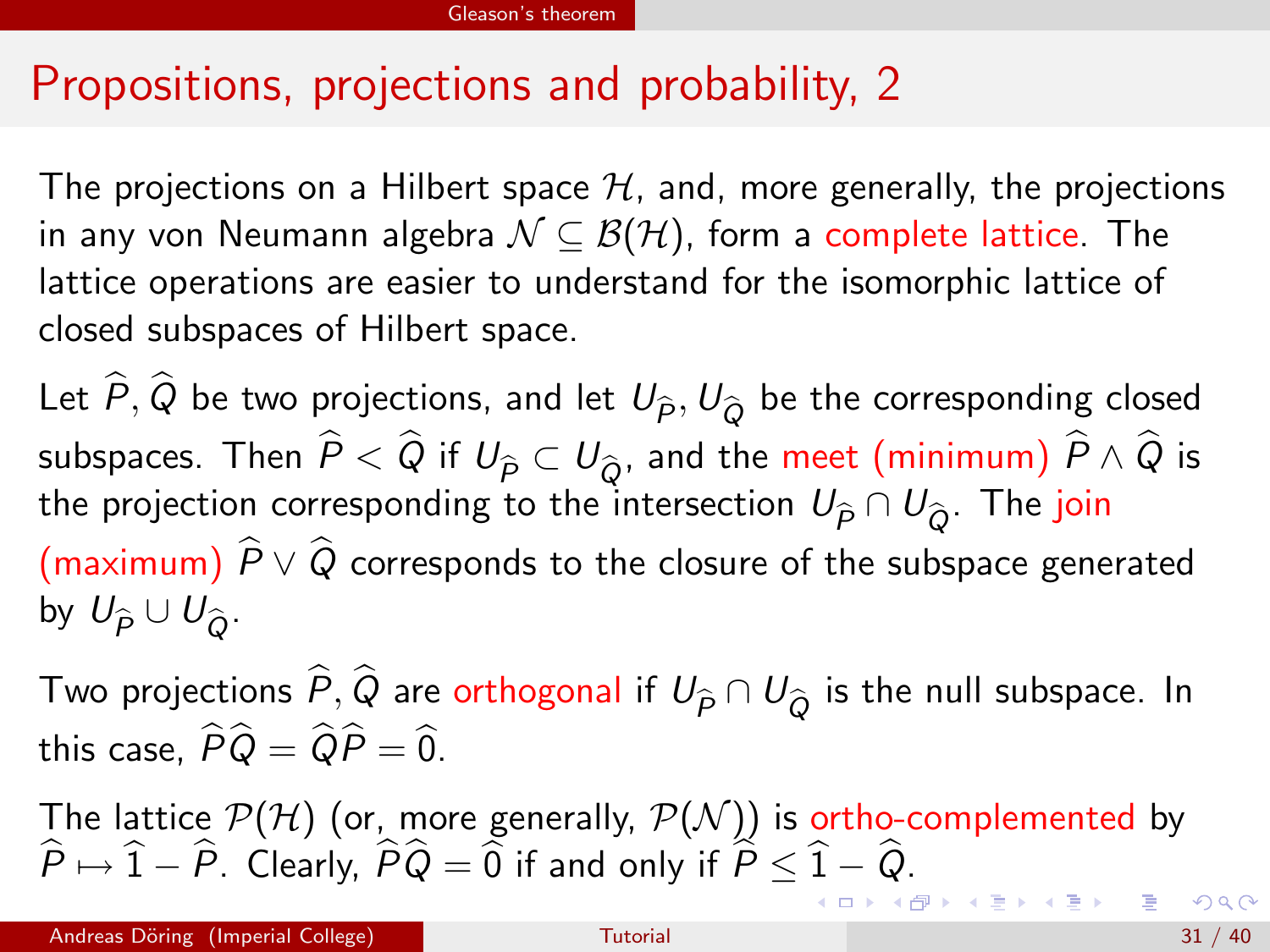# Propositions, projections and probability, 2

The projections on a Hilbert space $\mathcal{H}$, and, more generally, the projections in any von Neumann algebra $\mathcal{N} \subseteq \mathcal{B}(\mathcal{H})$, form a complete lattice. The lattice operations are easier to understand for the isomorphic lattice of closed subspaces of Hilbert space.

Let $\widehat{P}, \widehat{Q}$ be two projections, and let $U_{\widehat{P}}, U_{\widehat{Q}}$ be the corresponding closed subspaces. Then $\widehat{P} < \widehat{Q}$ if $U_{\widehat{P}} \subset U_{\widehat{Q}}$, and the meet (minimum) $\widehat{P} \wedge \widehat{Q}$ is the projection corresponding to the intersection $U_{\widehat{P}} \cap U_{\widehat{Q}}$. The join (maximum) $\widehat{P} \vee \widehat{Q}$ corresponds to the closure of the subspace generated by $U_{\widehat{P}} \cup U_{\widehat{Q}}$.

Two projections $\widehat{P}, \widehat{Q}$ are orthogonal if $U_{\widehat{P}} \cap U_{\widehat{Q}}$ is the null subspace. In this case, $\widehat{P}\widehat{Q} = \widehat{Q}\widehat{P} = \widehat{0}$.

The lattice $\mathcal{P}(\mathcal{H})$ (or, more generally, $\mathcal{P}(\mathcal{N})$) is ortho-complemented by $\widehat{P} \mapsto \widehat{1} - \widehat{P}$. Clearly, $\widehat{P}\widehat{Q} = \widehat{0}$ if and only if $\widehat{P} \leq \widehat{1} - \widehat{Q}$.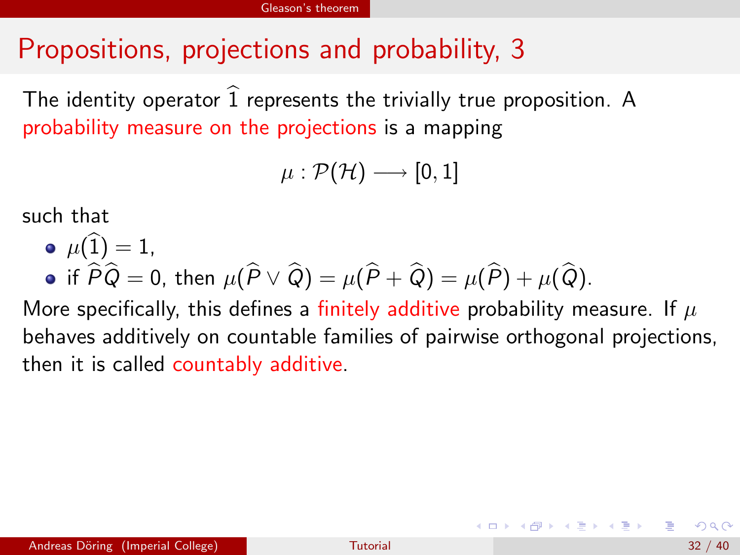# Propositions, projections and probability, 3

The identity operator $\widehat{1}$ represents the trivially true proposition. A probability measure on the projections is a mapping

$$\mu : \mathcal{P}(\mathcal{H}) \longrightarrow [0,1]$$

such that

- $\mu(\widehat{1}) = 1$,
- if $\widehat{P}\widehat{Q} = 0$, then $\mu(\widehat{P} \vee \widehat{Q}) = \mu(\widehat{P} + \widehat{Q}) = \mu(\widehat{P}) + \mu(\widehat{Q})$.

More specifically, this defines a finitely additive probability measure. If $\mu$ behaves additively on countable families of pairwise orthogonal projections, then it is called countably additive.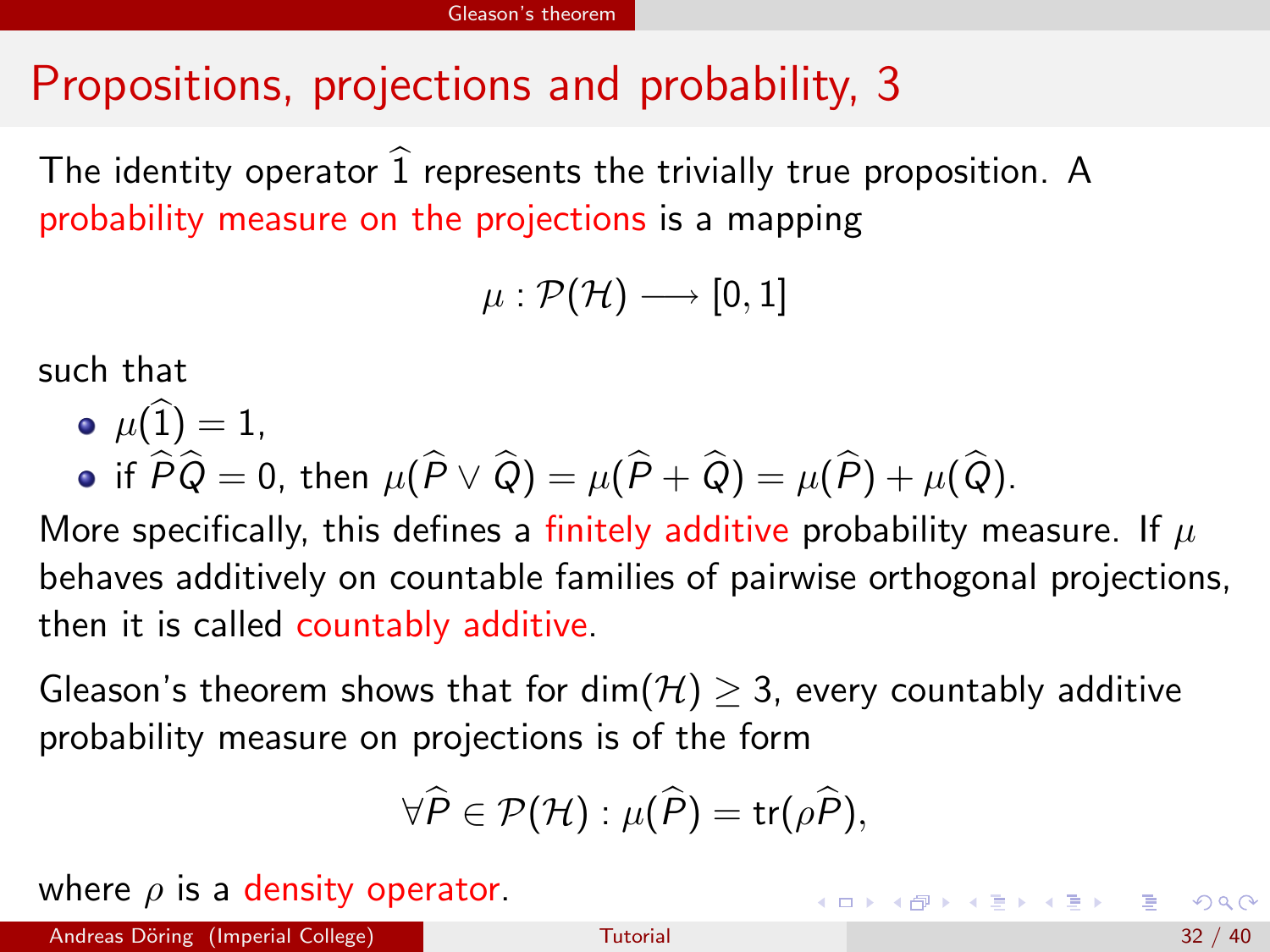# Propositions, projections and probability, 3

The identity operator $\widehat{1}$ represents the trivially true proposition. A probability measure on the projections is a mapping

$$\mu : \mathcal{P}(\mathcal{H}) \longrightarrow [0, 1]$$

such that

- $\mu(\widehat{1}) = 1$,
- if $\widehat{P}\widehat{Q} = 0$, then $\mu(\widehat{P} \vee \widehat{Q}) = \mu(\widehat{P} + \widehat{Q}) = \mu(\widehat{P}) + \mu(\widehat{Q})$.

More specifically, this defines a finitely additive probability measure. If $\mu$ behaves additively on countable families of pairwise orthogonal projections, then it is called countably additive.

Gleason's theorem shows that for $\dim(\mathcal{H}) \geq 3$, every countably additive probability measure on projections is of the form

$$\forall \widehat{P} \in \mathcal{P}(\mathcal{H}) : \mu(\widehat{P}) = \mathrm{tr}(\rho \widehat{P}),$$

where $\rho$ is a density operator.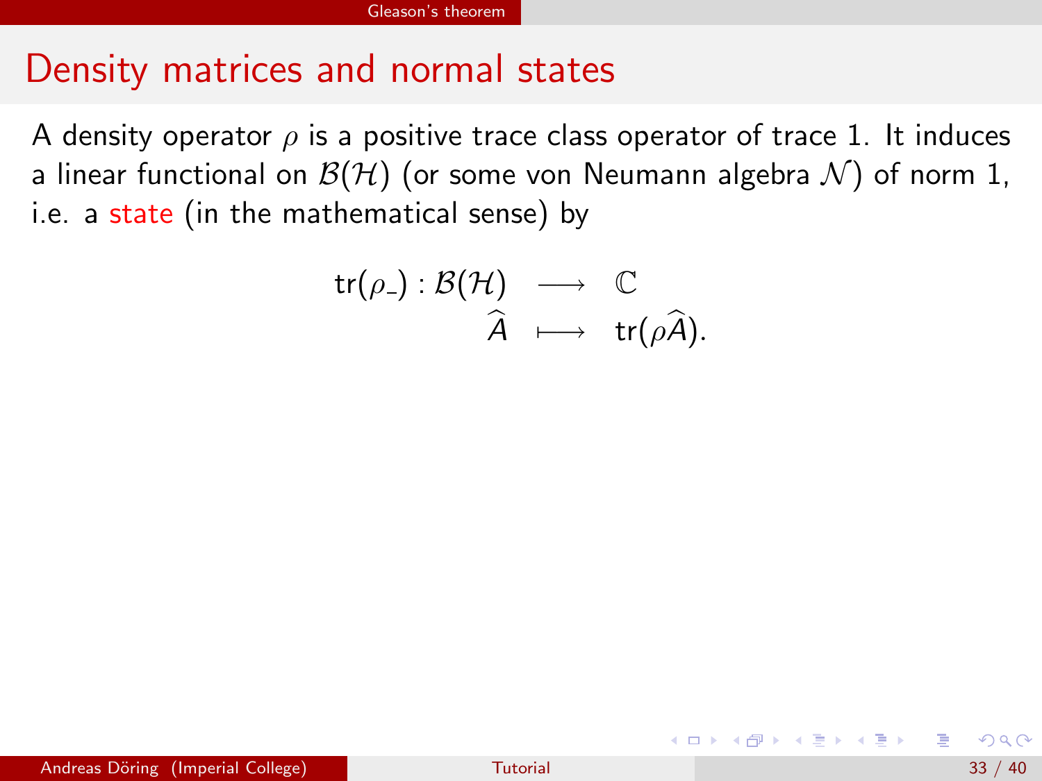# Density matrices and normal states

A density operator $\rho$ is a positive trace class operator of trace 1. It induces a linear functional on $\mathcal{B}(\mathcal{H})$ (or some von Neumann algebra $\mathcal{N}$) of norm 1, i.e. a state (in the mathematical sense) by

$$
\begin{aligned}
\mathrm{tr}(\rho\_) : \mathcal{B}(\mathcal{H}) &\longrightarrow \mathbb{C} \\
\widehat{A} &\longmapsto \mathrm{tr}(\rho \widehat{A}).
\end{aligned}
$$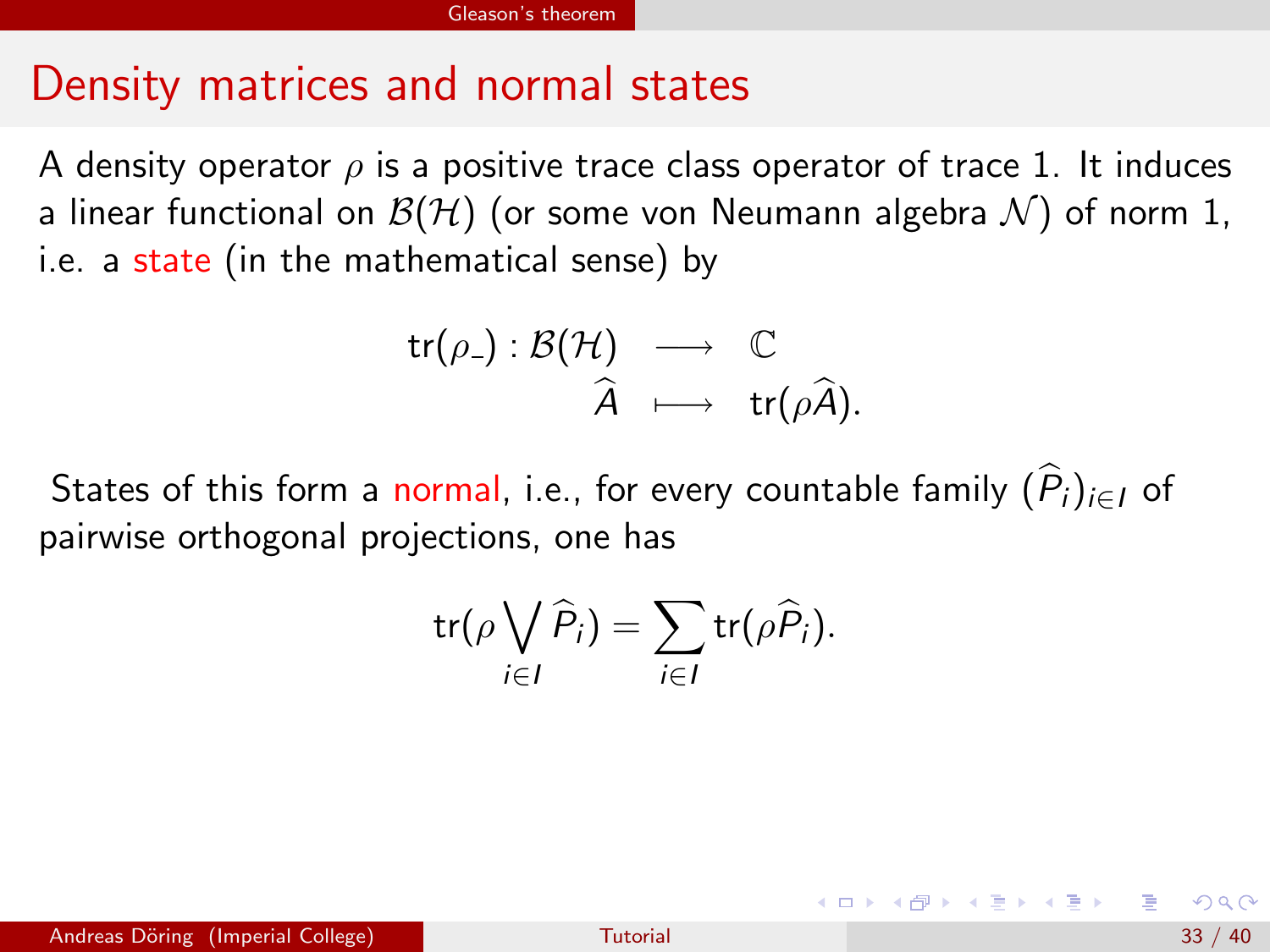# Density matrices and normal states

A density operator $\rho$ is a positive trace class operator of trace 1. It induces a linear functional on $\mathcal{B}(\mathcal{H})$ (or some von Neumann algebra $\mathcal{N}$) of norm 1, i.e. a state (in the mathematical sense) by

$$
\begin{array}{rcl}
\mathrm{tr}(\rho\_) : \mathcal{B}(\mathcal{H}) & \longrightarrow & \mathbb{C} \\
\widehat{A} & \longmapsto & \mathrm{tr}(\rho\widehat{A}).
\end{array}
$$

States of this form a normal, i.e., for every countable family $(\widehat{P}_i)_{i\in I}$ of pairwise orthogonal projections, one has

$$
\mathrm{tr}(\rho \bigvee_{i\in I} \widehat{P}_i) = \sum_{i\in I} \mathrm{tr}(\rho\widehat{P}_i).
$$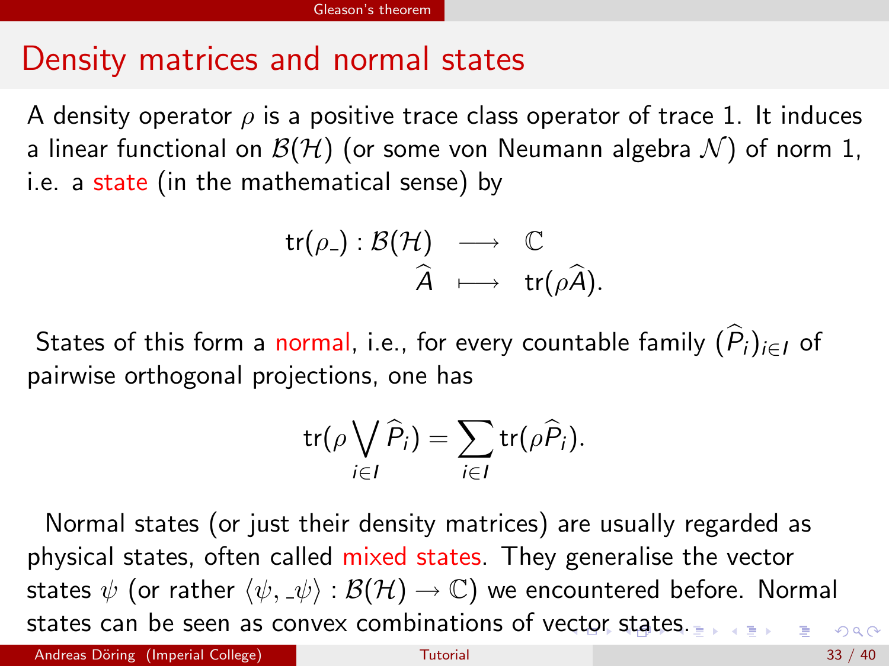# Density matrices and normal states

A density operator $\rho$ is a positive trace class operator of trace 1. It induces a linear functional on $\mathcal{B}(\mathcal{H})$ (or some von Neumann algebra $\mathcal{N}$) of norm 1, i.e. a state (in the mathematical sense) by

$$
\begin{aligned}
\mathrm{tr}(\rho\_) : \mathcal{B}(\mathcal{H}) &\longrightarrow \mathbb{C} \\
\widehat{A} &\longmapsto \mathrm{tr}(\rho\widehat{A}).
\end{aligned}
$$

States of this form a normal, i.e., for every countable family $(\widehat{P}_i)_{i \in I}$ of pairwise orthogonal projections, one has

$$
\mathrm{tr}(\rho \bigvee_{i \in I} \widehat{P}_i) = \sum_{i \in I} \mathrm{tr}(\rho \widehat{P}_i).
$$

Normal states (or just their density matrices) are usually regarded as physical states, often called mixed states. They generalise the vector states $\psi$ (or rather $\langle \psi, \_\psi \rangle : \mathcal{B}(\mathcal{H}) \rightarrow \mathbb{C}$) we encountered before. Normal states can be seen as convex combinations of vector states.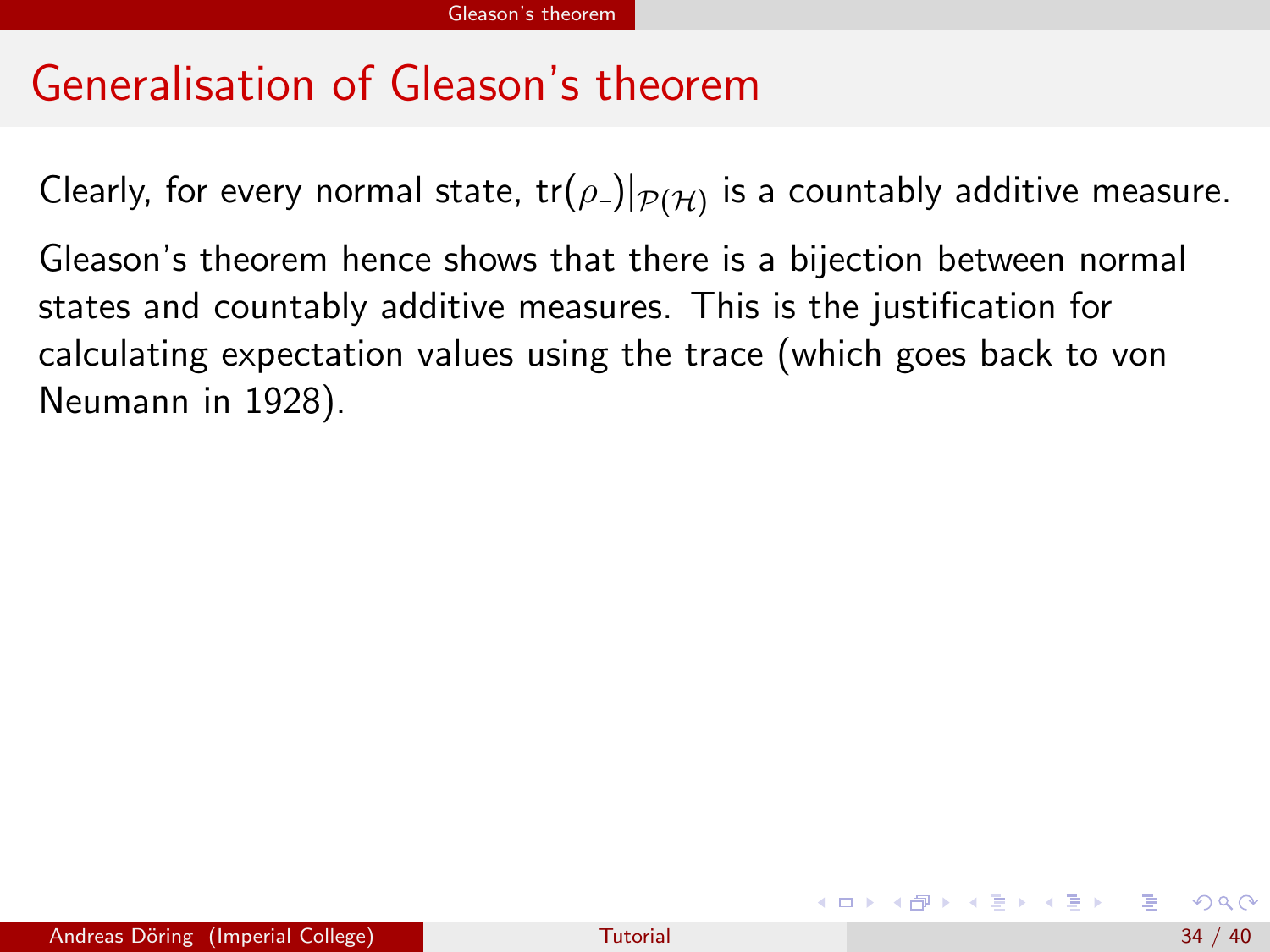## Generalisation of Gleason's theorem

Clearly, for every normal state, $\mathrm{tr}(\rho\_)|_{\mathcal{P}(\mathcal{H})}$ is a countably additive measure.

Gleason's theorem hence shows that there is a bijection between normal states and countably additive measures. This is the justification for calculating expectation values using the trace (which goes back to von Neumann in 1928).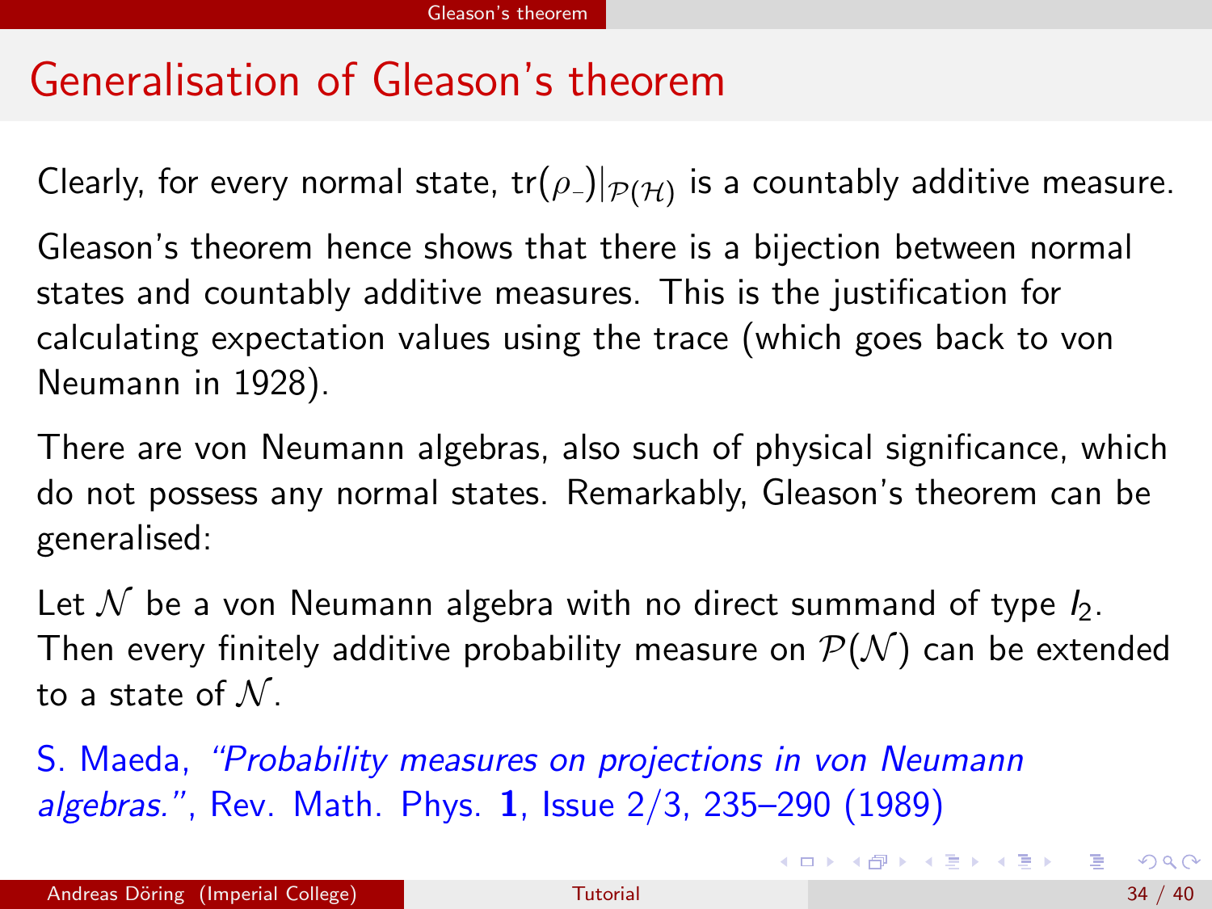# Generalisation of Gleason's theorem

Clearly, for every normal state, $\mathrm{tr}(\rho\_)|_{\mathcal{P}(\mathcal{H})}$ is a countably additive measure.

Gleason's theorem hence shows that there is a bijection between normal states and countably additive measures. This is the justification for calculating expectation values using the trace (which goes back to von Neumann in 1928).

There are von Neumann algebras, also such of physical significance, which do not possess any normal states. Remarkably, Gleason's theorem can be generalised:

Let $\mathcal{N}$ be a von Neumann algebra with no direct summand of type $I_2$. Then every finitely additive probability measure on $\mathcal{P}(\mathcal{N})$ can be extended to a state of $\mathcal{N}$.

S. Maeda, *"Probability measures on projections in von Neumann algebras."*, Rev. Math. Phys. **1**, Issue 2/3, 235–290 (1989)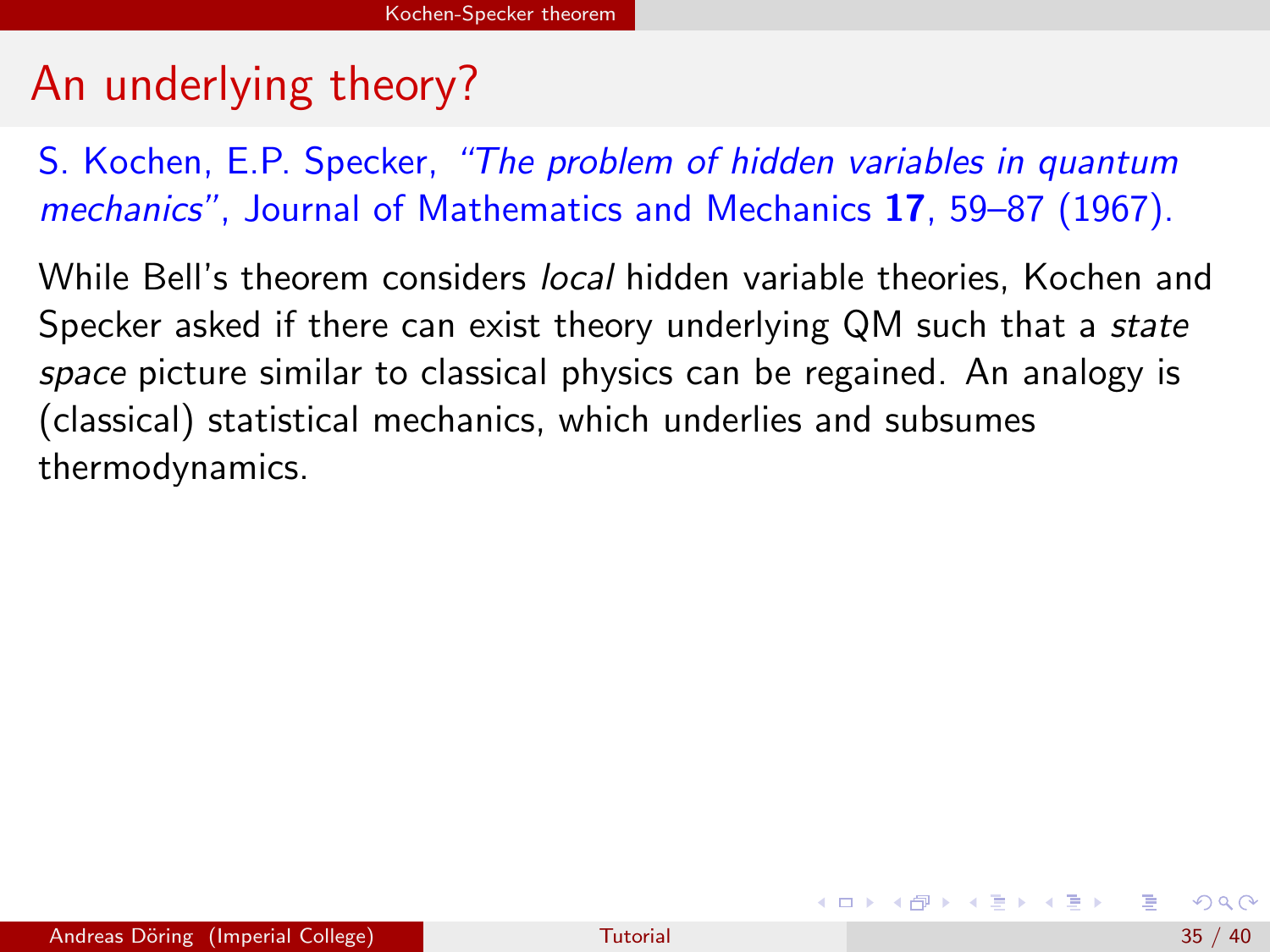# An underlying theory?

S. Kochen, E.P. Specker, *"The problem of hidden variables in quantum mechanics"*, Journal of Mathematics and Mechanics **17**, 59–87 (1967).

While Bell's theorem considers *local* hidden variable theories, Kochen and Specker asked if there can exist theory underlying QM such that a *state space* picture similar to classical physics can be regained. An analogy is (classical) statistical mechanics, which underlies and subsumes thermodynamics.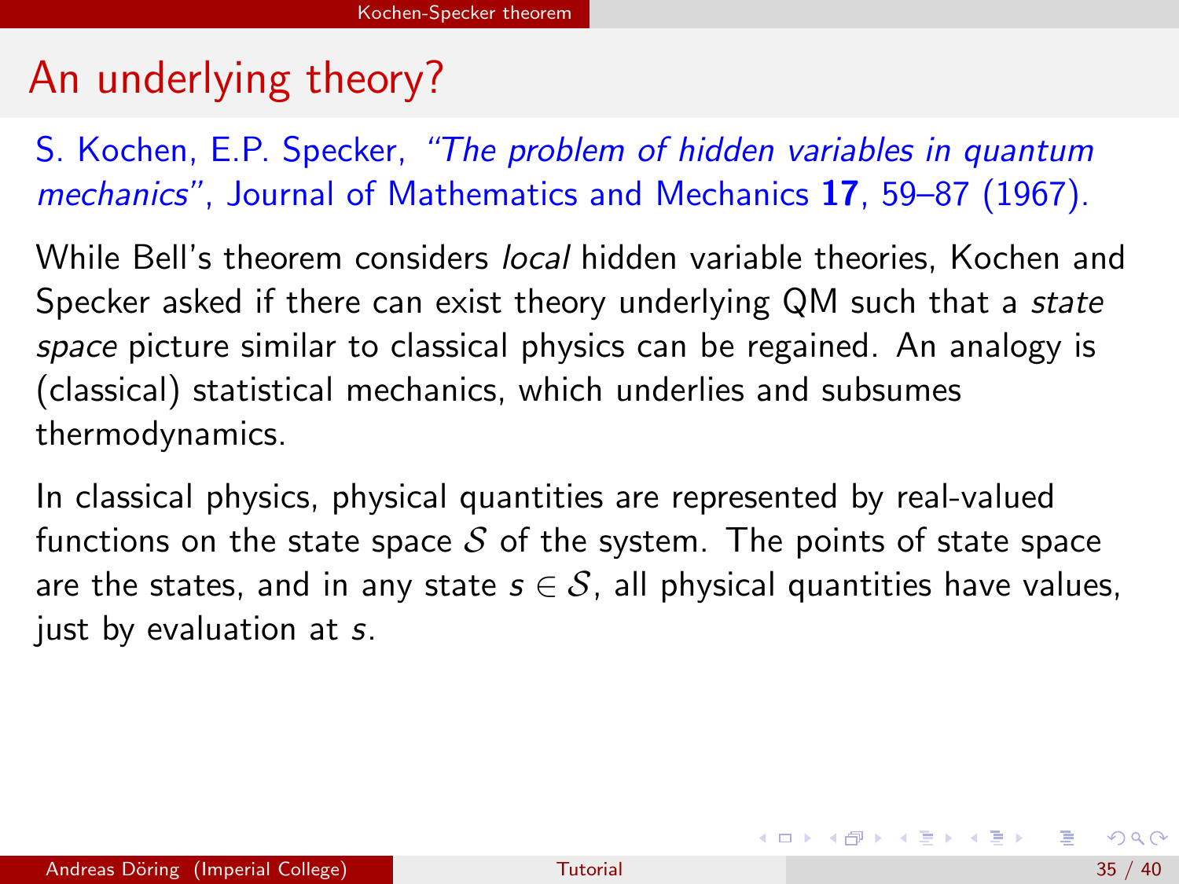# An underlying theory?

S. Kochen, E.P. Specker, *"The problem of hidden variables in quantum mechanics"*, Journal of Mathematics and Mechanics **17**, 59–87 (1967).

While Bell's theorem considers *local* hidden variable theories, Kochen and Specker asked if there can exist theory underlying QM such that a *state space* picture similar to classical physics can be regained. An analogy is (classical) statistical mechanics, which underlies and subsumes thermodynamics.

In classical physics, physical quantities are represented by real-valued functions on the state space $\mathcal{S}$ of the system. The points of state space are the states, and in any state $s \in \mathcal{S}$, all physical quantities have values, just by evaluation at $s$.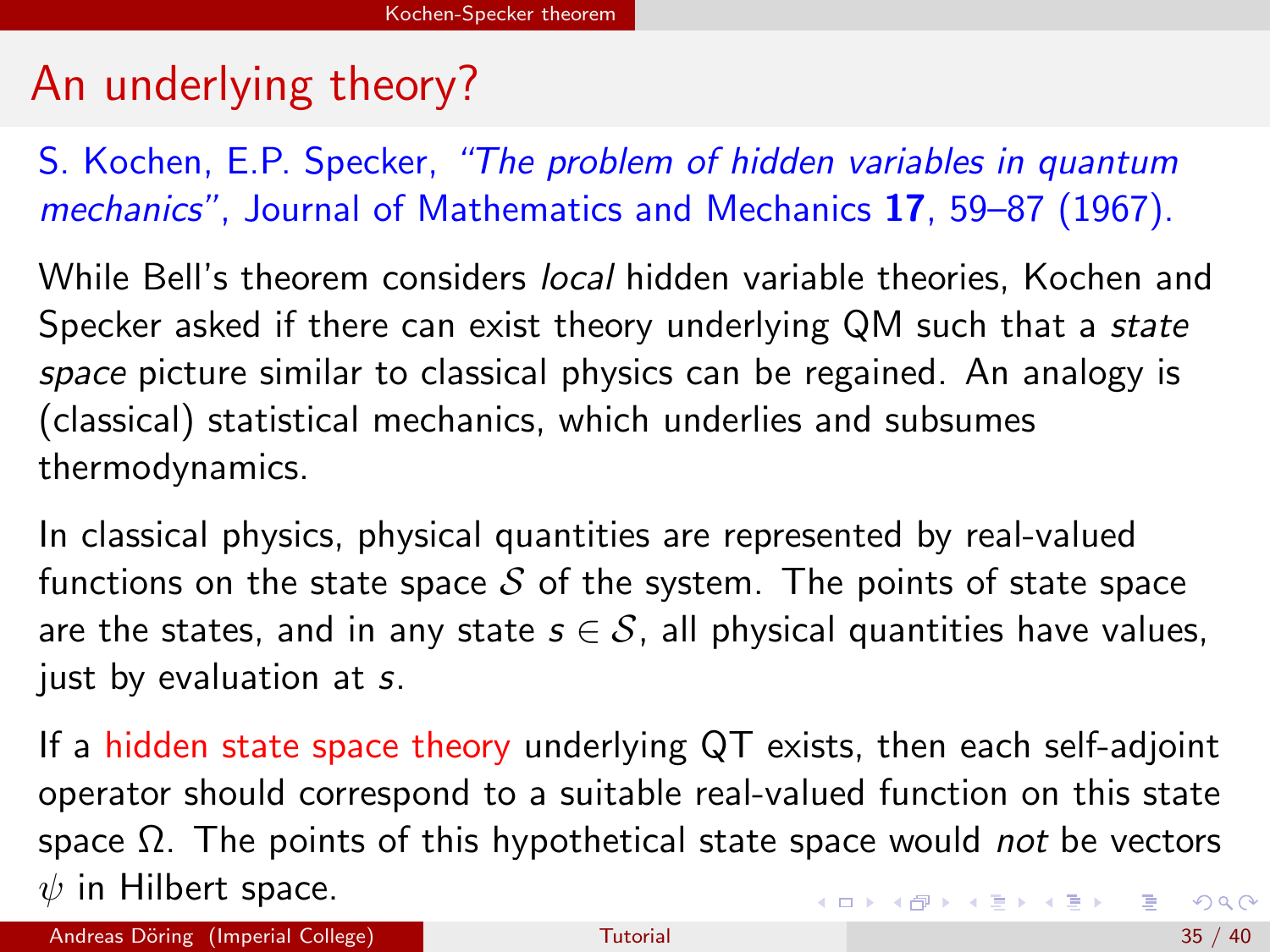# An underlying theory?

S. Kochen, E.P. Specker, *"The problem of hidden variables in quantum mechanics"*, Journal of Mathematics and Mechanics **17**, 59–87 (1967).

While Bell's theorem considers *local* hidden variable theories, Kochen and Specker asked if there can exist theory underlying QM such that a *state space* picture similar to classical physics can be regained. An analogy is (classical) statistical mechanics, which underlies and subsumes thermodynamics.

In classical physics, physical quantities are represented by real-valued functions on the state space $\mathcal{S}$ of the system. The points of state space are the states, and in any state $s \in \mathcal{S}$, all physical quantities have values, just by evaluation at $s$.

If a hidden state space theory underlying QT exists, then each self-adjoint operator should correspond to a suitable real-valued function on this state space $\Omega$. The points of this hypothetical state space would *not* be vectors $\psi$ in Hilbert space.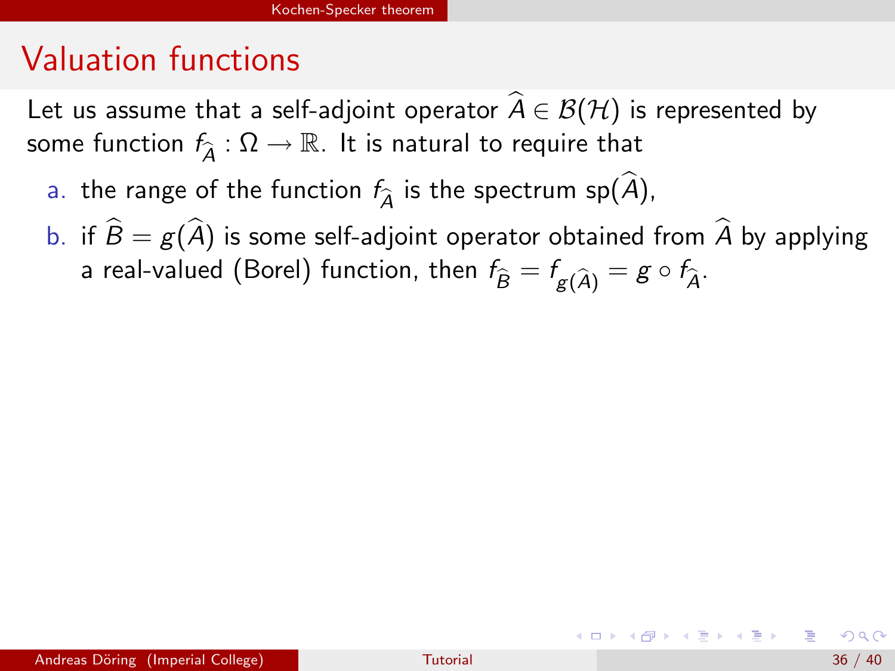# Valuation functions

Let us assume that a self-adjoint operator $\widehat{A} \in \mathcal{B}(\mathcal{H})$ is represented by some function $f_{\widehat{A}} : \Omega \to \mathbb{R}$. It is natural to require that

a. the range of the function $f_{\widehat{A}}$ is the spectrum $\mathrm{sp}(\widehat{A})$,

b. if $\widehat{B} = g(\widehat{A})$ is some self-adjoint operator obtained from $\widehat{A}$ by applying a real-valued (Borel) function, then $f_{\widehat{B}} = f_{g(\widehat{A})} = g \circ f_{\widehat{A}}$.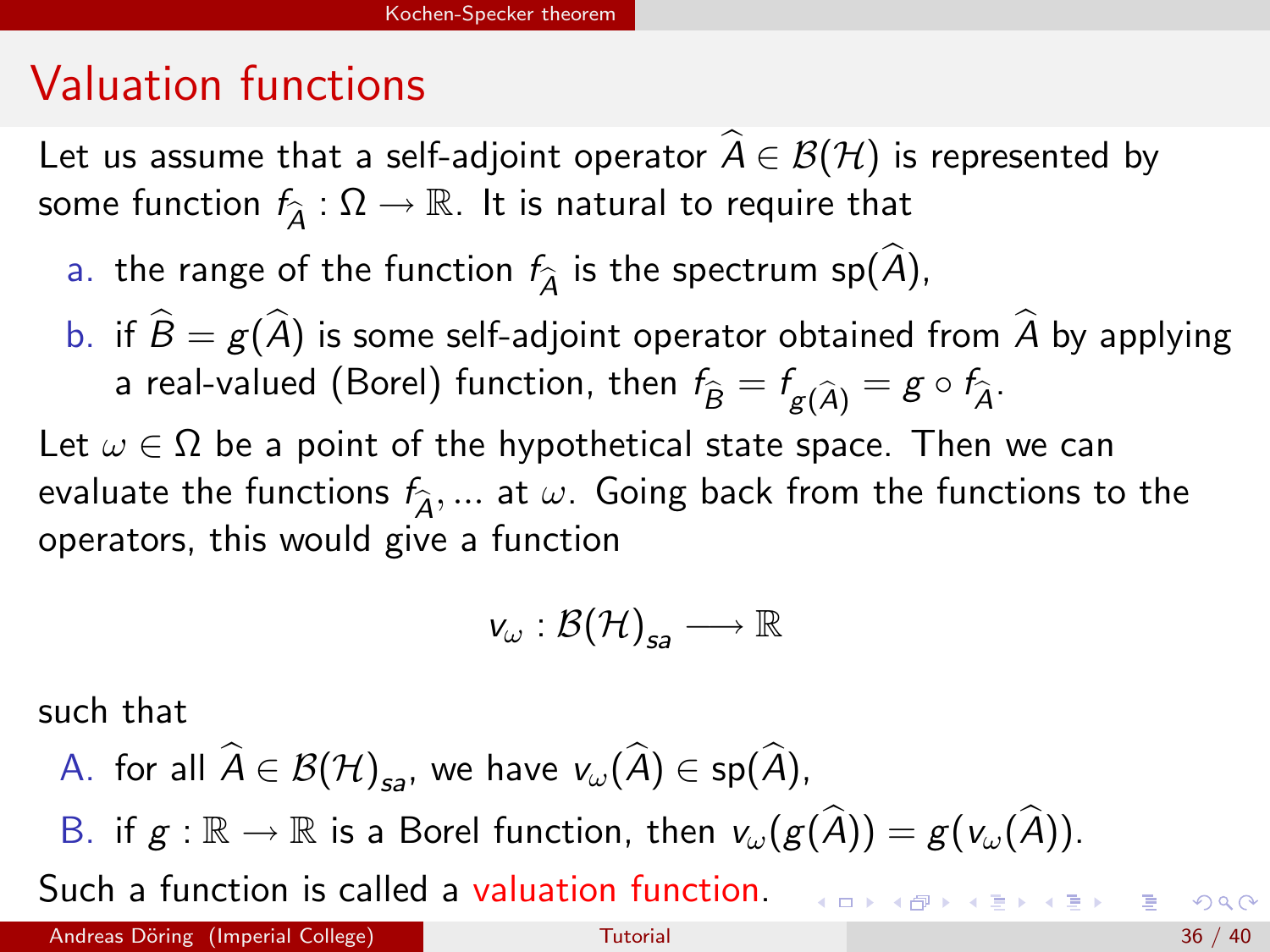## Valuation functions

Let us assume that a self-adjoint operator $\widehat{A} \in \mathcal{B}(\mathcal{H})$ is represented by some function $f_{\widehat{A}} : \Omega \rightarrow \mathbb{R}$. It is natural to require that

a. the range of the function $f_{\widehat{A}}$ is the spectrum $\mathrm{sp}(\widehat{A})$,

b. if $\widehat{B} = g(\widehat{A})$ is some self-adjoint operator obtained from $\widehat{A}$ by applying a real-valued (Borel) function, then $f_{\widehat{B}} = f_{g(\widehat{A})} = g \circ f_{\widehat{A}}$.

Let $\omega \in \Omega$ be a point of the hypothetical state space. Then we can evaluate the functions $f_{\widehat{A}}, \ldots$ at $\omega$. Going back from the functions to the operators, this would give a function

$$v_\omega : \mathcal{B}(\mathcal{H})_{sa} \longrightarrow \mathbb{R}$$

such that

A. for all $\widehat{A} \in \mathcal{B}(\mathcal{H})_{sa}$, we have $v_\omega(\widehat{A}) \in \mathrm{sp}(\widehat{A})$,

B. if $g : \mathbb{R} \rightarrow \mathbb{R}$ is a Borel function, then $v_\omega(g(\widehat{A})) = g(v_\omega(\widehat{A}))$.

Such a function is called a valuation function.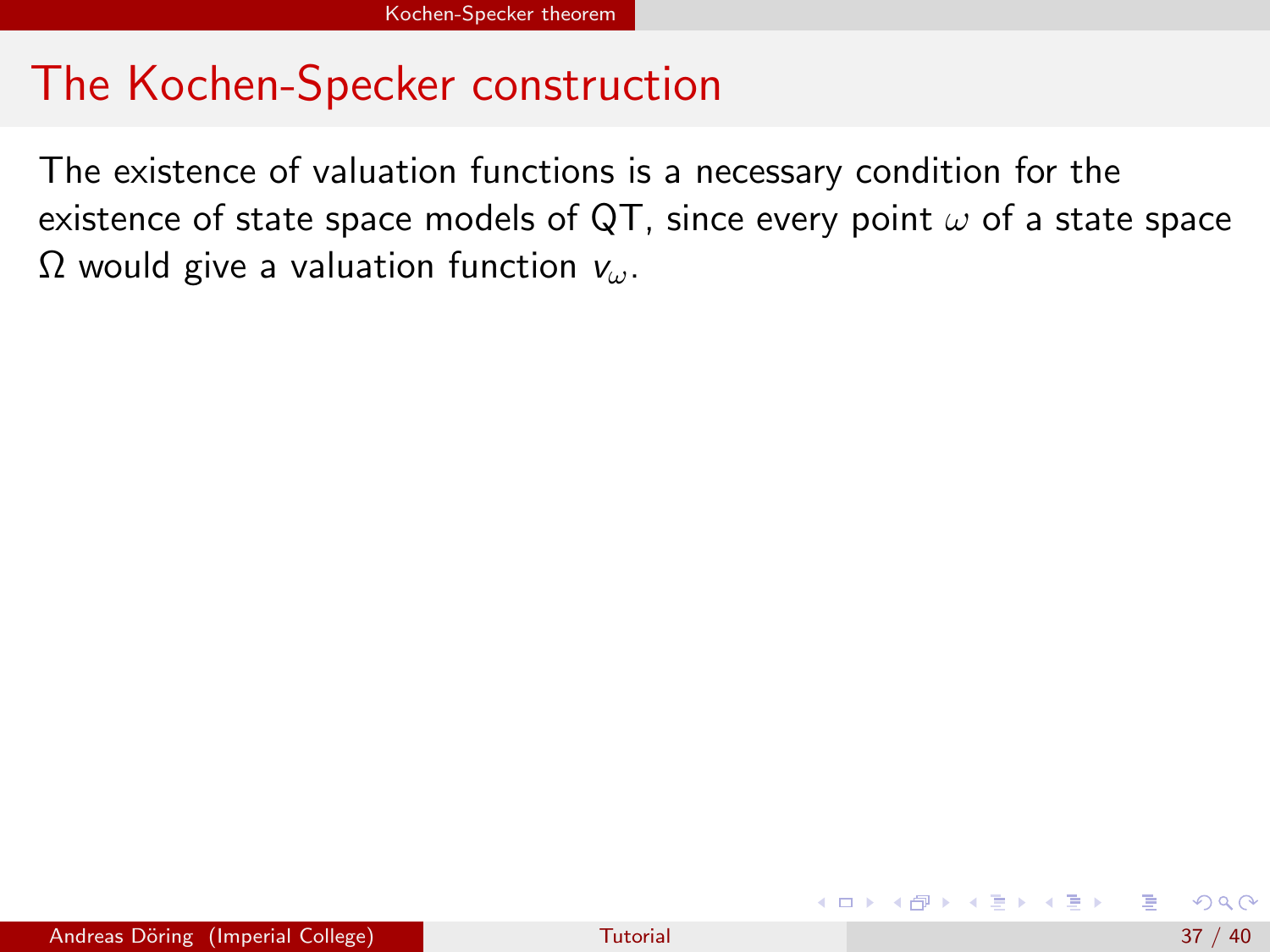# The Kochen-Specker construction

The existence of valuation functions is a necessary condition for the existence of state space models of QT, since every point $\omega$ of a state space $\Omega$ would give a valuation function $v_\omega$.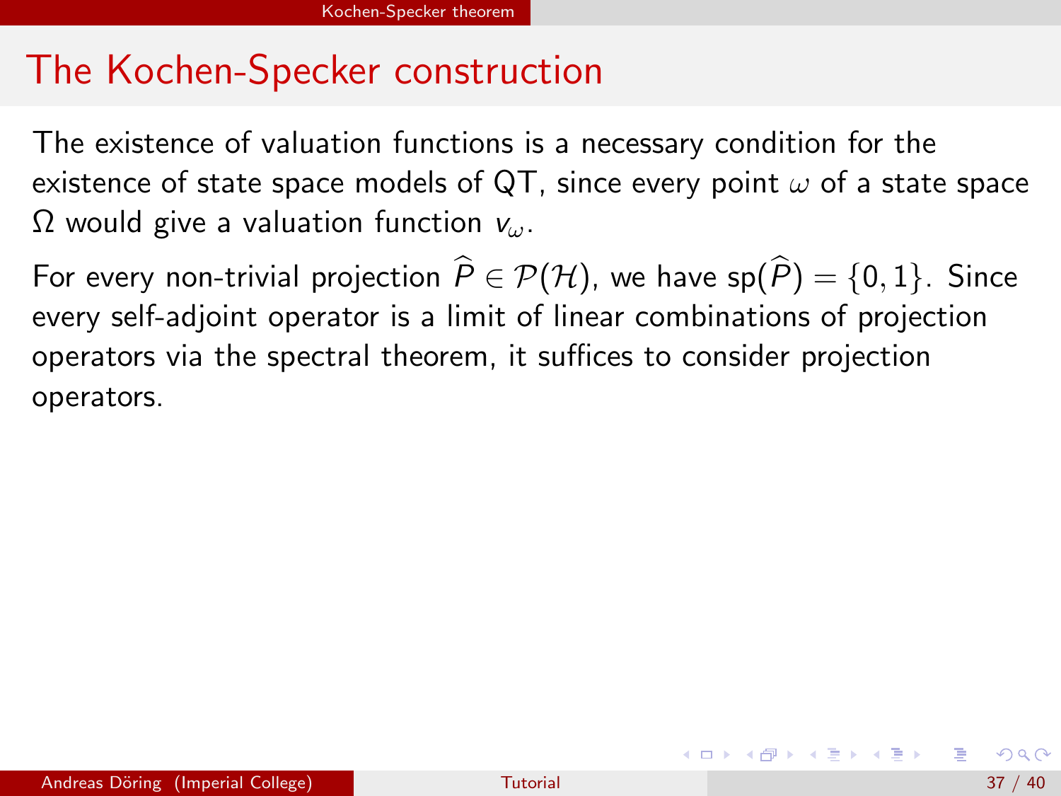## The Kochen-Specker construction

The existence of valuation functions is a necessary condition for the existence of state space models of QT, since every point $\omega$ of a state space $\Omega$ would give a valuation function $v_\omega$.

For every non-trivial projection $\widehat{P} \in \mathcal{P}(\mathcal{H})$, we have $\mathrm{sp}(\widehat{P}) = \{0, 1\}$. Since every self-adjoint operator is a limit of linear combinations of projection operators via the spectral theorem, it suffices to consider projection operators.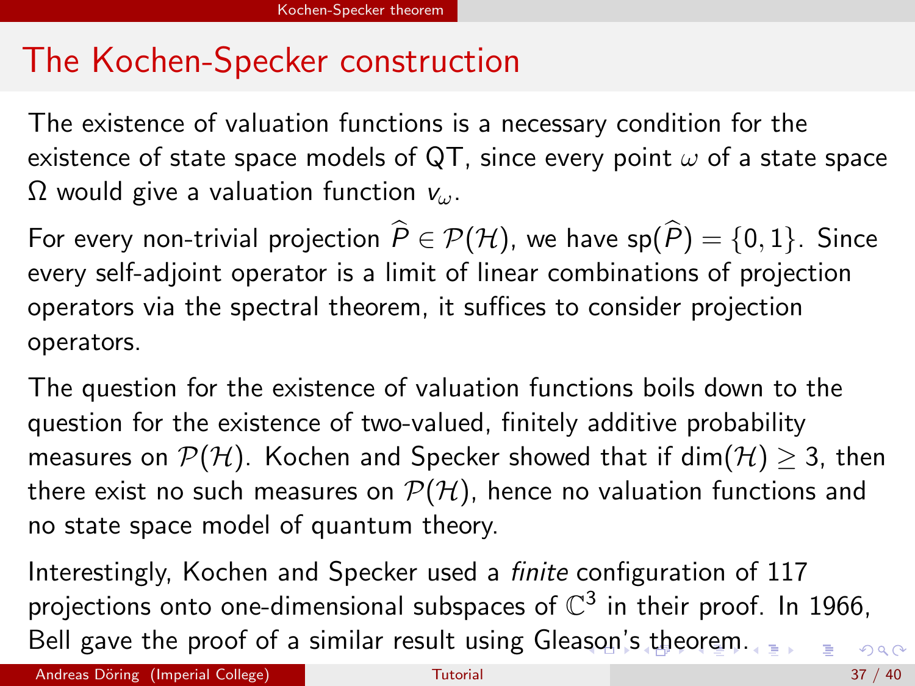## The Kochen-Specker construction

The existence of valuation functions is a necessary condition for the existence of state space models of QT, since every point $\omega$ of a state space $\Omega$ would give a valuation function $v_\omega$.

For every non-trivial projection $\widehat{P} \in \mathcal{P}(\mathcal{H})$, we have $\mathrm{sp}(\widehat{P}) = \{0, 1\}$. Since every self-adjoint operator is a limit of linear combinations of projection operators via the spectral theorem, it suffices to consider projection operators.

The question for the existence of valuation functions boils down to the question for the existence of two-valued, finitely additive probability measures on $\mathcal{P}(\mathcal{H})$. Kochen and Specker showed that if $\dim(\mathcal{H}) \geq 3$, then there exist no such measures on $\mathcal{P}(\mathcal{H})$, hence no valuation functions and no state space model of quantum theory.

Interestingly, Kochen and Specker used a *finite* configuration of 117 projections onto one-dimensional subspaces of $\mathbb{C}^3$ in their proof. In 1966, Bell gave the proof of a similar result using Gleason's theorem.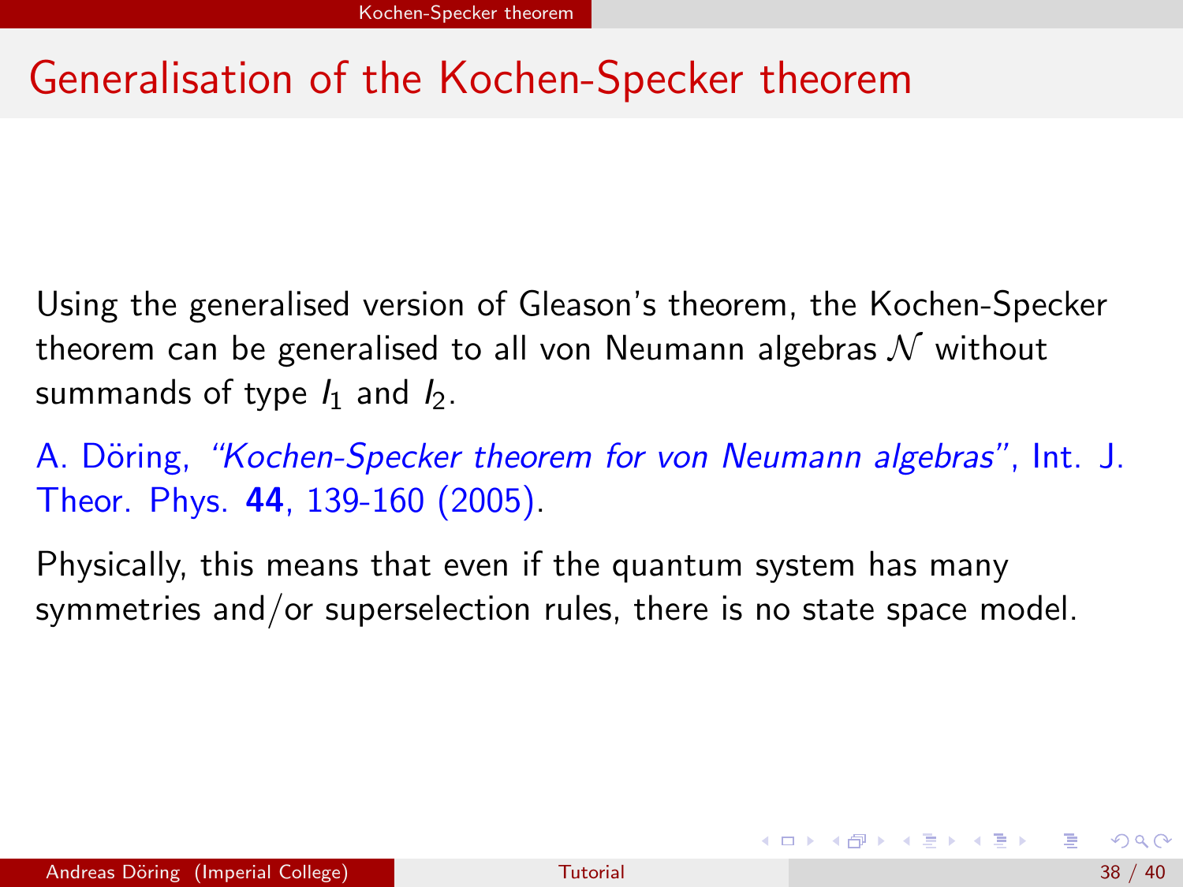# Generalisation of the Kochen-Specker theorem

Using the generalised version of Gleason's theorem, the Kochen-Specker theorem can be generalised to all von Neumann algebras $\mathcal{N}$ without summands of type $I_1$ and $I_2$.

A. Döring, *"Kochen-Specker theorem for von Neumann algebras"*, Int. J. Theor. Phys. **44**, 139-160 (2005).

Physically, this means that even if the quantum system has many symmetries and/or superselection rules, there is no state space model.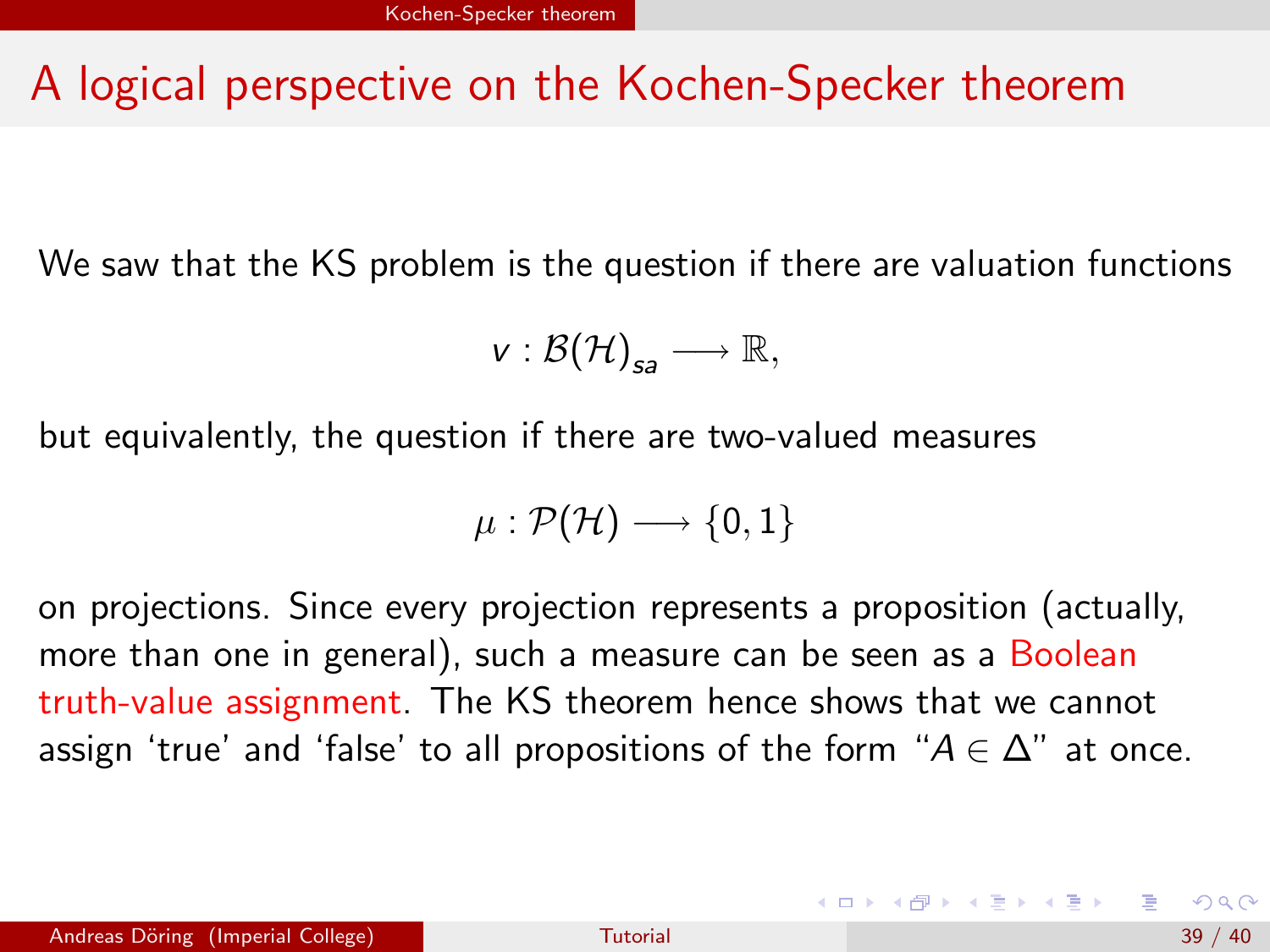# A logical perspective on the Kochen-Specker theorem

We saw that the KS problem is the question if there are valuation functions

$$v : \mathcal{B}(\mathcal{H})_{sa} \longrightarrow \mathbb{R},$$

but equivalently, the question if there are two-valued measures

$$\mu : \mathcal{P}(\mathcal{H}) \longrightarrow \{0, 1\}$$

on projections. Since every projection represents a proposition (actually, more than one in general), such a measure can be seen as a Boolean truth-value assignment. The KS theorem hence shows that we cannot assign ‘true’ and ‘false’ to all propositions of the form “$A \in \Delta$” at once.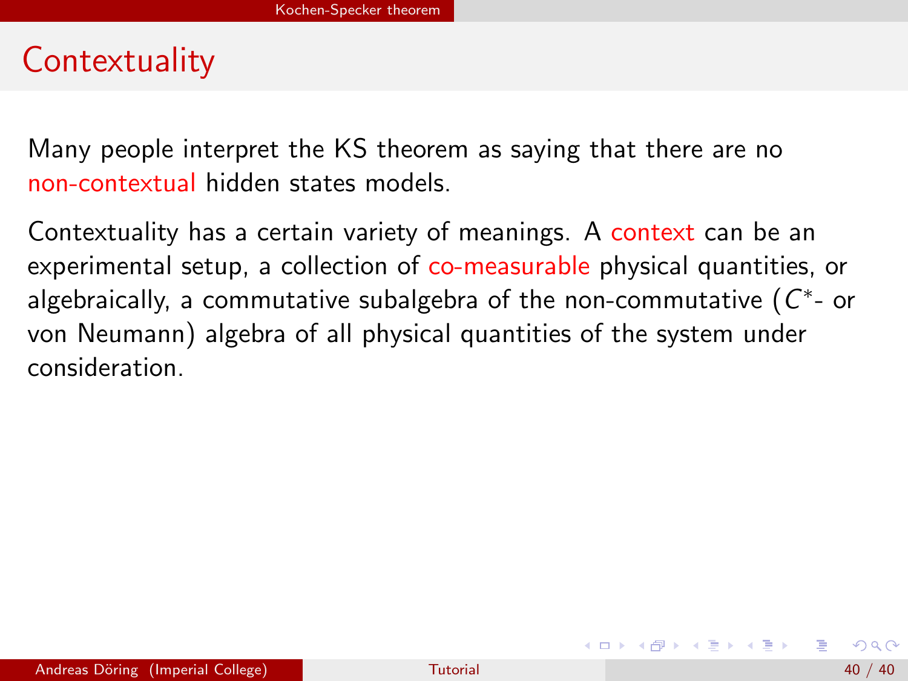# Contextuality

Many people interpret the KS theorem as saying that there are no non-contextual hidden states models.

Contextuality has a certain variety of meanings. A context can be an experimental setup, a collection of co-measurable physical quantities, or algebraically, a commutative subalgebra of the non-commutative ($C^*$- or von Neumann) algebra of all physical quantities of the system under consideration.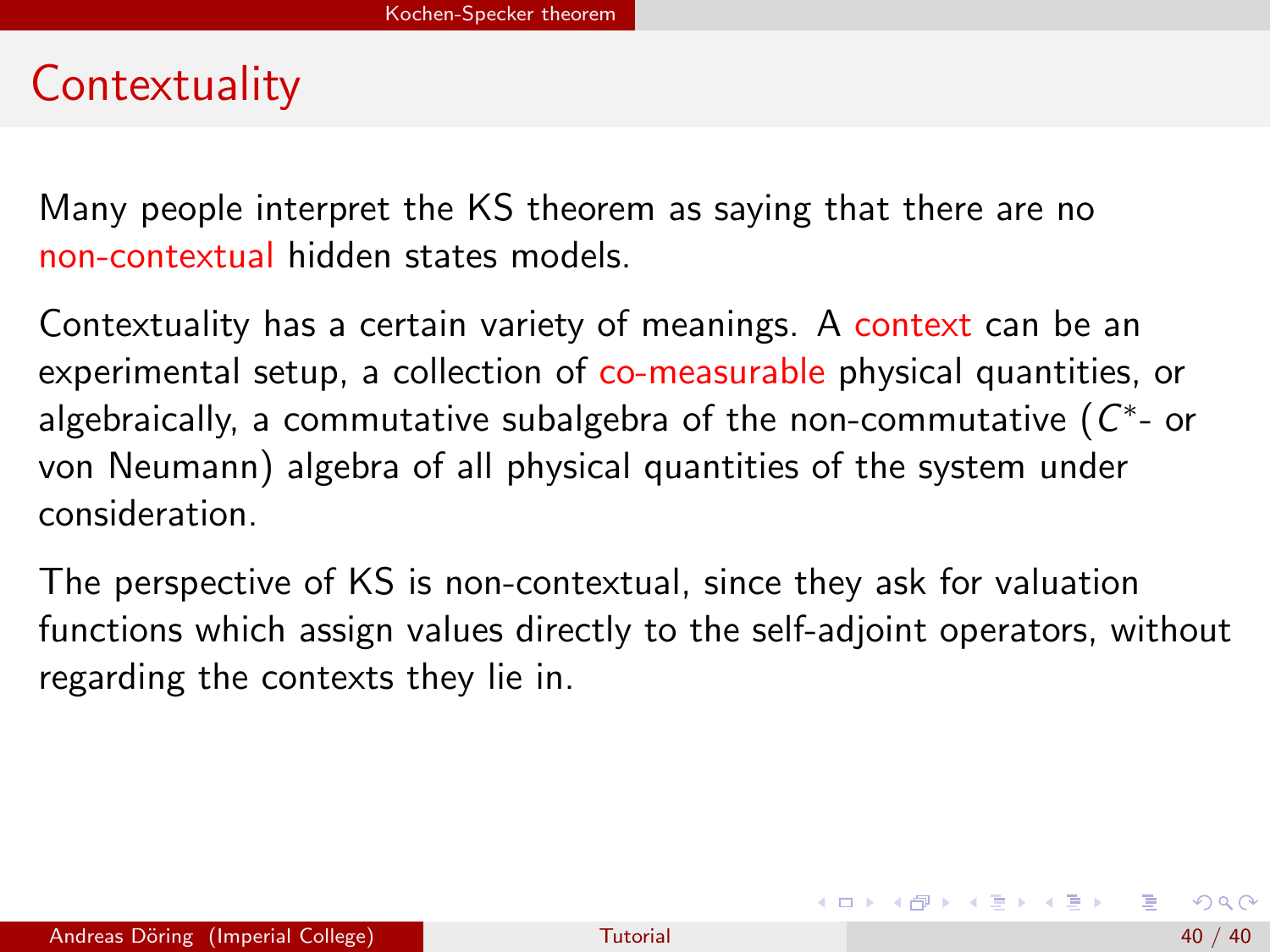# Contextuality

Many people interpret the KS theorem as saying that there are no non-contextual hidden states models.

Contextuality has a certain variety of meanings. A context can be an experimental setup, a collection of co-measurable physical quantities, or algebraically, a commutative subalgebra of the non-commutative ($C^*$- or von Neumann) algebra of all physical quantities of the system under consideration.

The perspective of KS is non-contextual, since they ask for valuation functions which assign values directly to the self-adjoint operators, without regarding the contexts they lie in.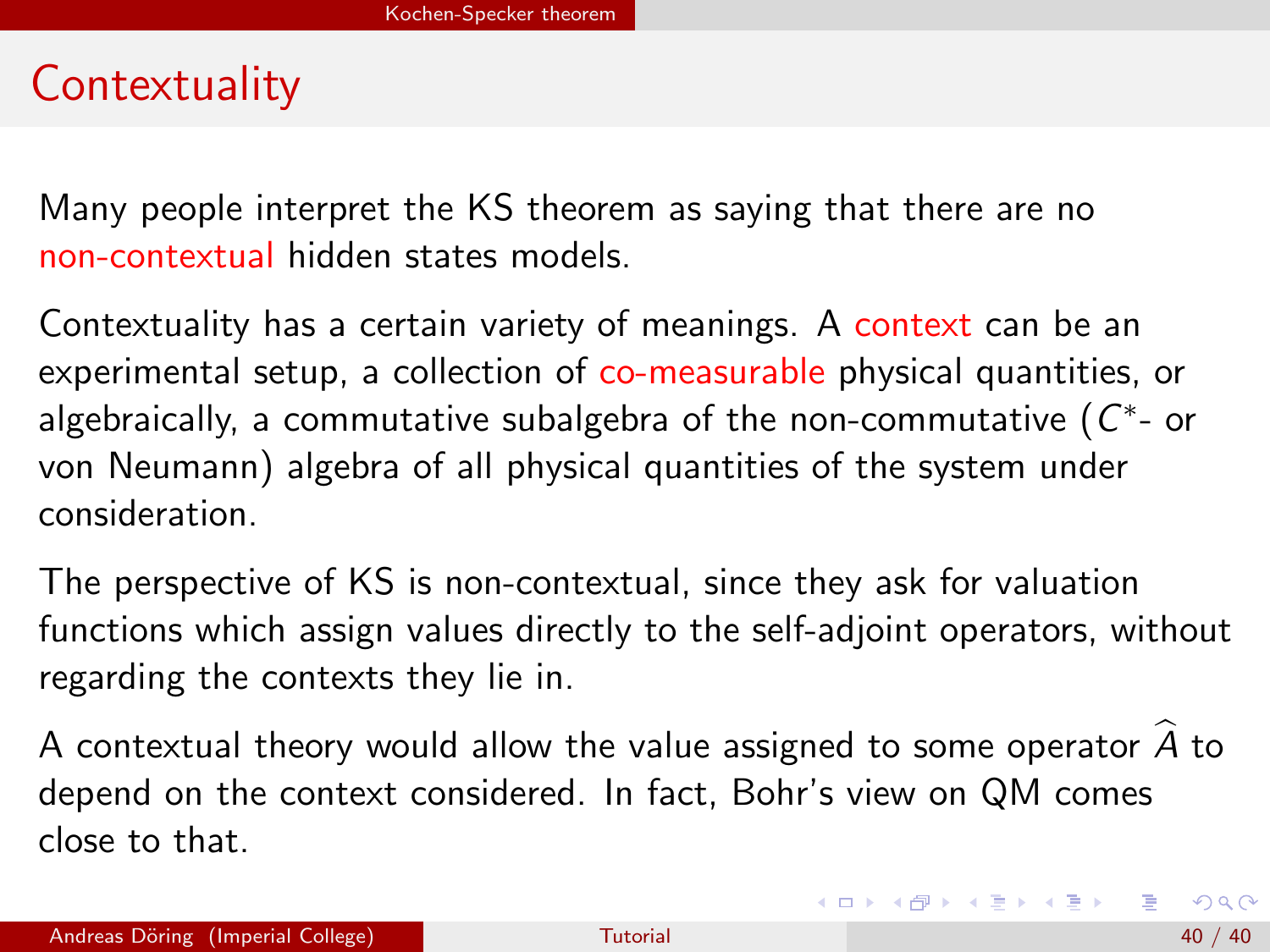# Contextuality

Many people interpret the KS theorem as saying that there are no non-contextual hidden states models.

Contextuality has a certain variety of meanings. A context can be an experimental setup, a collection of co-measurable physical quantities, or algebraically, a commutative subalgebra of the non-commutative ($C^*$- or von Neumann) algebra of all physical quantities of the system under consideration.

The perspective of KS is non-contextual, since they ask for valuation functions which assign values directly to the self-adjoint operators, without regarding the contexts they lie in.

A contextual theory would allow the value assigned to some operator $\widehat{A}$ to depend on the context considered. In fact, Bohr's view on QM comes close to that.